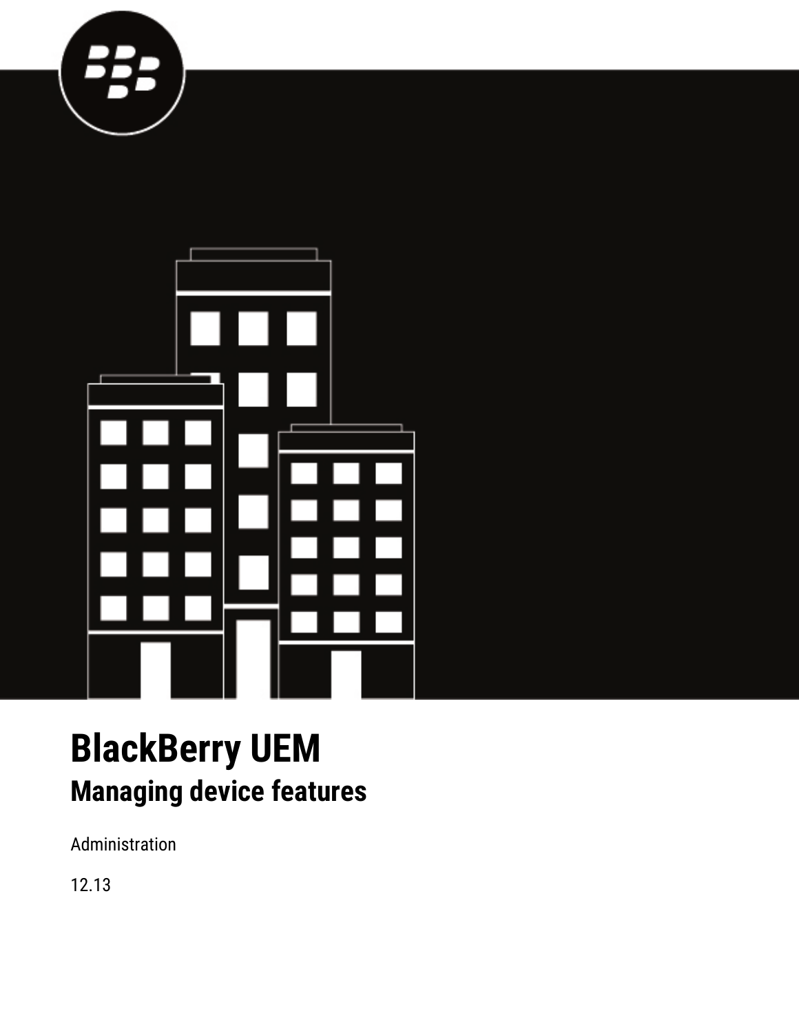# BlackBerry UEM

## Managing device features

Administration

12.13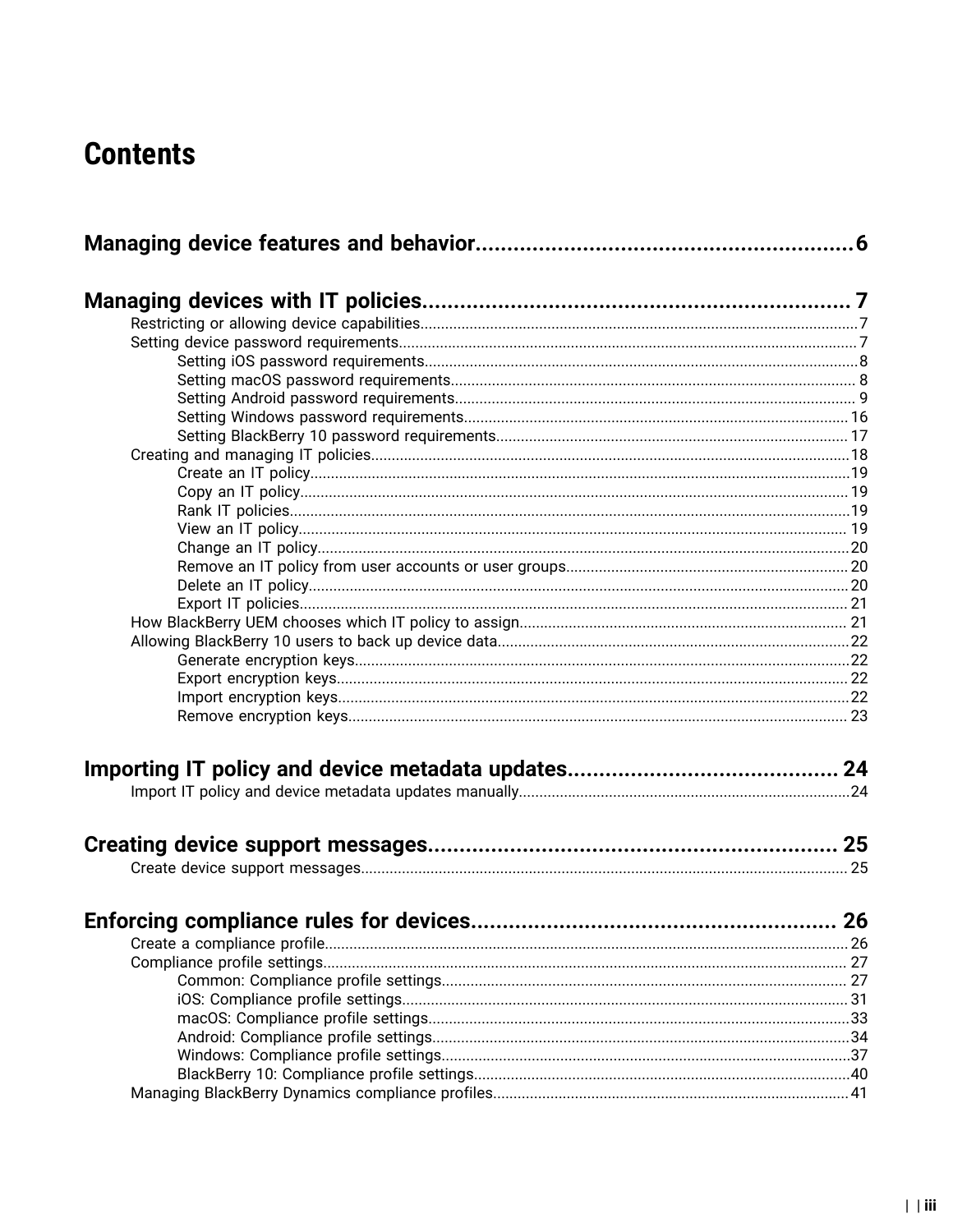# Contents

**Managing device features and behavior........................................................6**

**Managing devices with IT policies.................................................................. 7**

- Restricting or allowing device capabilities.........................................................7
- Setting device password requirements.................................................................7
  - Setting iOS password requirements.....................................................................8
  - Setting macOS password requirements.................................................................8
  - Setting Android password requirements................................................................9
  - Setting Windows password requirements..............................................................16
  - Setting BlackBerry 10 password requirements......................................................17
- Creating and managing IT policies......................................................................18
  - Create an IT policy.........................................................................................19
  - Copy an IT policy............................................................................................19
  - Rank IT policies..............................................................................................19
  - View an IT policy.............................................................................................19
  - Change an IT policy..........................................................................................20
  - Remove an IT policy from user accounts or user groups.........................................20
  - Delete an IT policy...........................................................................................20
  - Export IT policies............................................................................................21
- How BlackBerry UEM chooses which IT policy to assign...........................................21
- Allowing BlackBerry 10 users to back up device data..............................................22
  - Generate encryption keys..................................................................................22
  - Export encryption keys.....................................................................................22
  - Import encryption keys.....................................................................................22
  - Remove encryption keys....................................................................................23

**Importing IT policy and device metadata updates........................................... 24**

- Import IT policy and device metadata updates manually...........................................24

**Creating device support messages.................................................................. 25**

- Create device support messages.........................................................................25

**Enforcing compliance rules for devices.......................................................... 26**

- Create a compliance profile................................................................................26
- Compliance profile settings.................................................................................27
  - Common: Compliance profile settings..................................................................27
  - iOS: Compliance profile settings.........................................................................31
  - macOS: Compliance profile settings.....................................................................33
  - Android: Compliance profile settings...................................................................34
  - Windows: Compliance profile settings..................................................................37
  - BlackBerry 10: Compliance profile settings...........................................................40
- Managing BlackBerry Dynamics compliance profiles.................................................41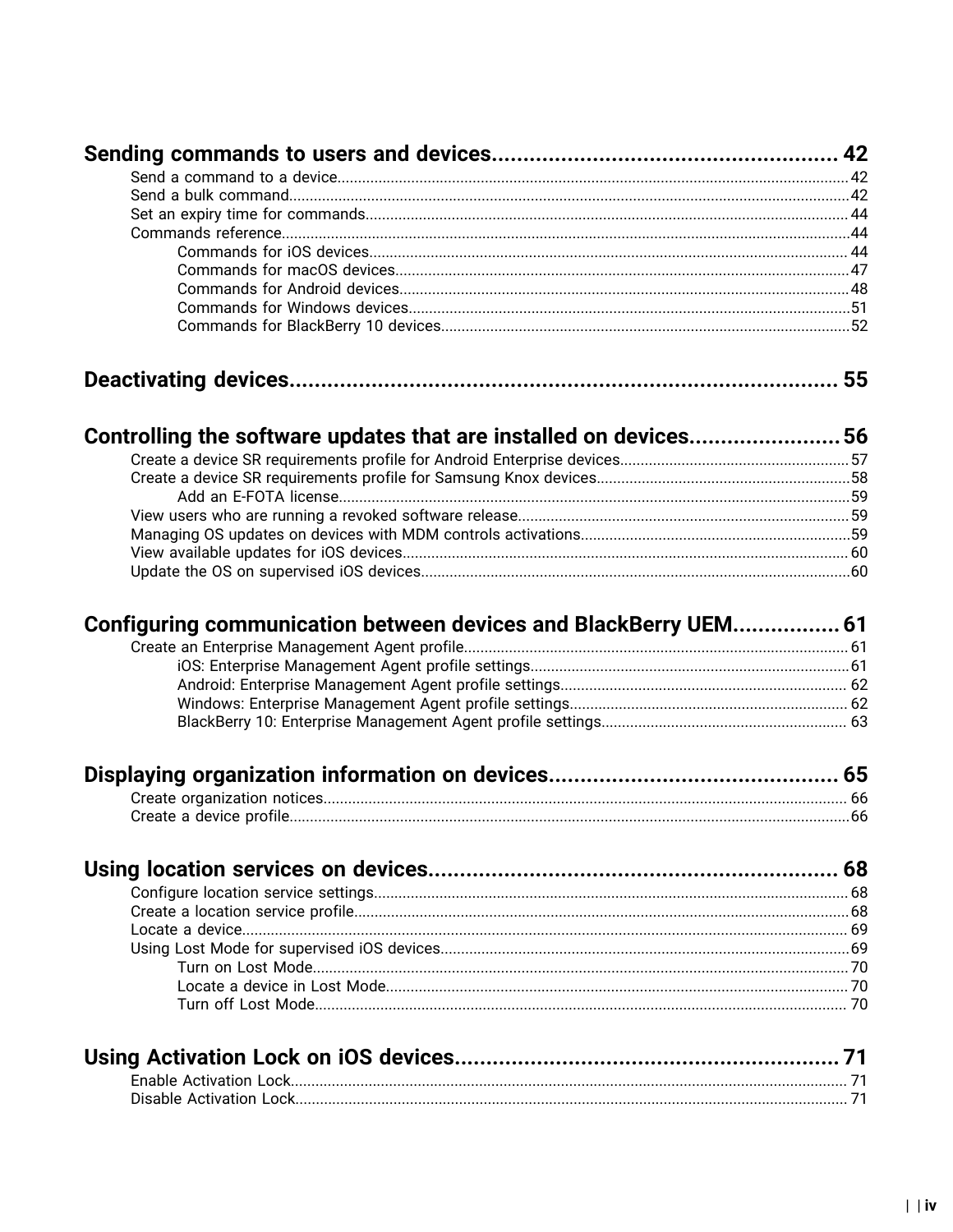**Sending commands to users and devices........................................................ 42**

- Send a command to a device........................................................................ 42
- Send a bulk command.................................................................................. 42
- Set an expiry time for commands.................................................................. 44
- Commands reference.................................................................................... 44
    - Commands for iOS devices....................................................................... 44
    - Commands for macOS devices.................................................................. 47
    - Commands for Android devices.................................................................. 48
    - Commands for Windows devices................................................................ 51
    - Commands for BlackBerry 10 devices......................................................... 52

**Deactivating devices........................................................................................ 55**

**Controlling the software updates that are installed on devices........................ 56**

- Create a device SR requirements profile for Android Enterprise devices............. 57
- Create a device SR requirements profile for Samsung Knox devices.................... 58
    - Add an E-FOTA license............................................................................. 59
- View users who are running a revoked software release...................................... 59
- Managing OS updates on devices with MDM controls activations......................... 59
- View available updates for iOS devices............................................................ 60
- Update the OS on supervised iOS devices......................................................... 60

**Configuring communication between devices and BlackBerry UEM................. 61**

- Create an Enterprise Management Agent profile.................................................. 61
    - iOS: Enterprise Management Agent profile settings........................................ 61
    - Android: Enterprise Management Agent profile settings................................... 62
    - Windows: Enterprise Management Agent profile settings................................. 62
    - BlackBerry 10: Enterprise Management Agent profile settings.......................... 63

**Displaying organization information on devices............................................... 65**

- Create organization notices.............................................................................. 66
- Create a device profile..................................................................................... 66

**Using location services on devices................................................................... 68**

- Configure location service settings................................................................... 68
- Create a location service profile........................................................................ 68
- Locate a device............................................................................................... 69
- Using Lost Mode for supervised iOS devices...................................................... 69
    - Turn on Lost Mode.................................................................................... 70
    - Locate a device in Lost Mode..................................................................... 70
    - Turn off Lost Mode.................................................................................... 70

**Using Activation Lock on iOS devices................................................................ 71**

- Enable Activation Lock..................................................................................... 71
- Disable Activation Lock.................................................................................... 71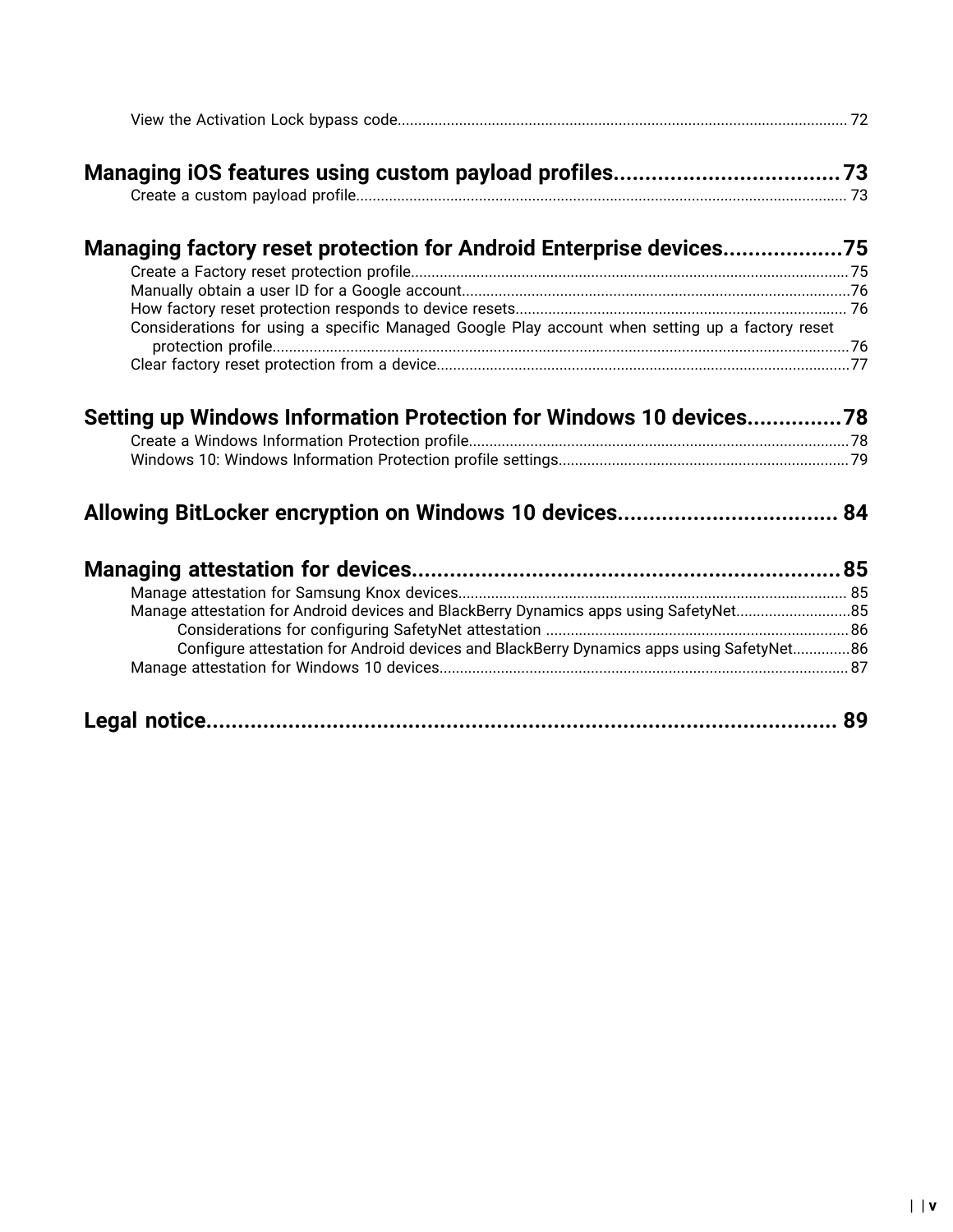View the Activation Lock bypass code...................................................... 72

**Managing iOS features using custom payload profiles.................................. 73**

Create a custom payload profile...................................................... 73

**Managing factory reset protection for Android Enterprise devices.................. 75**

Create a Factory reset protection profile...................................................... 75

Manually obtain a user ID for a Google account...................................................... 76

How factory reset protection responds to device resets...................................................... 76

Considerations for using a specific Managed Google Play account when setting up a factory reset protection profile...................................................... 76

Clear factory reset protection from a device...................................................... 77

**Setting up Windows Information Protection for Windows 10 devices............... 78**

Create a Windows Information Protection profile...................................................... 78

Windows 10: Windows Information Protection profile settings...................................................... 79

**Allowing BitLocker encryption on Windows 10 devices.................................. 84**

**Managing attestation for devices...................................................... 85**

Manage attestation for Samsung Knox devices...................................................... 85

Manage attestation for Android devices and BlackBerry Dynamics apps using SafetyNet...................................................... 85

- Considerations for configuring SafetyNet attestation...................................................... 86
- Configure attestation for Android devices and BlackBerry Dynamics apps using SafetyNet.............. 86

Manage attestation for Windows 10 devices...................................................... 87

**Legal notice...................................................... 89**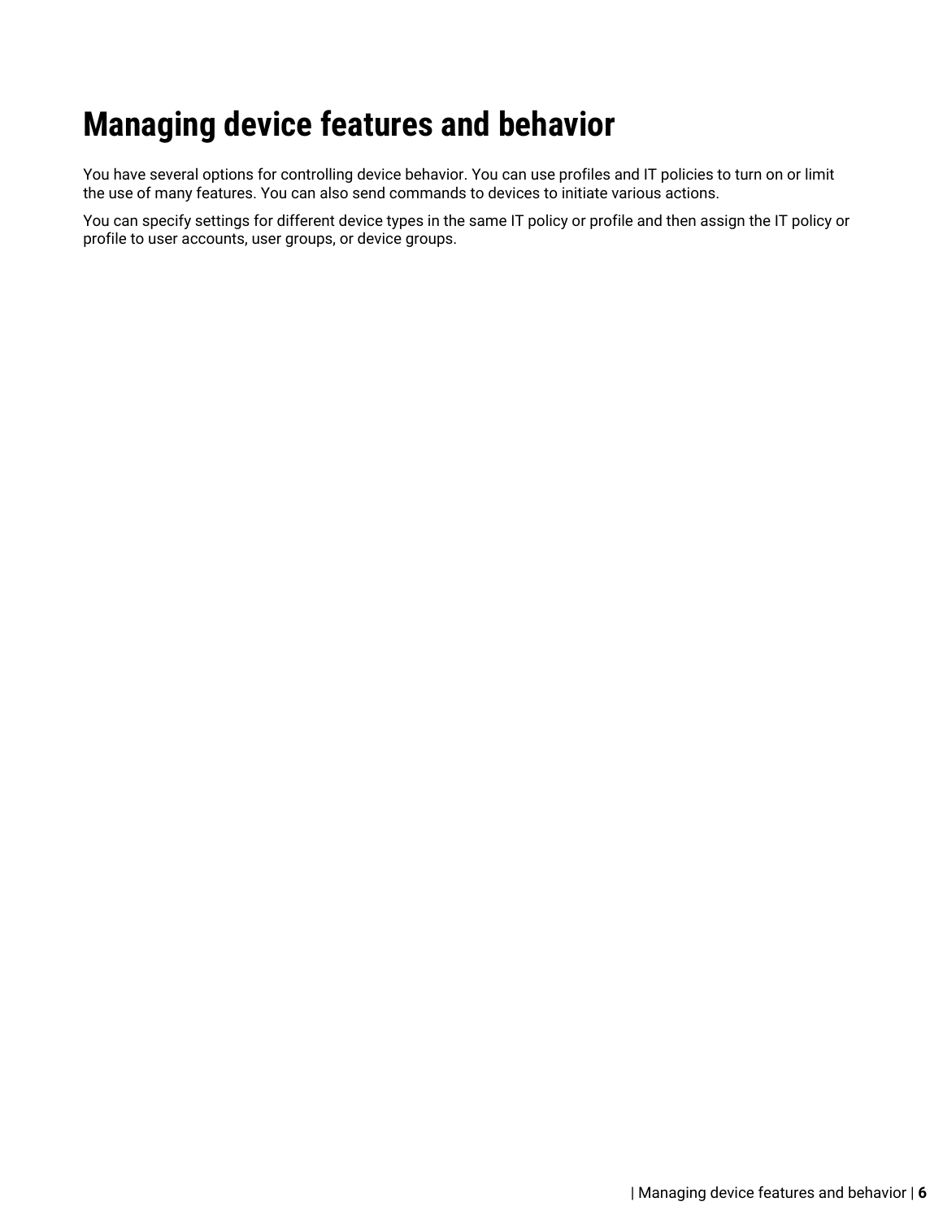# Managing device features and behavior

You have several options for controlling device behavior. You can use profiles and IT policies to turn on or limit the use of many features. You can also send commands to devices to initiate various actions.

You can specify settings for different device types in the same IT policy or profile and then assign the IT policy or profile to user accounts, user groups, or device groups.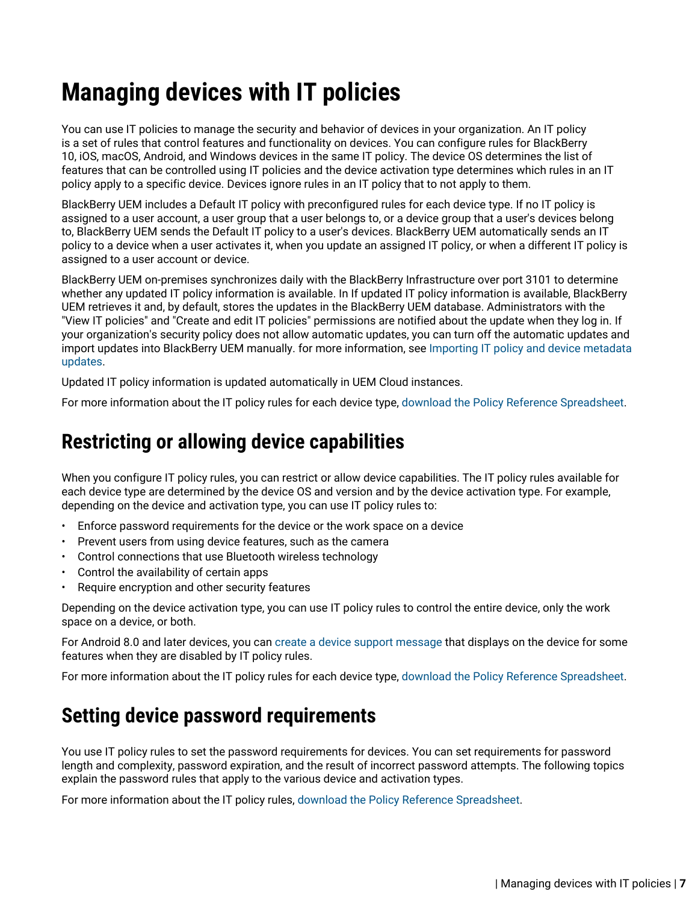# Managing devices with IT policies

You can use IT policies to manage the security and behavior of devices in your organization. An IT policy is a set of rules that control features and functionality on devices. You can configure rules for BlackBerry 10, iOS, macOS, Android, and Windows devices in the same IT policy. The device OS determines the list of features that can be controlled using IT policies and the device activation type determines which rules in an IT policy apply to a specific device. Devices ignore rules in an IT policy that to not apply to them.

BlackBerry UEM includes a Default IT policy with preconfigured rules for each device type. If no IT policy is assigned to a user account, a user group that a user belongs to, or a device group that a user's devices belong to, BlackBerry UEM sends the Default IT policy to a user's devices. BlackBerry UEM automatically sends an IT policy to a device when a user activates it, when you update an assigned IT policy, or when a different IT policy is assigned to a user account or device.

BlackBerry UEM on-premises synchronizes daily with the BlackBerry Infrastructure over port 3101 to determine whether any updated IT policy information is available. In If updated IT policy information is available, BlackBerry UEM retrieves it and, by default, stores the updates in the BlackBerry UEM database. Administrators with the "View IT policies" and "Create and edit IT policies" permissions are notified about the update when they log in. If your organization's security policy does not allow automatic updates, you can turn off the automatic updates and import updates into BlackBerry UEM manually. for more information, see Importing IT policy and device metadata updates.

Updated IT policy information is updated automatically in UEM Cloud instances.

For more information about the IT policy rules for each device type, download the Policy Reference Spreadsheet.

## Restricting or allowing device capabilities

When you configure IT policy rules, you can restrict or allow device capabilities. The IT policy rules available for each device type are determined by the device OS and version and by the device activation type. For example, depending on the device and activation type, you can use IT policy rules to:

- Enforce password requirements for the device or the work space on a device
- Prevent users from using device features, such as the camera
- Control connections that use Bluetooth wireless technology
- Control the availability of certain apps
- Require encryption and other security features

Depending on the device activation type, you can use IT policy rules to control the entire device, only the work space on a device, or both.

For Android 8.0 and later devices, you can create a device support message that displays on the device for some features when they are disabled by IT policy rules.

For more information about the IT policy rules for each device type, download the Policy Reference Spreadsheet.

## Setting device password requirements

You use IT policy rules to set the password requirements for devices. You can set requirements for password length and complexity, password expiration, and the result of incorrect password attempts. The following topics explain the password rules that apply to the various device and activation types.

For more information about the IT policy rules, download the Policy Reference Spreadsheet.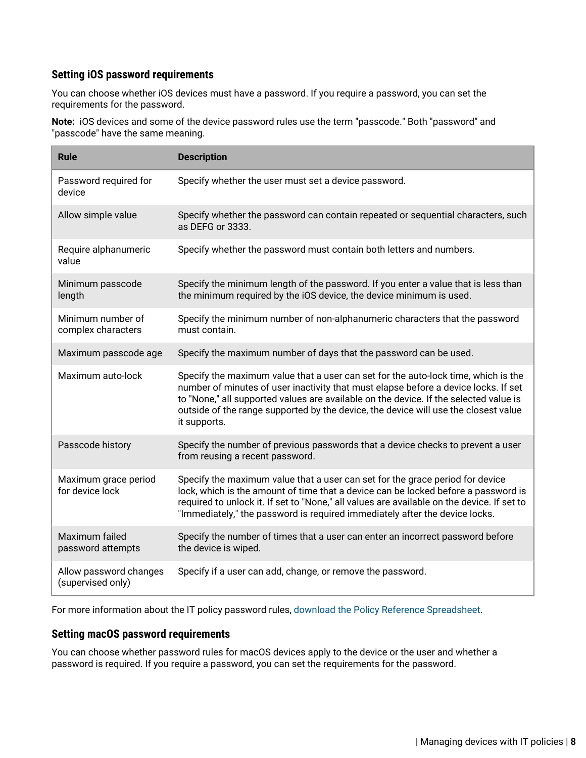### Setting iOS password requirements

You can choose whether iOS devices must have a password. If you require a password, you can set the requirements for the password.

**Note:** iOS devices and some of the device password rules use the term "passcode." Both "password" and "passcode" have the same meaning.

| Rule | Description |
| --- | --- |
| Password required for device | Specify whether the user must set a device password. |
| Allow simple value | Specify whether the password can contain repeated or sequential characters, such as DEFG or 3333. |
| Require alphanumeric value | Specify whether the password must contain both letters and numbers. |
| Minimum passcode length | Specify the minimum length of the password. If you enter a value that is less than the minimum required by the iOS device, the device minimum is used. |
| Minimum number of complex characters | Specify the minimum number of non-alphanumeric characters that the password must contain. |
| Maximum passcode age | Specify the maximum number of days that the password can be used. |
| Maximum auto-lock | Specify the maximum value that a user can set for the auto-lock time, which is the number of minutes of user inactivity that must elapse before a device locks. If set to "None," all supported values are available on the device. If the selected value is outside of the range supported by the device, the device will use the closest value it supports. |
| Passcode history | Specify the number of previous passwords that a device checks to prevent a user from reusing a recent password. |
| Maximum grace period for device lock | Specify the maximum value that a user can set for the grace period for device lock, which is the amount of time that a device can be locked before a password is required to unlock it. If set to "None," all values are available on the device. If set to "Immediately," the password is required immediately after the device locks. |
| Maximum failed password attempts | Specify the number of times that a user can enter an incorrect password before the device is wiped. |
| Allow password changes (supervised only) | Specify if a user can add, change, or remove the password. |

For more information about the IT policy password rules, download the Policy Reference Spreadsheet.

### Setting macOS password requirements

You can choose whether password rules for macOS devices apply to the device or the user and whether a password is required. If you require a password, you can set the requirements for the password.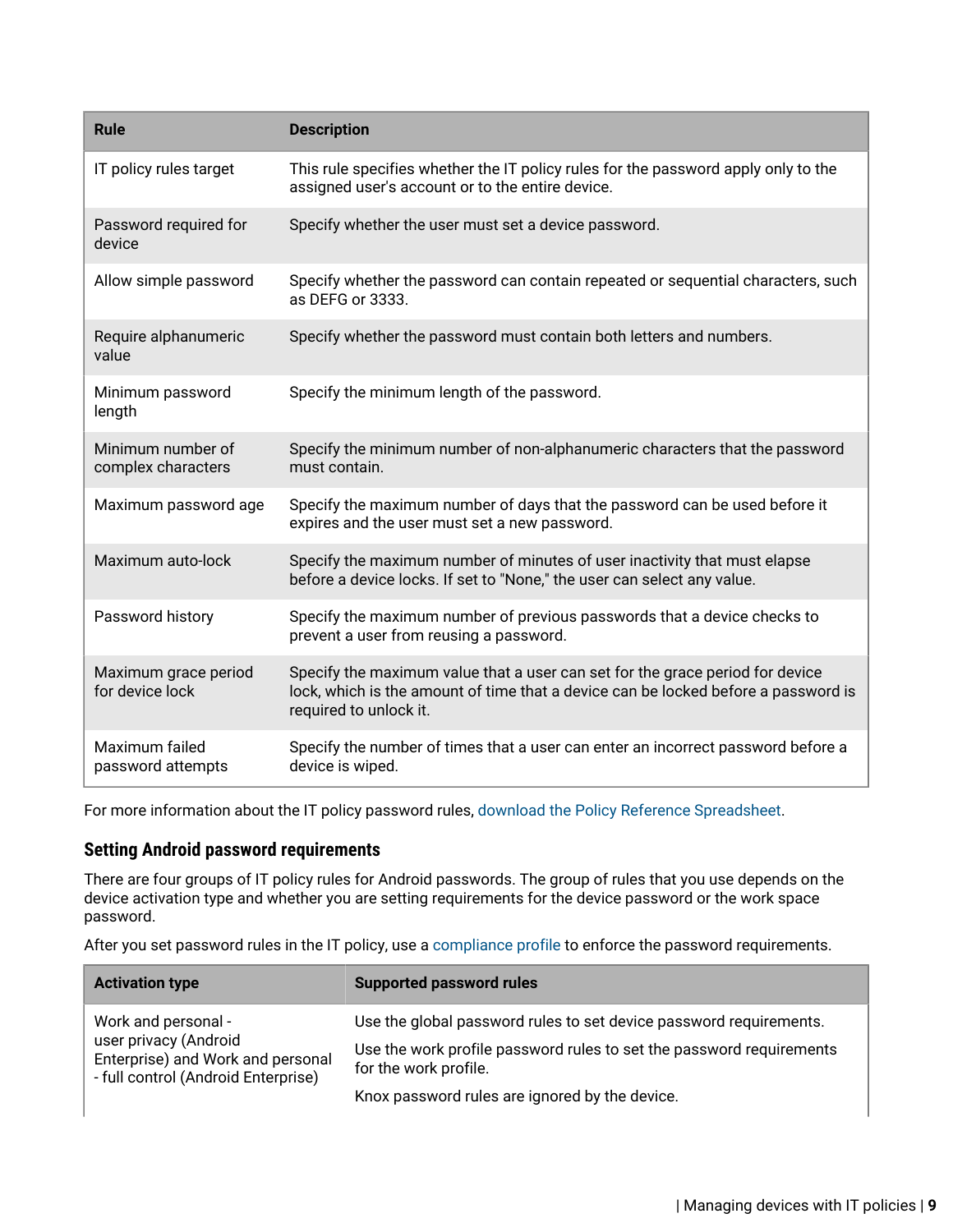| Rule | Description |
| --- | --- |
| IT policy rules target | This rule specifies whether the IT policy rules for the password apply only to the assigned user's account or to the entire device. |
| Password required for device | Specify whether the user must set a device password. |
| Allow simple password | Specify whether the password can contain repeated or sequential characters, such as DEFG or 3333. |
| Require alphanumeric value | Specify whether the password must contain both letters and numbers. |
| Minimum password length | Specify the minimum length of the password. |
| Minimum number of complex characters | Specify the minimum number of non-alphanumeric characters that the password must contain. |
| Maximum password age | Specify the maximum number of days that the password can be used before it expires and the user must set a new password. |
| Maximum auto-lock | Specify the maximum number of minutes of user inactivity that must elapse before a device locks. If set to "None," the user can select any value. |
| Password history | Specify the maximum number of previous passwords that a device checks to prevent a user from reusing a password. |
| Maximum grace period for device lock | Specify the maximum value that a user can set for the grace period for device lock, which is the amount of time that a device can be locked before a password is required to unlock it. |
| Maximum failed password attempts | Specify the number of times that a user can enter an incorrect password before a device is wiped. |

For more information about the IT policy password rules, download the Policy Reference Spreadsheet.

### Setting Android password requirements

There are four groups of IT policy rules for Android passwords. The group of rules that you use depends on the device activation type and whether you are setting requirements for the device password or the work space password.

After you set password rules in the IT policy, use a compliance profile to enforce the password requirements.

| Activation type | Supported password rules |
| --- | --- |
| Work and personal - user privacy (Android Enterprise) and Work and personal - full control (Android Enterprise) | Use the global password rules to set device password requirements.<br><br>Use the work profile password rules to set the password requirements for the work profile.<br><br>Knox password rules are ignored by the device. |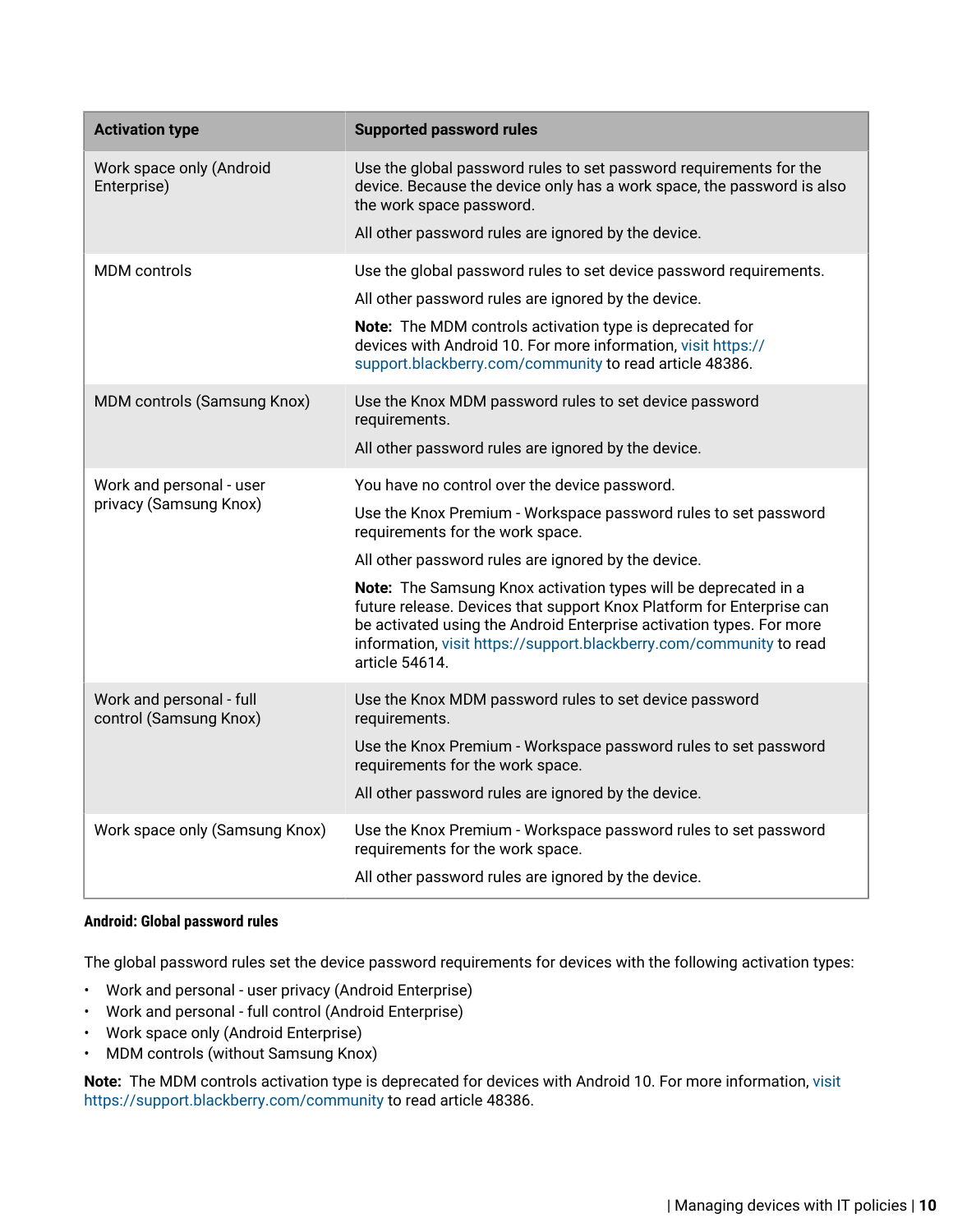| Activation type | Supported password rules |
|---|---|
| Work space only (Android Enterprise) | Use the global password rules to set password requirements for the device. Because the device only has a work space, the password is also the work space password.<br><br>All other password rules are ignored by the device. |
| MDM controls | Use the global password rules to set device password requirements.<br><br>All other password rules are ignored by the device.<br><br>**Note:** The MDM controls activation type is deprecated for devices with Android 10. For more information, visit https://support.blackberry.com/community to read article 48386. |
| MDM controls (Samsung Knox) | Use the Knox MDM password rules to set device password requirements.<br><br>All other password rules are ignored by the device. |
| Work and personal - user privacy (Samsung Knox) | You have no control over the device password.<br><br>Use the Knox Premium - Workspace password rules to set password requirements for the work space.<br><br>All other password rules are ignored by the device.<br><br>**Note:** The Samsung Knox activation types will be deprecated in a future release. Devices that support Knox Platform for Enterprise can be activated using the Android Enterprise activation types. For more information, visit https://support.blackberry.com/community to read article 54614. |
| Work and personal - full control (Samsung Knox) | Use the Knox MDM password rules to set device password requirements.<br><br>Use the Knox Premium - Workspace password rules to set password requirements for the work space.<br><br>All other password rules are ignored by the device. |
| Work space only (Samsung Knox) | Use the Knox Premium - Workspace password rules to set password requirements for the work space.<br><br>All other password rules are ignored by the device. |

#### Android: Global password rules

The global password rules set the device password requirements for devices with the following activation types:

- Work and personal - user privacy (Android Enterprise)
- Work and personal - full control (Android Enterprise)
- Work space only (Android Enterprise)
- MDM controls (without Samsung Knox)

**Note:** The MDM controls activation type is deprecated for devices with Android 10. For more information, visit https://support.blackberry.com/community to read article 48386.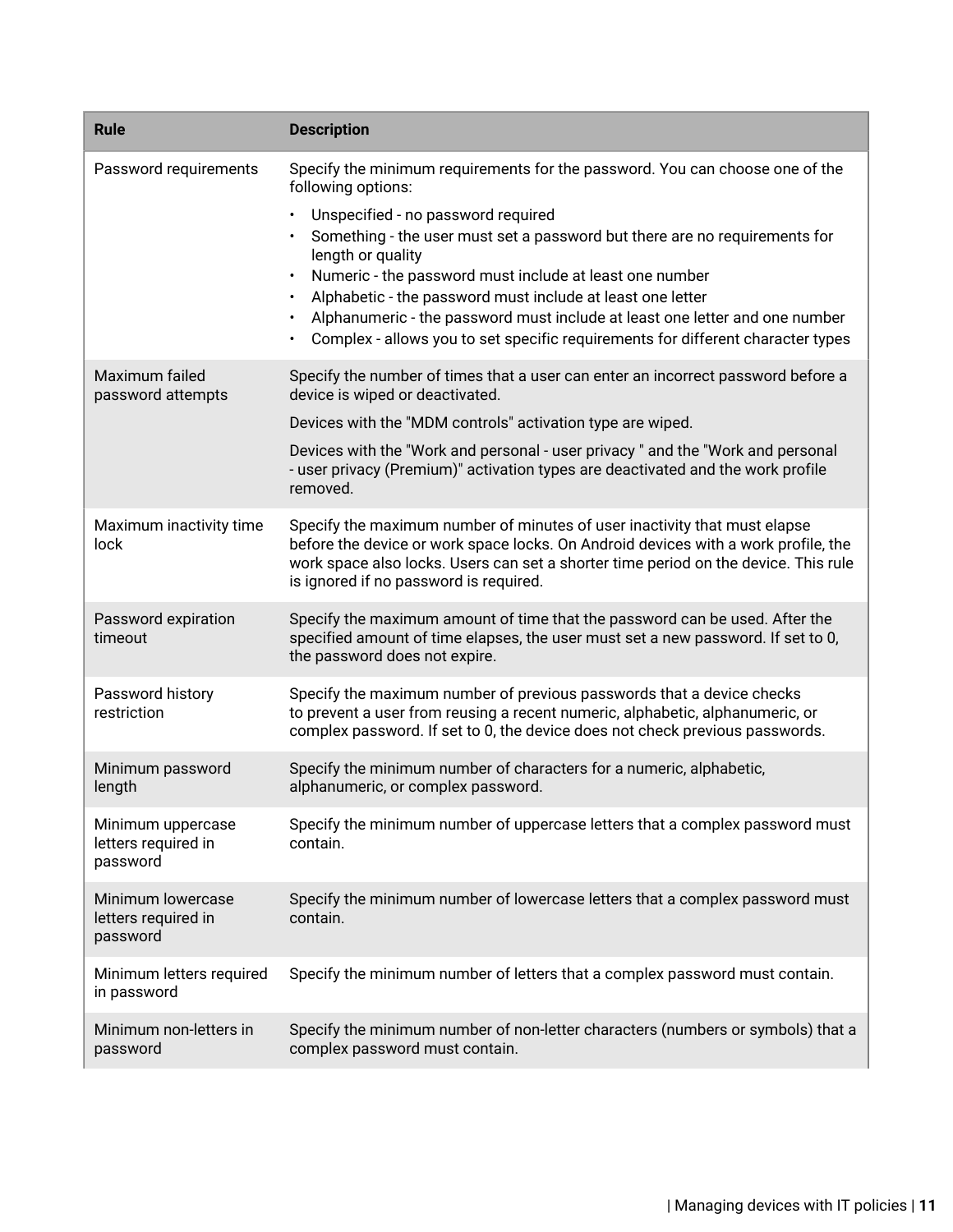| Rule | Description |
|---|---|
| Password requirements | Specify the minimum requirements for the password. You can choose one of the following options:<br><br>• Unspecified - no password required<br>• Something - the user must set a password but there are no requirements for length or quality<br>• Numeric - the password must include at least one number<br>• Alphabetic - the password must include at least one letter<br>• Alphanumeric - the password must include at least one letter and one number<br>• Complex - allows you to set specific requirements for different character types |
| Maximum failed password attempts | Specify the number of times that a user can enter an incorrect password before a device is wiped or deactivated.<br><br>Devices with the "MDM controls" activation type are wiped.<br><br>Devices with the "Work and personal - user privacy " and the "Work and personal - user privacy (Premium)" activation types are deactivated and the work profile removed. |
| Maximum inactivity time lock | Specify the maximum number of minutes of user inactivity that must elapse before the device or work space locks. On Android devices with a work profile, the work space also locks. Users can set a shorter time period on the device. This rule is ignored if no password is required. |
| Password expiration timeout | Specify the maximum amount of time that the password can be used. After the specified amount of time elapses, the user must set a new password. If set to 0, the password does not expire. |
| Password history restriction | Specify the maximum number of previous passwords that a device checks to prevent a user from reusing a recent numeric, alphabetic, alphanumeric, or complex password. If set to 0, the device does not check previous passwords. |
| Minimum password length | Specify the minimum number of characters for a numeric, alphabetic, alphanumeric, or complex password. |
| Minimum uppercase letters required in password | Specify the minimum number of uppercase letters that a complex password must contain. |
| Minimum lowercase letters required in password | Specify the minimum number of lowercase letters that a complex password must contain. |
| Minimum letters required in password | Specify the minimum number of letters that a complex password must contain. |
| Minimum non-letters in password | Specify the minimum number of non-letter characters (numbers or symbols) that a complex password must contain. |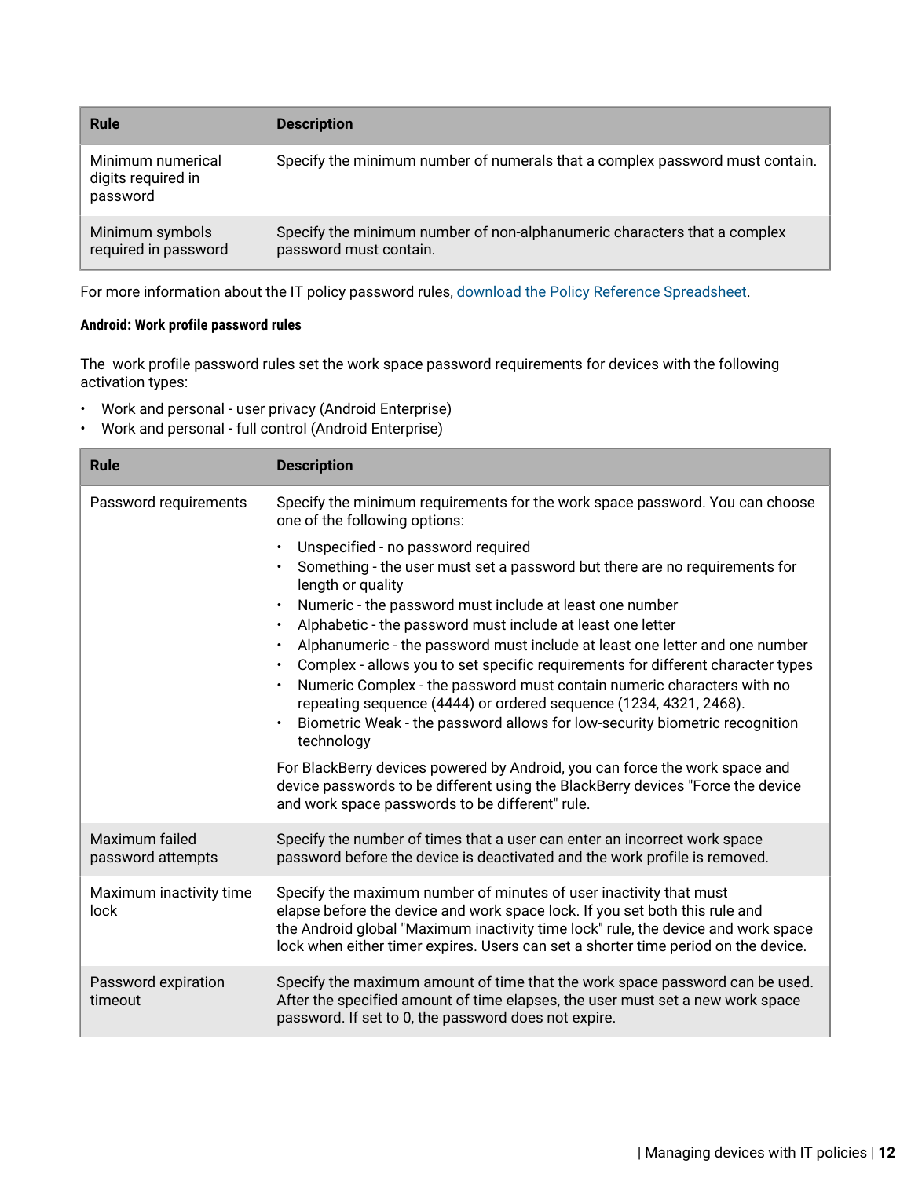| Rule | Description |
| --- | --- |
| Minimum numerical digits required in password | Specify the minimum number of numerals that a complex password must contain. |
| Minimum symbols required in password | Specify the minimum number of non-alphanumeric characters that a complex password must contain. |

For more information about the IT policy password rules, download the Policy Reference Spreadsheet.

#### Android: Work profile password rules

The work profile password rules set the work space password requirements for devices with the following activation types:

- Work and personal - user privacy (Android Enterprise)
- Work and personal - full control (Android Enterprise)

| Rule | Description |
| --- | --- |
| Password requirements | Specify the minimum requirements for the work space password. You can choose one of the following options:<br>• Unspecified - no password required<br>• Something - the user must set a password but there are no requirements for length or quality<br>• Numeric - the password must include at least one number<br>• Alphabetic - the password must include at least one letter<br>• Alphanumeric - the password must include at least one letter and one number<br>• Complex - allows you to set specific requirements for different character types<br>• Numeric Complex - the password must contain numeric characters with no repeating sequence (4444) or ordered sequence (1234, 4321, 2468).<br>• Biometric Weak - the password allows for low-security biometric recognition technology<br><br>For BlackBerry devices powered by Android, you can force the work space and device passwords to be different using the BlackBerry devices "Force the device and work space passwords to be different" rule. |
| Maximum failed password attempts | Specify the number of times that a user can enter an incorrect work space password before the device is deactivated and the work profile is removed. |
| Maximum inactivity time lock | Specify the maximum number of minutes of user inactivity that must elapse before the device and work space lock. If you set both this rule and the Android global "Maximum inactivity time lock" rule, the device and work space lock when either timer expires. Users can set a shorter time period on the device. |
| Password expiration timeout | Specify the maximum amount of time that the work space password can be used. After the specified amount of time elapses, the user must set a new work space password. If set to 0, the password does not expire. |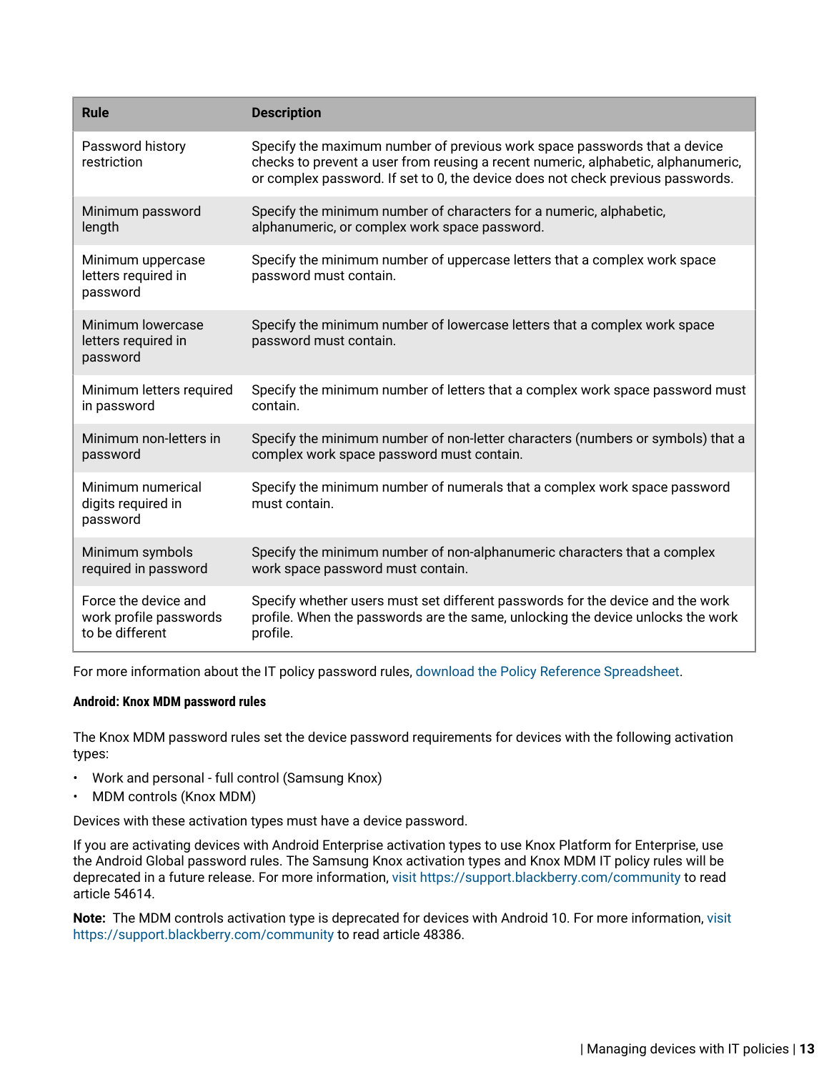| Rule | Description |
|---|---|
| Password history restriction | Specify the maximum number of previous work space passwords that a device checks to prevent a user from reusing a recent numeric, alphabetic, alphanumeric, or complex password. If set to 0, the device does not check previous passwords. |
| Minimum password length | Specify the minimum number of characters for a numeric, alphabetic, alphanumeric, or complex work space password. |
| Minimum uppercase letters required in password | Specify the minimum number of uppercase letters that a complex work space password must contain. |
| Minimum lowercase letters required in password | Specify the minimum number of lowercase letters that a complex work space password must contain. |
| Minimum letters required in password | Specify the minimum number of letters that a complex work space password must contain. |
| Minimum non-letters in password | Specify the minimum number of non-letter characters (numbers or symbols) that a complex work space password must contain. |
| Minimum numerical digits required in password | Specify the minimum number of numerals that a complex work space password must contain. |
| Minimum symbols required in password | Specify the minimum number of non-alphanumeric characters that a complex work space password must contain. |
| Force the device and work profile passwords to be different | Specify whether users must set different passwords for the device and the work profile. When the passwords are the same, unlocking the device unlocks the work profile. |

For more information about the IT policy password rules, download the Policy Reference Spreadsheet.

#### Android: Knox MDM password rules

The Knox MDM password rules set the device password requirements for devices with the following activation types:

- Work and personal - full control (Samsung Knox)
- MDM controls (Knox MDM)

Devices with these activation types must have a device password.

If you are activating devices with Android Enterprise activation types to use Knox Platform for Enterprise, use the Android Global password rules. The Samsung Knox activation types and Knox MDM IT policy rules will be deprecated in a future release. For more information, visit https://support.blackberry.com/community to read article 54614.

**Note:** The MDM controls activation type is deprecated for devices with Android 10. For more information, visit https://support.blackberry.com/community to read article 48386.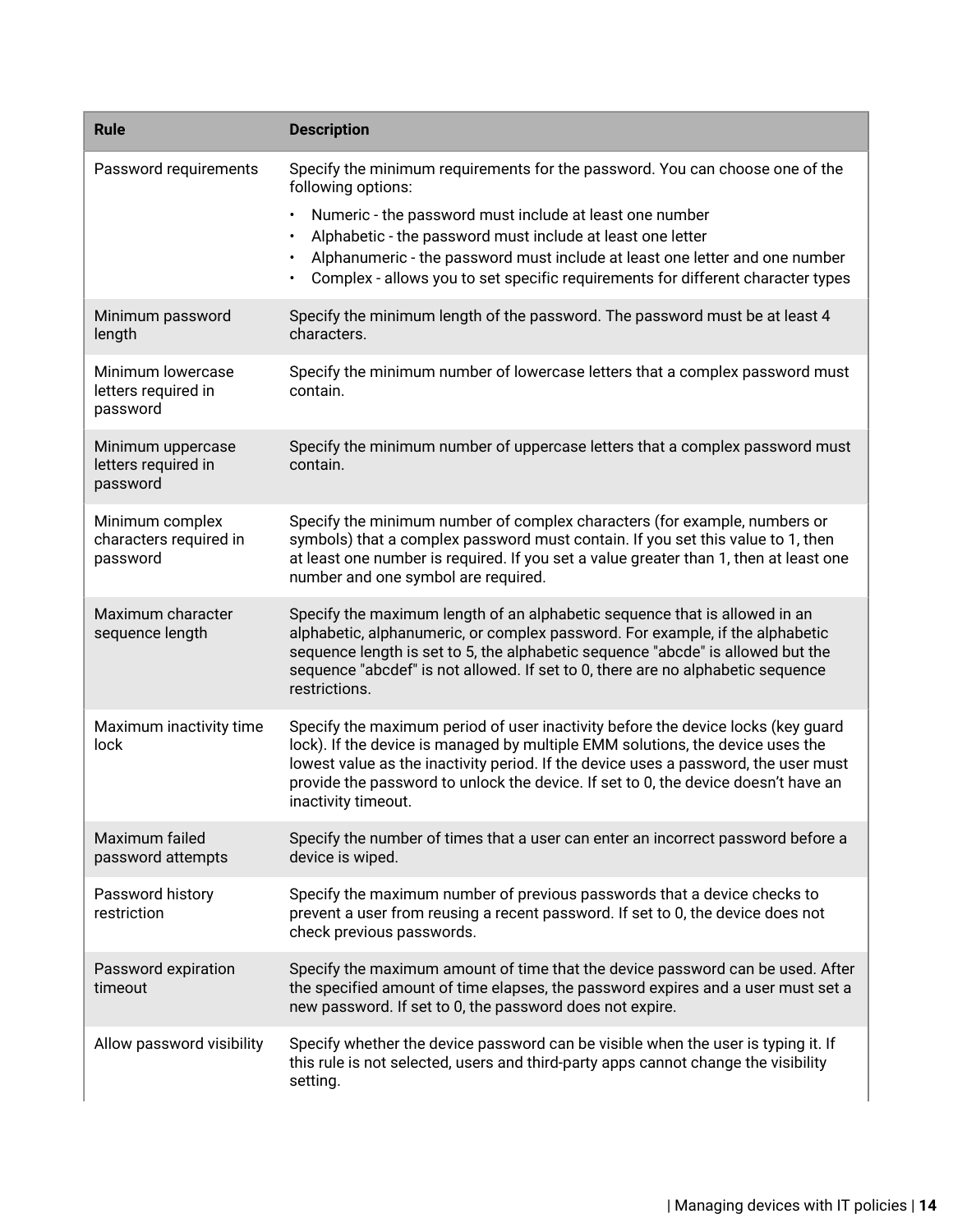| Rule | Description |
| --- | --- |
| Password requirements | Specify the minimum requirements for the password. You can choose one of the following options:<br>• Numeric - the password must include at least one number<br>• Alphabetic - the password must include at least one letter<br>• Alphanumeric - the password must include at least one letter and one number<br>• Complex - allows you to set specific requirements for different character types |
| Minimum password length | Specify the minimum length of the password. The password must be at least 4 characters. |
| Minimum lowercase letters required in password | Specify the minimum number of lowercase letters that a complex password must contain. |
| Minimum uppercase letters required in password | Specify the minimum number of uppercase letters that a complex password must contain. |
| Minimum complex characters required in password | Specify the minimum number of complex characters (for example, numbers or symbols) that a complex password must contain. If you set this value to 1, then at least one number is required. If you set a value greater than 1, then at least one number and one symbol are required. |
| Maximum character sequence length | Specify the maximum length of an alphabetic sequence that is allowed in an alphabetic, alphanumeric, or complex password. For example, if the alphabetic sequence length is set to 5, the alphabetic sequence "abcde" is allowed but the sequence "abcdef" is not allowed. If set to 0, there are no alphabetic sequence restrictions. |
| Maximum inactivity time lock | Specify the maximum period of user inactivity before the device locks (key guard lock). If the device is managed by multiple EMM solutions, the device uses the lowest value as the inactivity period. If the device uses a password, the user must provide the password to unlock the device. If set to 0, the device doesn't have an inactivity timeout. |
| Maximum failed password attempts | Specify the number of times that a user can enter an incorrect password before a device is wiped. |
| Password history restriction | Specify the maximum number of previous passwords that a device checks to prevent a user from reusing a recent password. If set to 0, the device does not check previous passwords. |
| Password expiration timeout | Specify the maximum amount of time that the device password can be used. After the specified amount of time elapses, the password expires and a user must set a new password. If set to 0, the password does not expire. |
| Allow password visibility | Specify whether the device password can be visible when the user is typing it. If this rule is not selected, users and third-party apps cannot change the visibility setting. |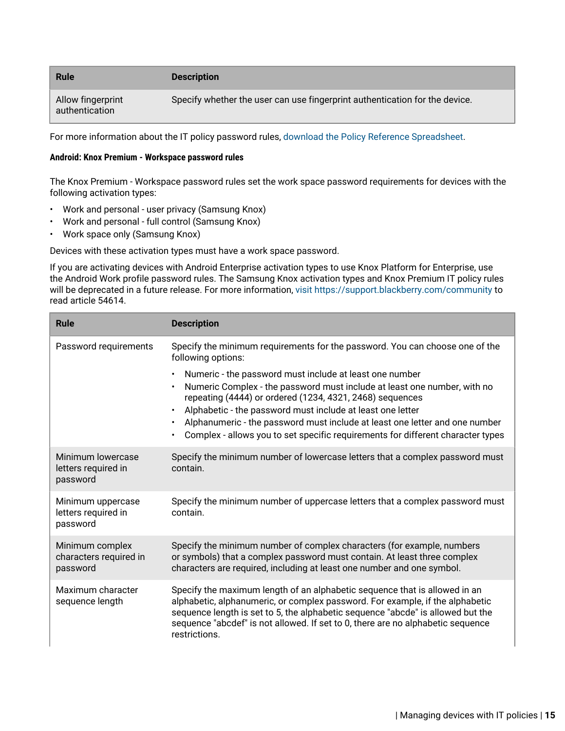| Rule | Description |
| --- | --- |
| Allow fingerprint authentication | Specify whether the user can use fingerprint authentication for the device. |

For more information about the IT policy password rules, download the Policy Reference Spreadsheet.

#### Android: Knox Premium - Workspace password rules

The Knox Premium - Workspace password rules set the work space password requirements for devices with the following activation types:

- Work and personal - user privacy (Samsung Knox)
- Work and personal - full control (Samsung Knox)
- Work space only (Samsung Knox)

Devices with these activation types must have a work space password.

If you are activating devices with Android Enterprise activation types to use Knox Platform for Enterprise, use the Android Work profile password rules. The Samsung Knox activation types and Knox Premium IT policy rules will be deprecated in a future release. For more information, visit https://support.blackberry.com/community to read article 54614.

| Rule | Description |
| --- | --- |
| Password requirements | Specify the minimum requirements for the password. You can choose one of the following options:<br>• Numeric - the password must include at least one number<br>• Numeric Complex - the password must include at least one number, with no repeating (4444) or ordered (1234, 4321, 2468) sequences<br>• Alphabetic - the password must include at least one letter<br>• Alphanumeric - the password must include at least one letter and one number<br>• Complex - allows you to set specific requirements for different character types |
| Minimum lowercase letters required in password | Specify the minimum number of lowercase letters that a complex password must contain. |
| Minimum uppercase letters required in password | Specify the minimum number of uppercase letters that a complex password must contain. |
| Minimum complex characters required in password | Specify the minimum number of complex characters (for example, numbers or symbols) that a complex password must contain. At least three complex characters are required, including at least one number and one symbol. |
| Maximum character sequence length | Specify the maximum length of an alphabetic sequence that is allowed in an alphabetic, alphanumeric, or complex password. For example, if the alphabetic sequence length is set to 5, the alphabetic sequence "abcde" is allowed but the sequence "abcdef" is not allowed. If set to 0, there are no alphabetic sequence restrictions. |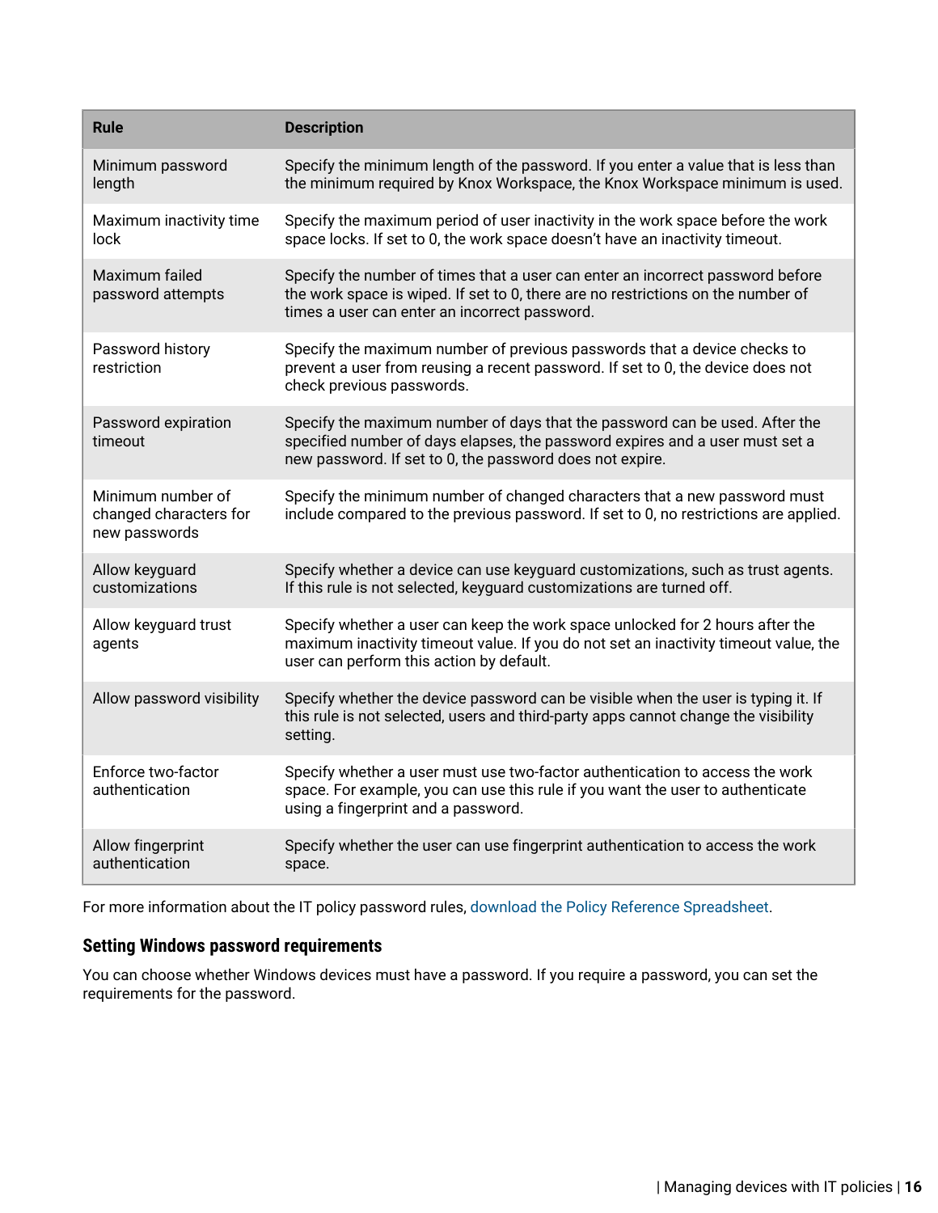| Rule | Description |
| --- | --- |
| Minimum password length | Specify the minimum length of the password. If you enter a value that is less than the minimum required by Knox Workspace, the Knox Workspace minimum is used. |
| Maximum inactivity time lock | Specify the maximum period of user inactivity in the work space before the work space locks. If set to 0, the work space doesn't have an inactivity timeout. |
| Maximum failed password attempts | Specify the number of times that a user can enter an incorrect password before the work space is wiped. If set to 0, there are no restrictions on the number of times a user can enter an incorrect password. |
| Password history restriction | Specify the maximum number of previous passwords that a device checks to prevent a user from reusing a recent password. If set to 0, the device does not check previous passwords. |
| Password expiration timeout | Specify the maximum number of days that the password can be used. After the specified number of days elapses, the password expires and a user must set a new password. If set to 0, the password does not expire. |
| Minimum number of changed characters for new passwords | Specify the minimum number of changed characters that a new password must include compared to the previous password. If set to 0, no restrictions are applied. |
| Allow keyguard customizations | Specify whether a device can use keyguard customizations, such as trust agents. If this rule is not selected, keyguard customizations are turned off. |
| Allow keyguard trust agents | Specify whether a user can keep the work space unlocked for 2 hours after the maximum inactivity timeout value. If you do not set an inactivity timeout value, the user can perform this action by default. |
| Allow password visibility | Specify whether the device password can be visible when the user is typing it. If this rule is not selected, users and third-party apps cannot change the visibility setting. |
| Enforce two-factor authentication | Specify whether a user must use two-factor authentication to access the work space. For example, you can use this rule if you want the user to authenticate using a fingerprint and a password. |
| Allow fingerprint authentication | Specify whether the user can use fingerprint authentication to access the work space. |

For more information about the IT policy password rules, download the Policy Reference Spreadsheet.

### Setting Windows password requirements

You can choose whether Windows devices must have a password. If you require a password, you can set the requirements for the password.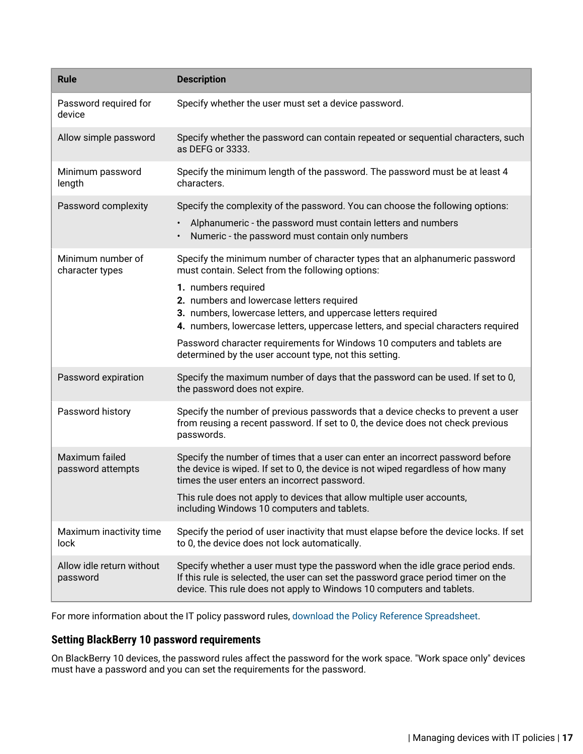| Rule | Description |
| --- | --- |
| Password required for device | Specify whether the user must set a device password. |
| Allow simple password | Specify whether the password can contain repeated or sequential characters, such as DEFG or 3333. |
| Minimum password length | Specify the minimum length of the password. The password must be at least 4 characters. |
| Password complexity | Specify the complexity of the password. You can choose the following options:<br>• Alphanumeric - the password must contain letters and numbers<br>• Numeric - the password must contain only numbers |
| Minimum number of character types | Specify the minimum number of character types that an alphanumeric password must contain. Select from the following options:<br>**1.** numbers required<br>**2.** numbers and lowercase letters required<br>**3.** numbers, lowercase letters, and uppercase letters required<br>**4.** numbers, lowercase letters, uppercase letters, and special characters required<br>Password character requirements for Windows 10 computers and tablets are determined by the user account type, not this setting. |
| Password expiration | Specify the maximum number of days that the password can be used. If set to 0, the password does not expire. |
| Password history | Specify the number of previous passwords that a device checks to prevent a user from reusing a recent password. If set to 0, the device does not check previous passwords. |
| Maximum failed password attempts | Specify the number of times that a user can enter an incorrect password before the device is wiped. If set to 0, the device is not wiped regardless of how many times the user enters an incorrect password.<br>This rule does not apply to devices that allow multiple user accounts, including Windows 10 computers and tablets. |
| Maximum inactivity time lock | Specify the period of user inactivity that must elapse before the device locks. If set to 0, the device does not lock automatically. |
| Allow idle return without password | Specify whether a user must type the password when the idle grace period ends. If this rule is selected, the user can set the password grace period timer on the device. This rule does not apply to Windows 10 computers and tablets. |

For more information about the IT policy password rules, download the Policy Reference Spreadsheet.

## Setting BlackBerry 10 password requirements

On BlackBerry 10 devices, the password rules affect the password for the work space. "Work space only" devices must have a password and you can set the requirements for the password.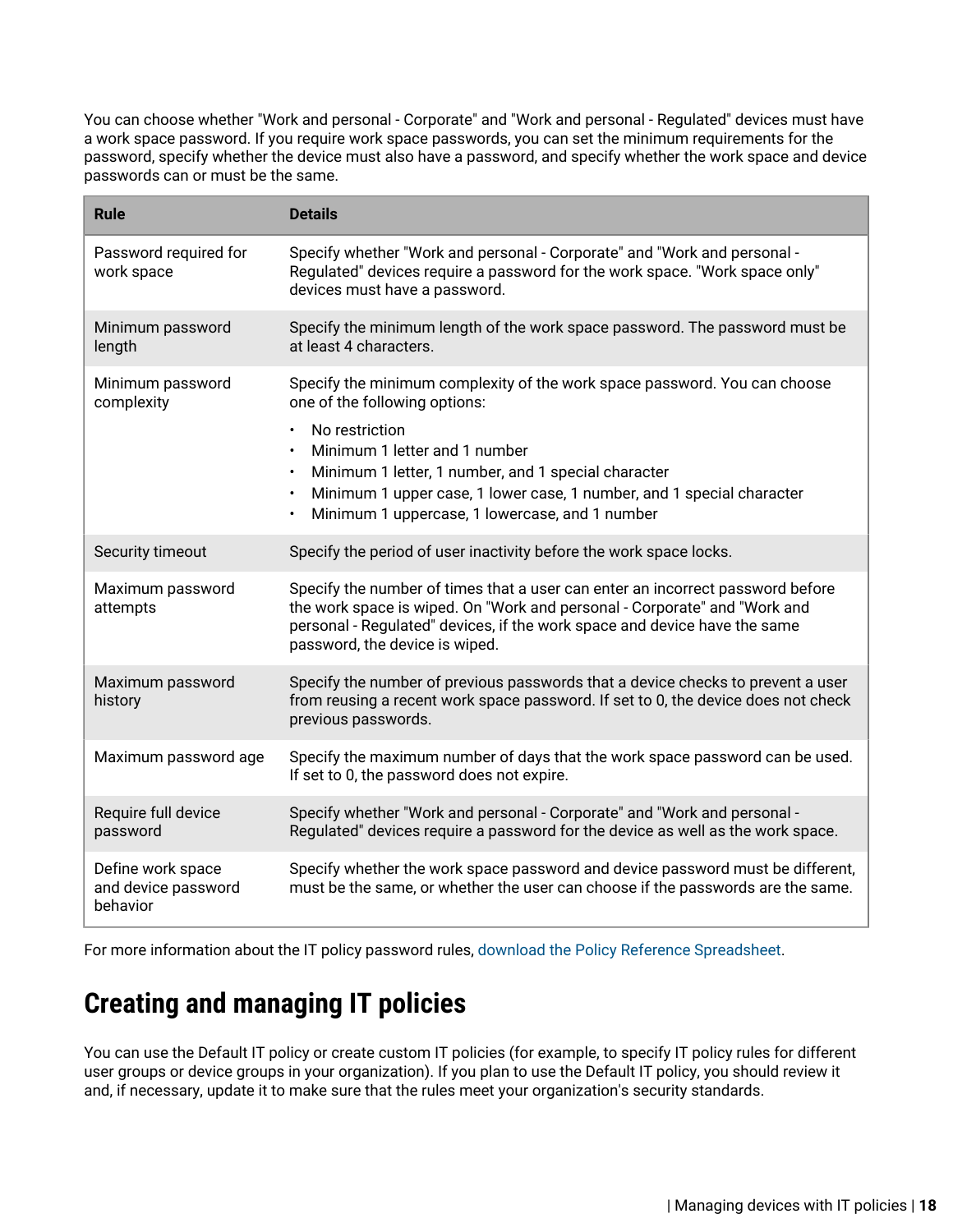You can choose whether "Work and personal - Corporate" and "Work and personal - Regulated" devices must have a work space password. If you require work space passwords, you can set the minimum requirements for the password, specify whether the device must also have a password, and specify whether the work space and device passwords can or must be the same.

| Rule | Details |
|---|---|
| Password required for work space | Specify whether "Work and personal - Corporate" and "Work and personal - Regulated" devices require a password for the work space. "Work space only" devices must have a password. |
| Minimum password length | Specify the minimum length of the work space password. The password must be at least 4 characters. |
| Minimum password complexity | Specify the minimum complexity of the work space password. You can choose one of the following options:<br>• No restriction<br>• Minimum 1 letter and 1 number<br>• Minimum 1 letter, 1 number, and 1 special character<br>• Minimum 1 upper case, 1 lower case, 1 number, and 1 special character<br>• Minimum 1 uppercase, 1 lowercase, and 1 number |
| Security timeout | Specify the period of user inactivity before the work space locks. |
| Maximum password attempts | Specify the number of times that a user can enter an incorrect password before the work space is wiped. On "Work and personal - Corporate" and "Work and personal - Regulated" devices, if the work space and device have the same password, the device is wiped. |
| Maximum password history | Specify the number of previous passwords that a device checks to prevent a user from reusing a recent work space password. If set to 0, the device does not check previous passwords. |
| Maximum password age | Specify the maximum number of days that the work space password can be used. If set to 0, the password does not expire. |
| Require full device password | Specify whether "Work and personal - Corporate" and "Work and personal - Regulated" devices require a password for the device as well as the work space. |
| Define work space and device password behavior | Specify whether the work space password and device password must be different, must be the same, or whether the user can choose if the passwords are the same. |

For more information about the IT policy password rules, download the Policy Reference Spreadsheet.

## Creating and managing IT policies

You can use the Default IT policy or create custom IT policies (for example, to specify IT policy rules for different user groups or device groups in your organization). If you plan to use the Default IT policy, you should review it and, if necessary, update it to make sure that the rules meet your organization's security standards.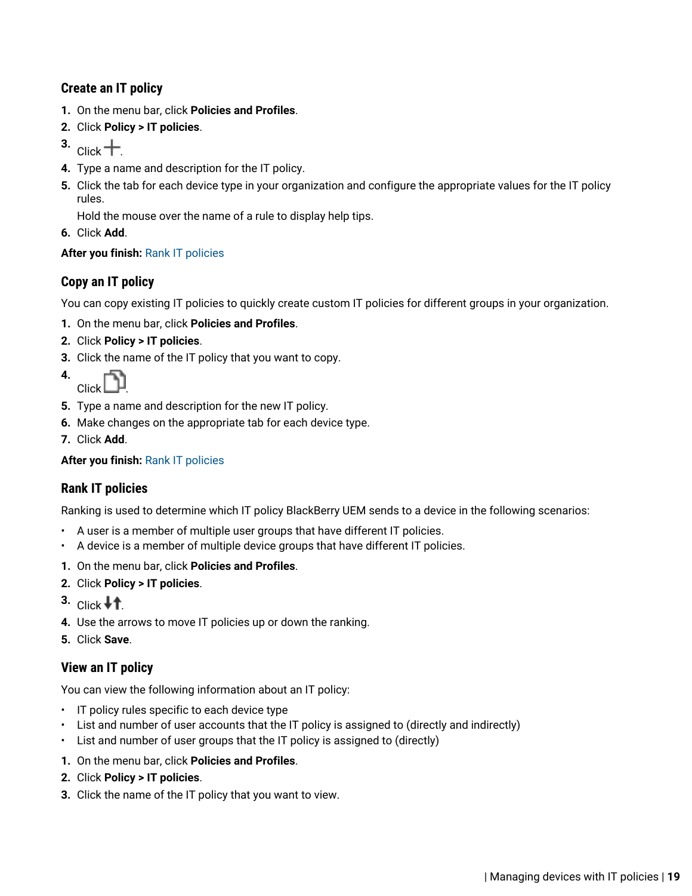### Create an IT policy

1. On the menu bar, click **Policies and Profiles**.
2. Click **Policy > IT policies**.
3. Click +.
4. Type a name and description for the IT policy.
5. Click the tab for each device type in your organization and configure the appropriate values for the IT policy rules.

   Hold the mouse over the name of a rule to display help tips.
6. Click **Add**.

**After you finish:** Rank IT policies

### Copy an IT policy

You can copy existing IT policies to quickly create custom IT policies for different groups in your organization.

1. On the menu bar, click **Policies and Profiles**.
2. Click **Policy > IT policies**.
3. Click the name of the IT policy that you want to copy.
4. Click .
5. Type a name and description for the new IT policy.
6. Make changes on the appropriate tab for each device type.
7. Click **Add**.

**After you finish:** Rank IT policies

### Rank IT policies

Ranking is used to determine which IT policy BlackBerry UEM sends to a device in the following scenarios:

- A user is a member of multiple user groups that have different IT policies.
- A device is a member of multiple device groups that have different IT policies.

1. On the menu bar, click **Policies and Profiles**.
2. Click **Policy > IT policies**.
3. Click ↓↑.
4. Use the arrows to move IT policies up or down the ranking.
5. Click **Save**.

### View an IT policy

You can view the following information about an IT policy:

- IT policy rules specific to each device type
- List and number of user accounts that the IT policy is assigned to (directly and indirectly)
- List and number of user groups that the IT policy is assigned to (directly)

1. On the menu bar, click **Policies and Profiles**.
2. Click **Policy > IT policies**.
3. Click the name of the IT policy that you want to view.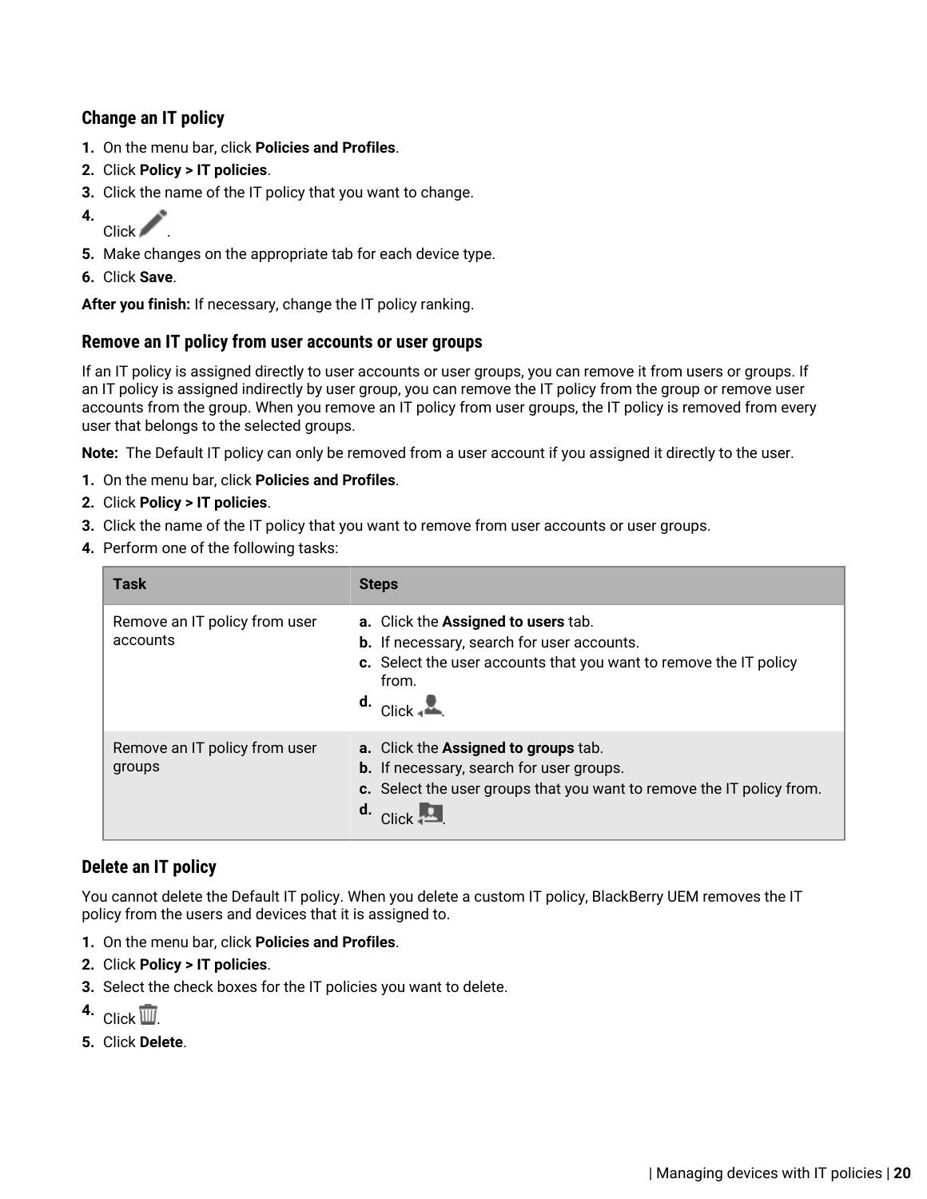### Change an IT policy

1. On the menu bar, click **Policies and Profiles**.
2. Click **Policy > IT policies**.
3. Click the name of the IT policy that you want to change.
4. Click .
5. Make changes on the appropriate tab for each device type.
6. Click **Save**.

**After you finish:** If necessary, change the IT policy ranking.

### Remove an IT policy from user accounts or user groups

If an IT policy is assigned directly to user accounts or user groups, you can remove it from users or groups. If an IT policy is assigned indirectly by user group, you can remove the IT policy from the group or remove user accounts from the group. When you remove an IT policy from user groups, the IT policy is removed from every user that belongs to the selected groups.

**Note:** The Default IT policy can only be removed from a user account if you assigned it directly to the user.

1. On the menu bar, click **Policies and Profiles**.
2. Click **Policy > IT policies**.
3. Click the name of the IT policy that you want to remove from user accounts or user groups.
4. Perform one of the following tasks:

| Task | Steps |
| --- | --- |
| Remove an IT policy from user accounts | **a.** Click the **Assigned to users** tab.<br>**b.** If necessary, search for user accounts.<br>**c.** Select the user accounts that you want to remove the IT policy from.<br>**d.** Click . |
| Remove an IT policy from user groups | **a.** Click the **Assigned to groups** tab.<br>**b.** If necessary, search for user groups.<br>**c.** Select the user groups that you want to remove the IT policy from.<br>**d.** Click . |

### Delete an IT policy

You cannot delete the Default IT policy. When you delete a custom IT policy, BlackBerry UEM removes the IT policy from the users and devices that it is assigned to.

1. On the menu bar, click **Policies and Profiles**.
2. Click **Policy > IT policies**.
3. Select the check boxes for the IT policies you want to delete.
4. Click .
5. Click **Delete**.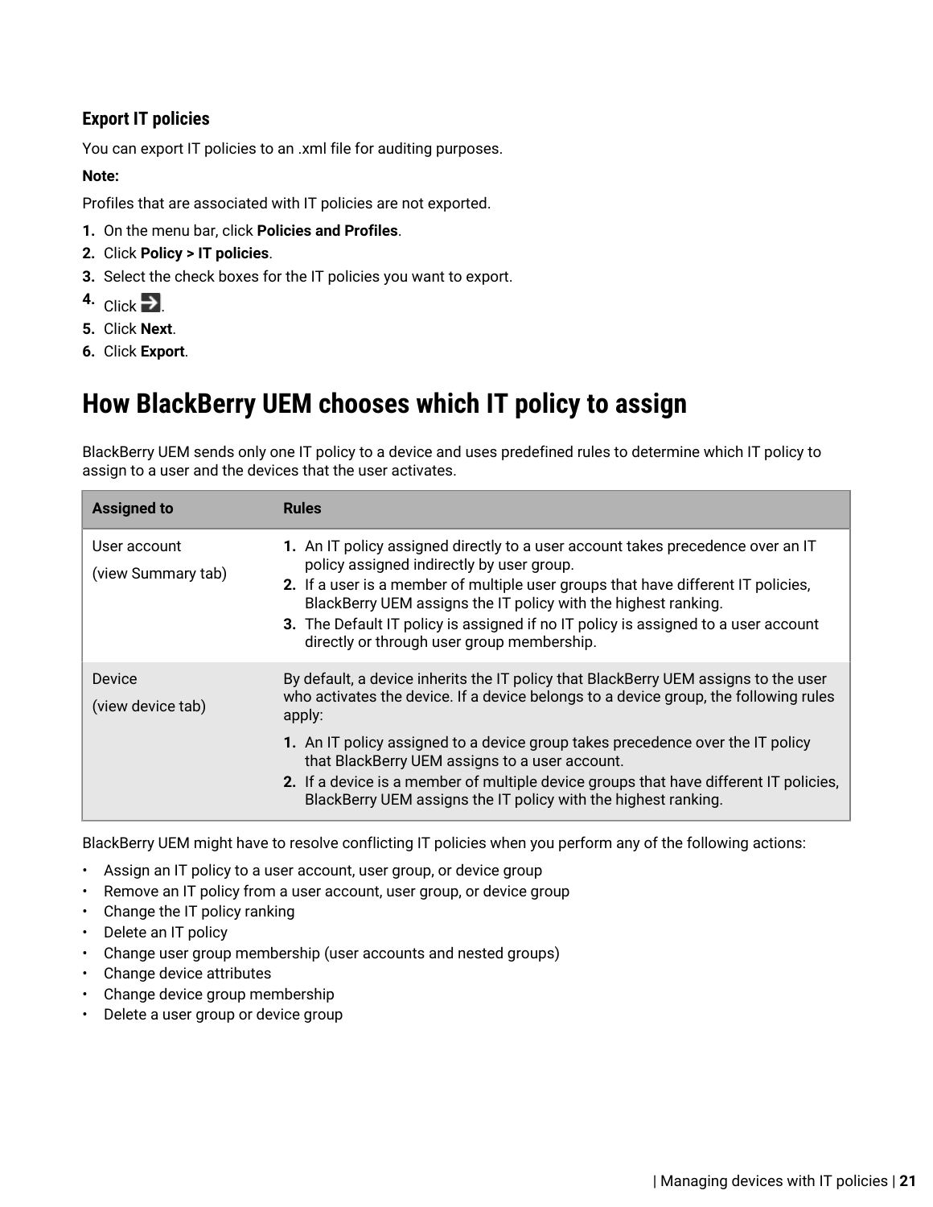### Export IT policies

You can export IT policies to an .xml file for auditing purposes.

**Note:**

Profiles that are associated with IT policies are not exported.

1. On the menu bar, click **Policies and Profiles**.
2. Click **Policy > IT policies**.
3. Select the check boxes for the IT policies you want to export.
4. Click →.
5. Click **Next**.
6. Click **Export**.

## How BlackBerry UEM chooses which IT policy to assign

BlackBerry UEM sends only one IT policy to a device and uses predefined rules to determine which IT policy to assign to a user and the devices that the user activates.

| Assigned to | Rules |
| --- | --- |
| User account<br><br>(view Summary tab) | 1. An IT policy assigned directly to a user account takes precedence over an IT policy assigned indirectly by user group.<br>2. If a user is a member of multiple user groups that have different IT policies, BlackBerry UEM assigns the IT policy with the highest ranking.<br>3. The Default IT policy is assigned if no IT policy is assigned to a user account directly or through user group membership. |
| Device<br><br>(view device tab) | By default, a device inherits the IT policy that BlackBerry UEM assigns to the user who activates the device. If a device belongs to a device group, the following rules apply:<br><br>1. An IT policy assigned to a device group takes precedence over the IT policy that BlackBerry UEM assigns to a user account.<br>2. If a device is a member of multiple device groups that have different IT policies, BlackBerry UEM assigns the IT policy with the highest ranking. |

BlackBerry UEM might have to resolve conflicting IT policies when you perform any of the following actions:

- Assign an IT policy to a user account, user group, or device group
- Remove an IT policy from a user account, user group, or device group
- Change the IT policy ranking
- Delete an IT policy
- Change user group membership (user accounts and nested groups)
- Change device attributes
- Change device group membership
- Delete a user group or device group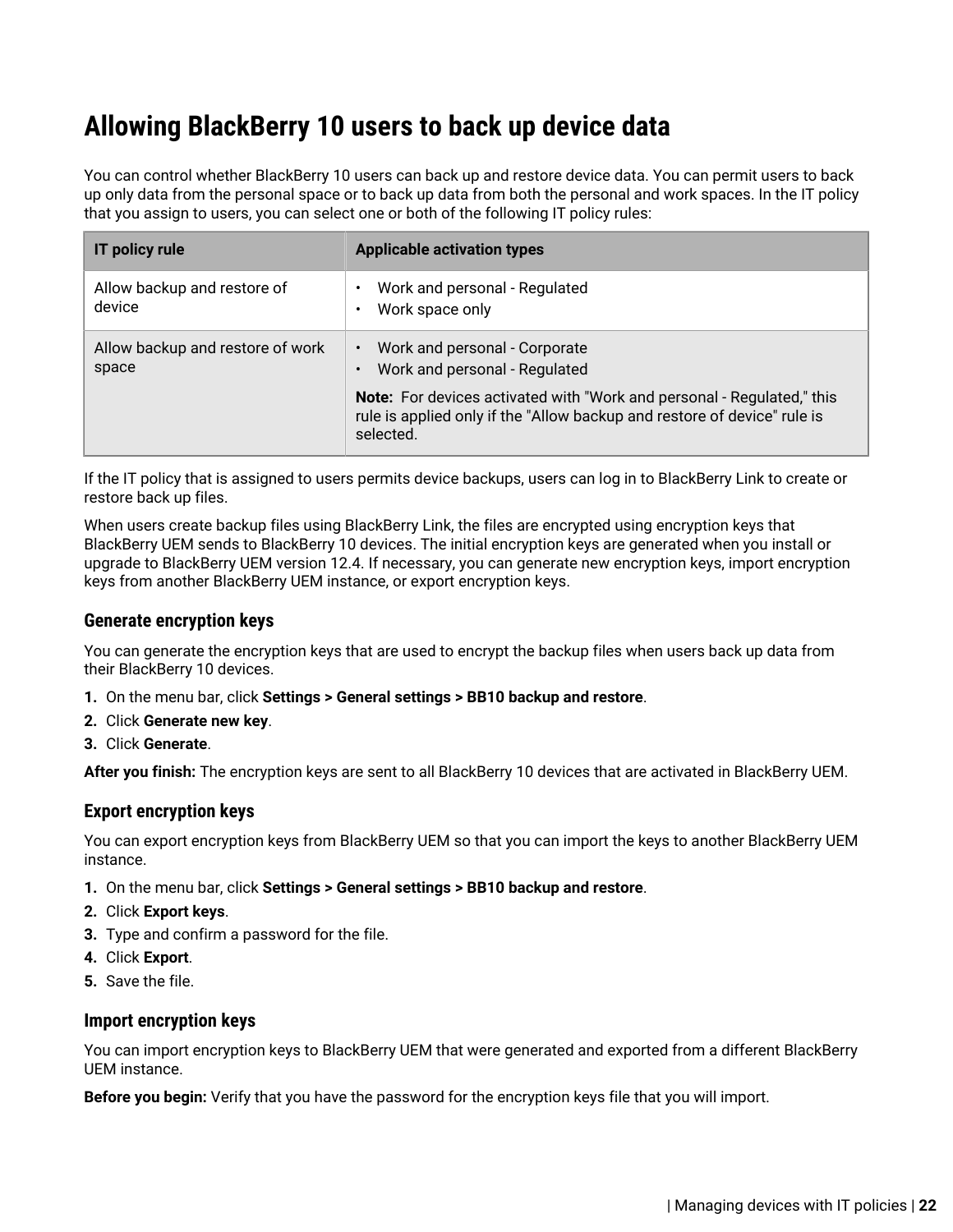# Allowing BlackBerry 10 users to back up device data

You can control whether BlackBerry 10 users can back up and restore device data. You can permit users to back up only data from the personal space or to back up data from both the personal and work spaces. In the IT policy that you assign to users, you can select one or both of the following IT policy rules:

| IT policy rule | Applicable activation types |
|---|---|
| Allow backup and restore of device | • Work and personal - Regulated<br>• Work space only |
| Allow backup and restore of work space | • Work and personal - Corporate<br>• Work and personal - Regulated<br><br>**Note:** For devices activated with "Work and personal - Regulated," this rule is applied only if the "Allow backup and restore of device" rule is selected. |

If the IT policy that is assigned to users permits device backups, users can log in to BlackBerry Link to create or restore back up files.

When users create backup files using BlackBerry Link, the files are encrypted using encryption keys that BlackBerry UEM sends to BlackBerry 10 devices. The initial encryption keys are generated when you install or upgrade to BlackBerry UEM version 12.4. If necessary, you can generate new encryption keys, import encryption keys from another BlackBerry UEM instance, or export encryption keys.

## Generate encryption keys

You can generate the encryption keys that are used to encrypt the backup files when users back up data from their BlackBerry 10 devices.

1. On the menu bar, click **Settings > General settings > BB10 backup and restore**.
2. Click **Generate new key**.
3. Click **Generate**.

**After you finish:** The encryption keys are sent to all BlackBerry 10 devices that are activated in BlackBerry UEM.

## Export encryption keys

You can export encryption keys from BlackBerry UEM so that you can import the keys to another BlackBerry UEM instance.

1. On the menu bar, click **Settings > General settings > BB10 backup and restore**.
2. Click **Export keys**.
3. Type and confirm a password for the file.
4. Click **Export**.
5. Save the file.

## Import encryption keys

You can import encryption keys to BlackBerry UEM that were generated and exported from a different BlackBerry UEM instance.

**Before you begin:** Verify that you have the password for the encryption keys file that you will import.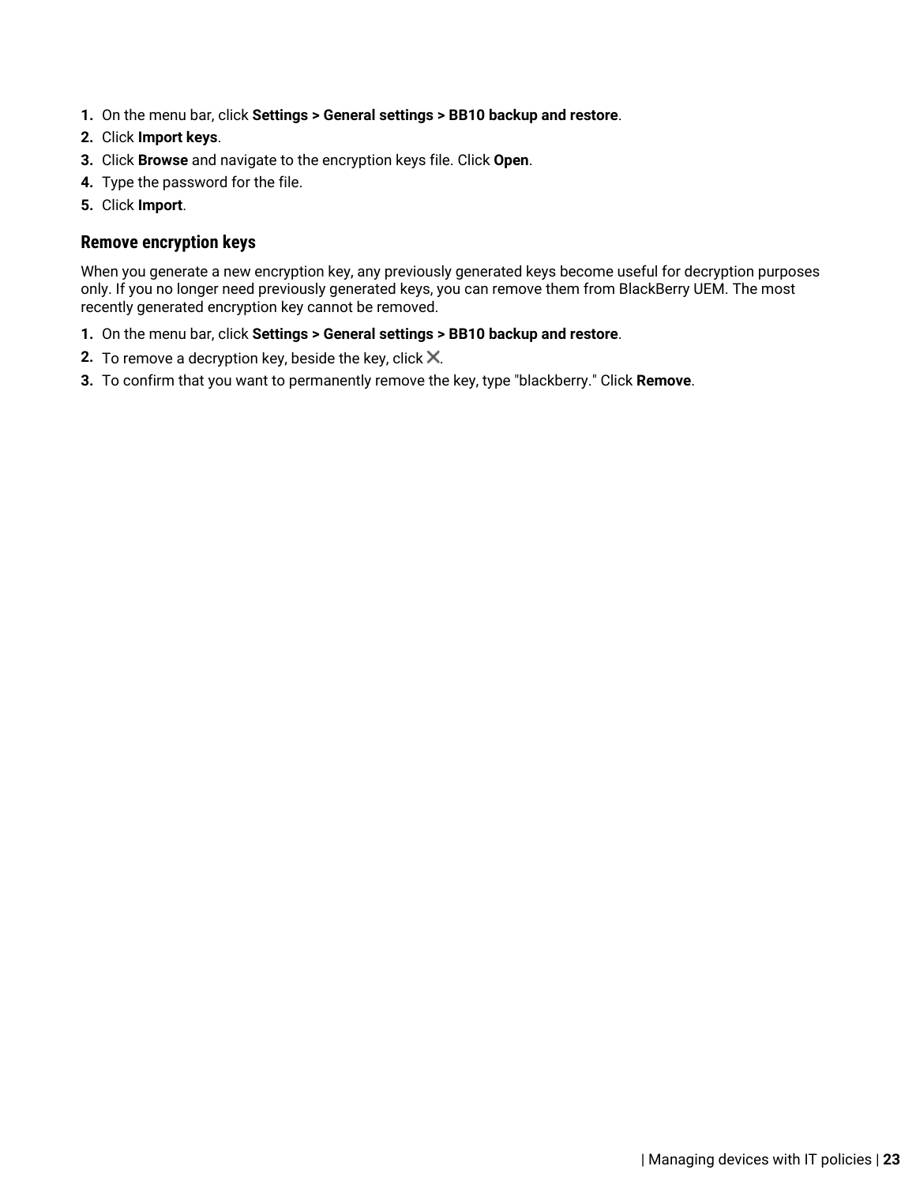1. On the menu bar, click **Settings > General settings > BB10 backup and restore**.
2. Click **Import keys**.
3. Click **Browse** and navigate to the encryption keys file. Click **Open**.
4. Type the password for the file.
5. Click **Import**.

### Remove encryption keys

When you generate a new encryption key, any previously generated keys become useful for decryption purposes only. If you no longer need previously generated keys, you can remove them from BlackBerry UEM. The most recently generated encryption key cannot be removed.

1. On the menu bar, click **Settings > General settings > BB10 backup and restore**.
2. To remove a decryption key, beside the key, click ✕.
3. To confirm that you want to permanently remove the key, type "blackberry." Click **Remove**.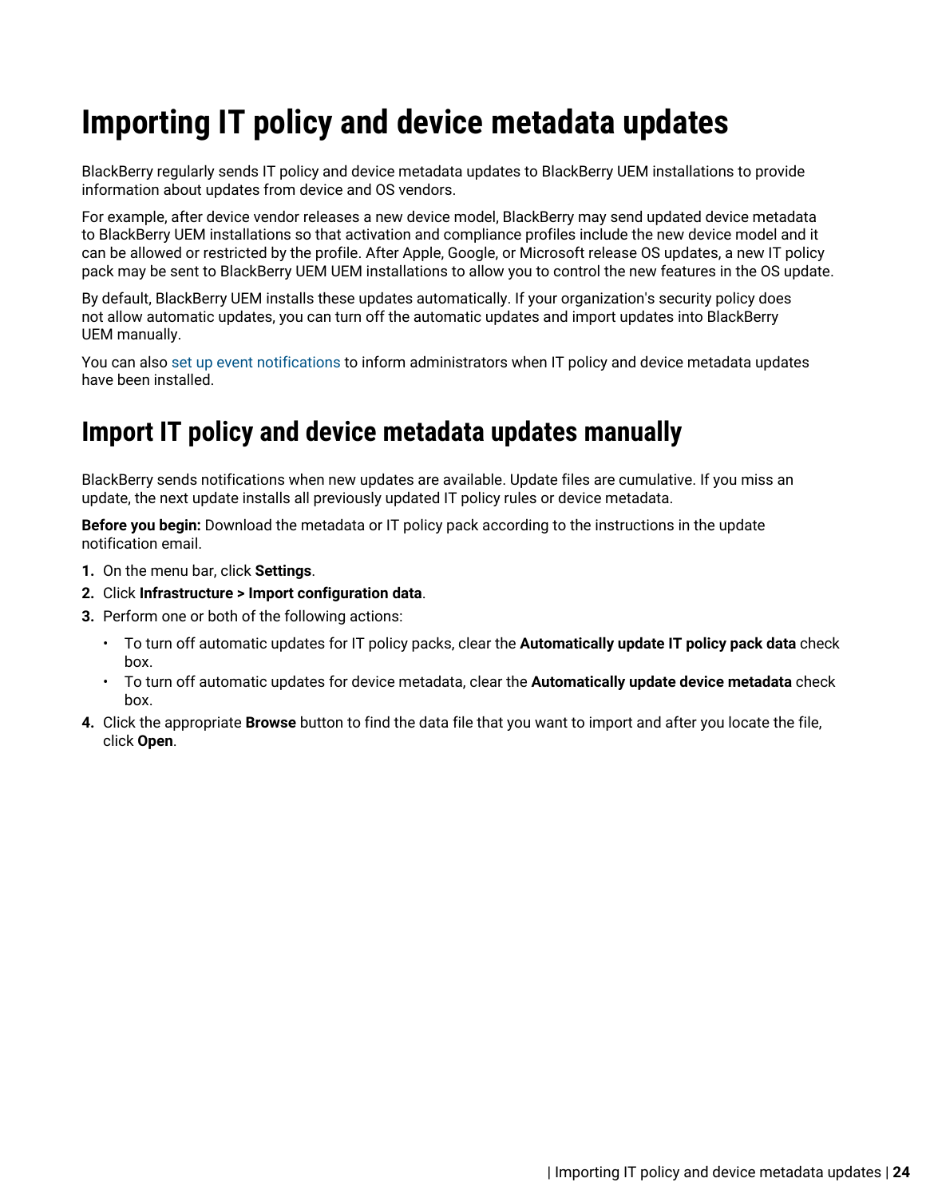# Importing IT policy and device metadata updates

BlackBerry regularly sends IT policy and device metadata updates to BlackBerry UEM installations to provide information about updates from device and OS vendors.

For example, after device vendor releases a new device model, BlackBerry may send updated device metadata to BlackBerry UEM installations so that activation and compliance profiles include the new device model and it can be allowed or restricted by the profile. After Apple, Google, or Microsoft release OS updates, a new IT policy pack may be sent to BlackBerry UEM UEM installations to allow you to control the new features in the OS update.

By default, BlackBerry UEM installs these updates automatically. If your organization's security policy does not allow automatic updates, you can turn off the automatic updates and import updates into BlackBerry UEM manually.

You can also set up event notifications to inform administrators when IT policy and device metadata updates have been installed.

## Import IT policy and device metadata updates manually

BlackBerry sends notifications when new updates are available. Update files are cumulative. If you miss an update, the next update installs all previously updated IT policy rules or device metadata.

**Before you begin:** Download the metadata or IT policy pack according to the instructions in the update notification email.

1. On the menu bar, click **Settings**.
2. Click **Infrastructure > Import configuration data**.
3. Perform one or both of the following actions:
   - To turn off automatic updates for IT policy packs, clear the **Automatically update IT policy pack data** check box.
   - To turn off automatic updates for device metadata, clear the **Automatically update device metadata** check box.
4. Click the appropriate **Browse** button to find the data file that you want to import and after you locate the file, click **Open**.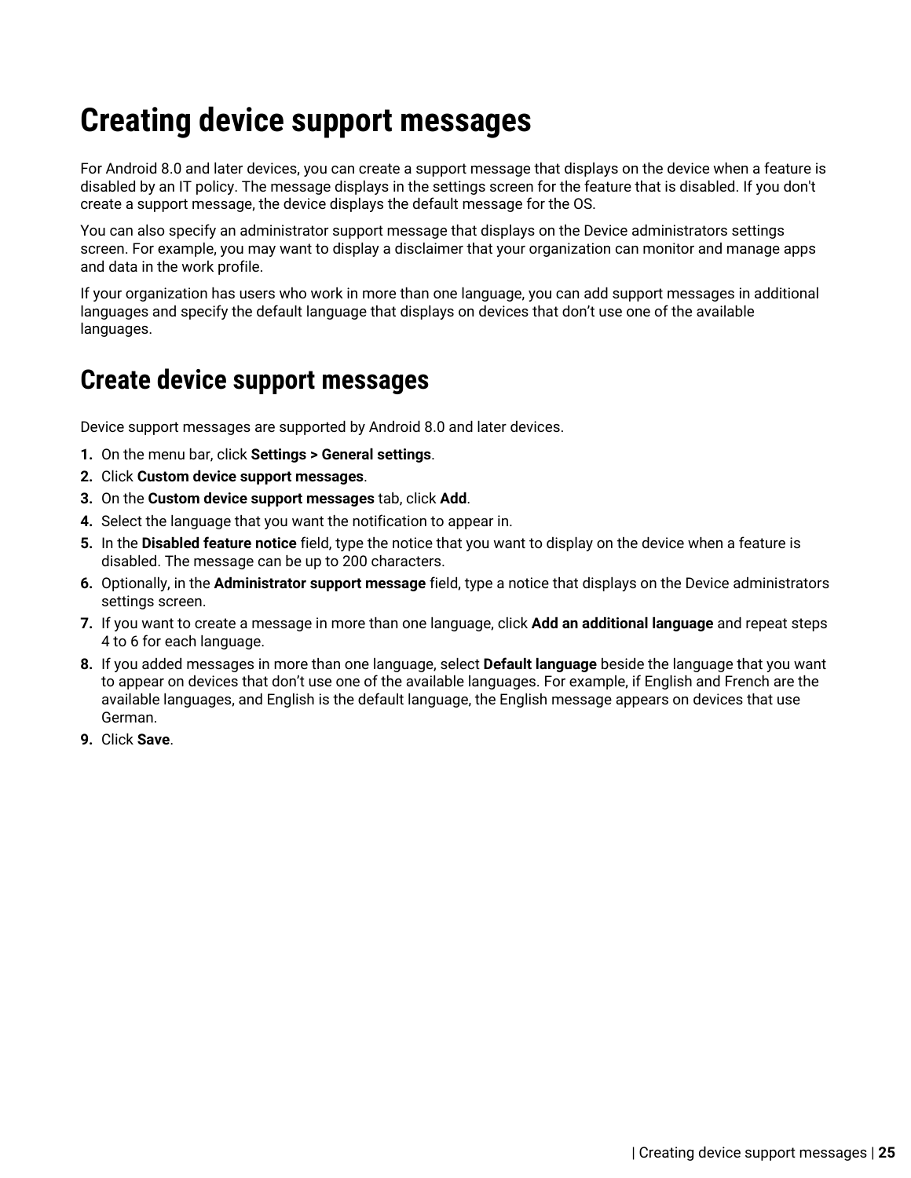# Creating device support messages

For Android 8.0 and later devices, you can create a support message that displays on the device when a feature is disabled by an IT policy. The message displays in the settings screen for the feature that is disabled. If you don't create a support message, the device displays the default message for the OS.

You can also specify an administrator support message that displays on the Device administrators settings screen. For example, you may want to display a disclaimer that your organization can monitor and manage apps and data in the work profile.

If your organization has users who work in more than one language, you can add support messages in additional languages and specify the default language that displays on devices that don’t use one of the available languages.

## Create device support messages

Device support messages are supported by Android 8.0 and later devices.

1. On the menu bar, click **Settings > General settings**.
2. Click **Custom device support messages**.
3. On the **Custom device support messages** tab, click **Add**.
4. Select the language that you want the notification to appear in.
5. In the **Disabled feature notice** field, type the notice that you want to display on the device when a feature is disabled. The message can be up to 200 characters.
6. Optionally, in the **Administrator support message** field, type a notice that displays on the Device administrators settings screen.
7. If you want to create a message in more than one language, click **Add an additional language** and repeat steps 4 to 6 for each language.
8. If you added messages in more than one language, select **Default language** beside the language that you want to appear on devices that don’t use one of the available languages. For example, if English and French are the available languages, and English is the default language, the English message appears on devices that use German.
9. Click **Save**.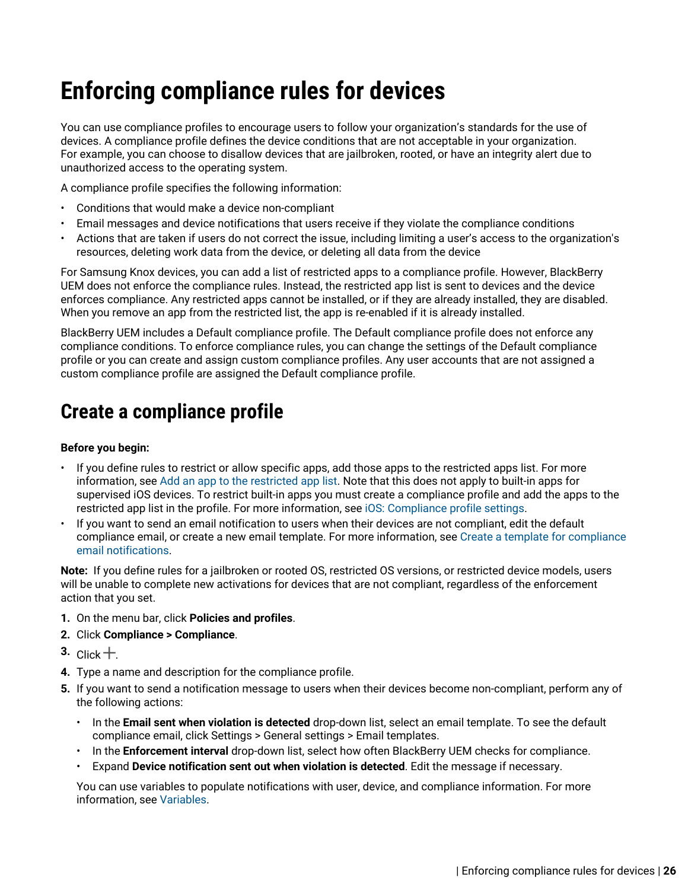# Enforcing compliance rules for devices

You can use compliance profiles to encourage users to follow your organization's standards for the use of devices. A compliance profile defines the device conditions that are not acceptable in your organization. For example, you can choose to disallow devices that are jailbroken, rooted, or have an integrity alert due to unauthorized access to the operating system.

A compliance profile specifies the following information:

- Conditions that would make a device non-compliant
- Email messages and device notifications that users receive if they violate the compliance conditions
- Actions that are taken if users do not correct the issue, including limiting a user's access to the organization's resources, deleting work data from the device, or deleting all data from the device

For Samsung Knox devices, you can add a list of restricted apps to a compliance profile. However, BlackBerry UEM does not enforce the compliance rules. Instead, the restricted app list is sent to devices and the device enforces compliance. Any restricted apps cannot be installed, or if they are already installed, they are disabled. When you remove an app from the restricted list, the app is re-enabled if it is already installed.

BlackBerry UEM includes a Default compliance profile. The Default compliance profile does not enforce any compliance conditions. To enforce compliance rules, you can change the settings of the Default compliance profile or you can create and assign custom compliance profiles. Any user accounts that are not assigned a custom compliance profile are assigned the Default compliance profile.

## Create a compliance profile

**Before you begin:**

- If you define rules to restrict or allow specific apps, add those apps to the restricted apps list. For more information, see Add an app to the restricted app list. Note that this does not apply to built-in apps for supervised iOS devices. To restrict built-in apps you must create a compliance profile and add the apps to the restricted app list in the profile. For more information, see iOS: Compliance profile settings.
- If you want to send an email notification to users when their devices are not compliant, edit the default compliance email, or create a new email template. For more information, see Create a template for compliance email notifications.

**Note:** If you define rules for a jailbroken or rooted OS, restricted OS versions, or restricted device models, users will be unable to complete new activations for devices that are not compliant, regardless of the enforcement action that you set.

1. On the menu bar, click **Policies and profiles**.
2. Click **Compliance > Compliance**.
3. Click +.
4. Type a name and description for the compliance profile.
5. If you want to send a notification message to users when their devices become non-compliant, perform any of the following actions:
   - In the **Email sent when violation is detected** drop-down list, select an email template. To see the default compliance email, click Settings > General settings > Email templates.
   - In the **Enforcement interval** drop-down list, select how often BlackBerry UEM checks for compliance.
   - Expand **Device notification sent out when violation is detected**. Edit the message if necessary.

   You can use variables to populate notifications with user, device, and compliance information. For more information, see Variables.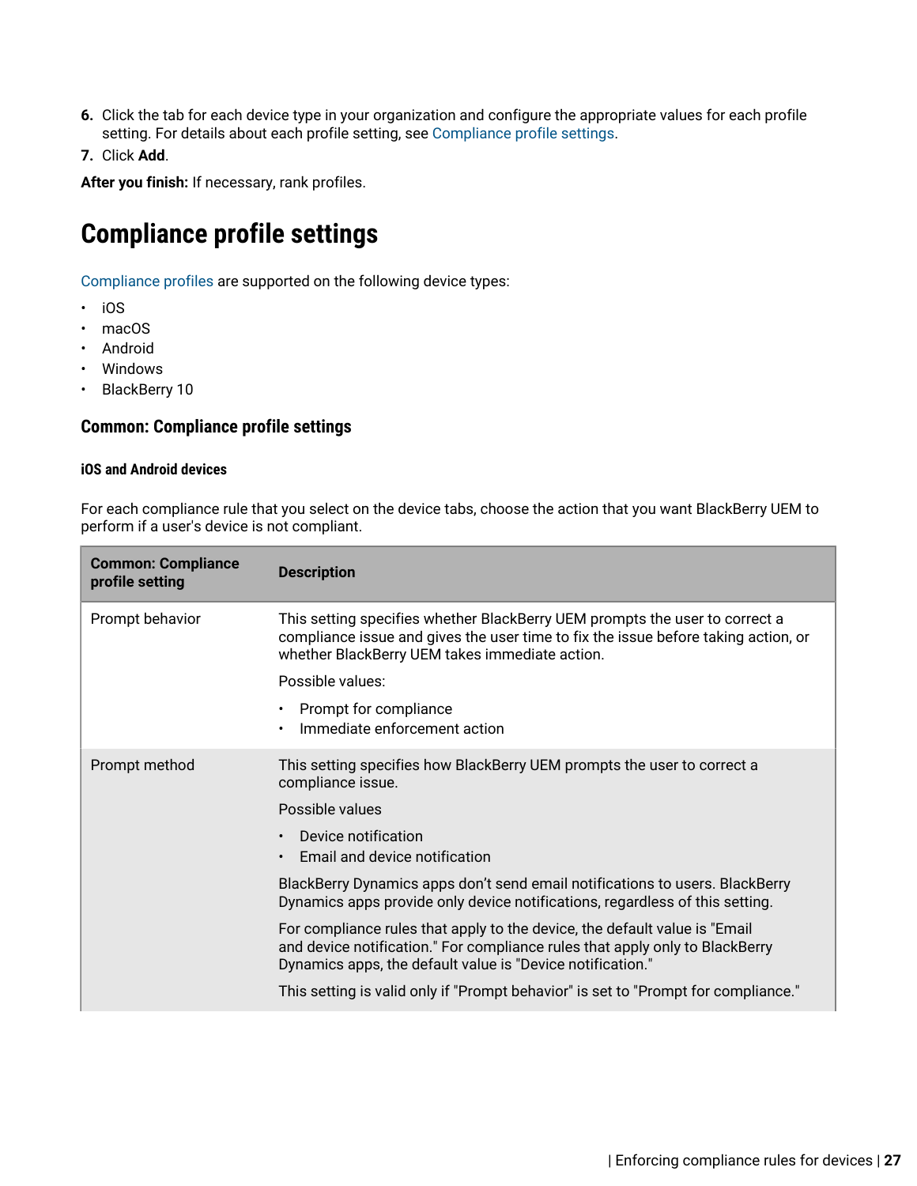6. Click the tab for each device type in your organization and configure the appropriate values for each profile setting. For details about each profile setting, see Compliance profile settings.
7. Click **Add**.

**After you finish:** If necessary, rank profiles.

# Compliance profile settings

Compliance profiles are supported on the following device types:

- iOS
- macOS
- Android
- Windows
- BlackBerry 10

## Common: Compliance profile settings

### iOS and Android devices

For each compliance rule that you select on the device tabs, choose the action that you want BlackBerry UEM to perform if a user's device is not compliant.

| Common: Compliance profile setting | Description |
| --- | --- |
| Prompt behavior | This setting specifies whether BlackBerry UEM prompts the user to correct a compliance issue and gives the user time to fix the issue before taking action, or whether BlackBerry UEM takes immediate action.<br><br>Possible values:<br><br>• Prompt for compliance<br>• Immediate enforcement action |
| Prompt method | This setting specifies how BlackBerry UEM prompts the user to correct a compliance issue.<br><br>Possible values<br><br>• Device notification<br>• Email and device notification<br><br>BlackBerry Dynamics apps don't send email notifications to users. BlackBerry Dynamics apps provide only device notifications, regardless of this setting.<br><br>For compliance rules that apply to the device, the default value is "Email and device notification." For compliance rules that apply only to BlackBerry Dynamics apps, the default value is "Device notification."<br><br>This setting is valid only if "Prompt behavior" is set to "Prompt for compliance." |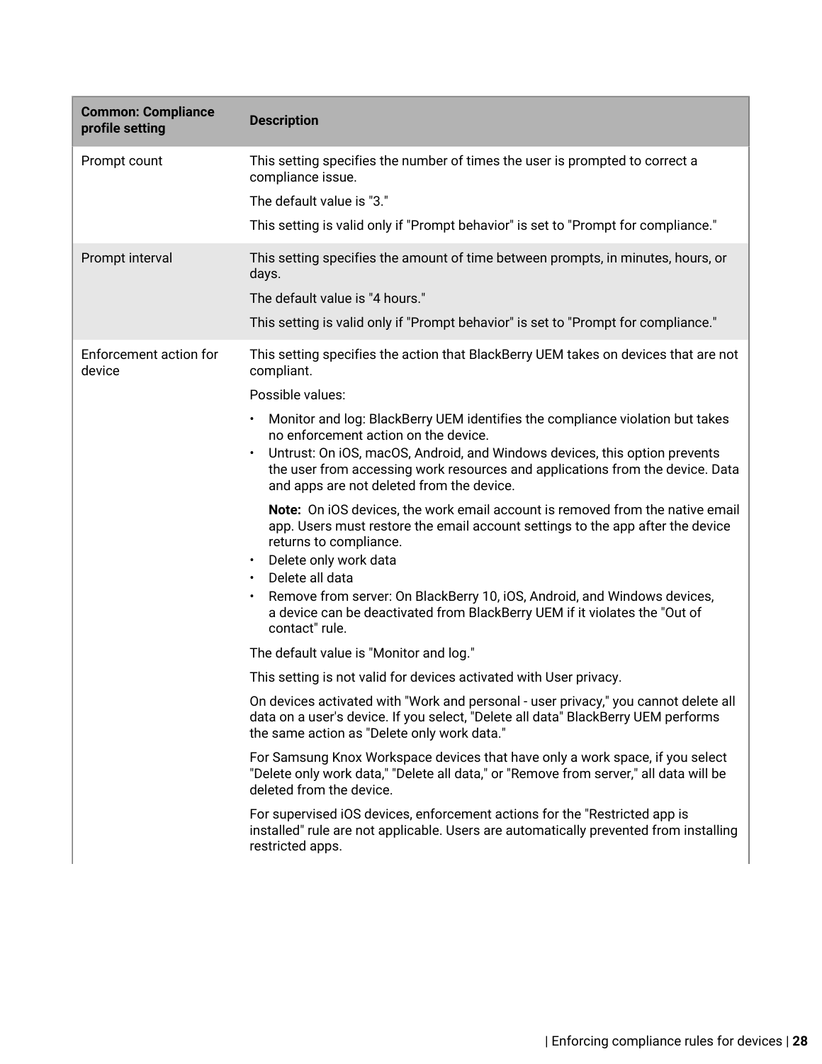| Common: Compliance profile setting | Description |
|---|---|
| Prompt count | This setting specifies the number of times the user is prompted to correct a compliance issue.<br><br>The default value is "3."<br><br>This setting is valid only if "Prompt behavior" is set to "Prompt for compliance." |
| Prompt interval | This setting specifies the amount of time between prompts, in minutes, hours, or days.<br><br>The default value is "4 hours."<br><br>This setting is valid only if "Prompt behavior" is set to "Prompt for compliance." |
| Enforcement action for device | This setting specifies the action that BlackBerry UEM takes on devices that are not compliant.<br><br>Possible values:<br><br>• Monitor and log: BlackBerry UEM identifies the compliance violation but takes no enforcement action on the device.<br>• Untrust: On iOS, macOS, Android, and Windows devices, this option prevents the user from accessing work resources and applications from the device. Data and apps are not deleted from the device.<br><br>**Note:** On iOS devices, the work email account is removed from the native email app. Users must restore the email account settings to the app after the device returns to compliance.<br>• Delete only work data<br>• Delete all data<br>• Remove from server: On BlackBerry 10, iOS, Android, and Windows devices, a device can be deactivated from BlackBerry UEM if it violates the "Out of contact" rule.<br><br>The default value is "Monitor and log."<br><br>This setting is not valid for devices activated with User privacy.<br><br>On devices activated with "Work and personal - user privacy," you cannot delete all data on a user's device. If you select, "Delete all data" BlackBerry UEM performs the same action as "Delete only work data."<br><br>For Samsung Knox Workspace devices that have only a work space, if you select "Delete only work data," "Delete all data," or "Remove from server," all data will be deleted from the device.<br><br>For supervised iOS devices, enforcement actions for the "Restricted app is installed" rule are not applicable. Users are automatically prevented from installing restricted apps. |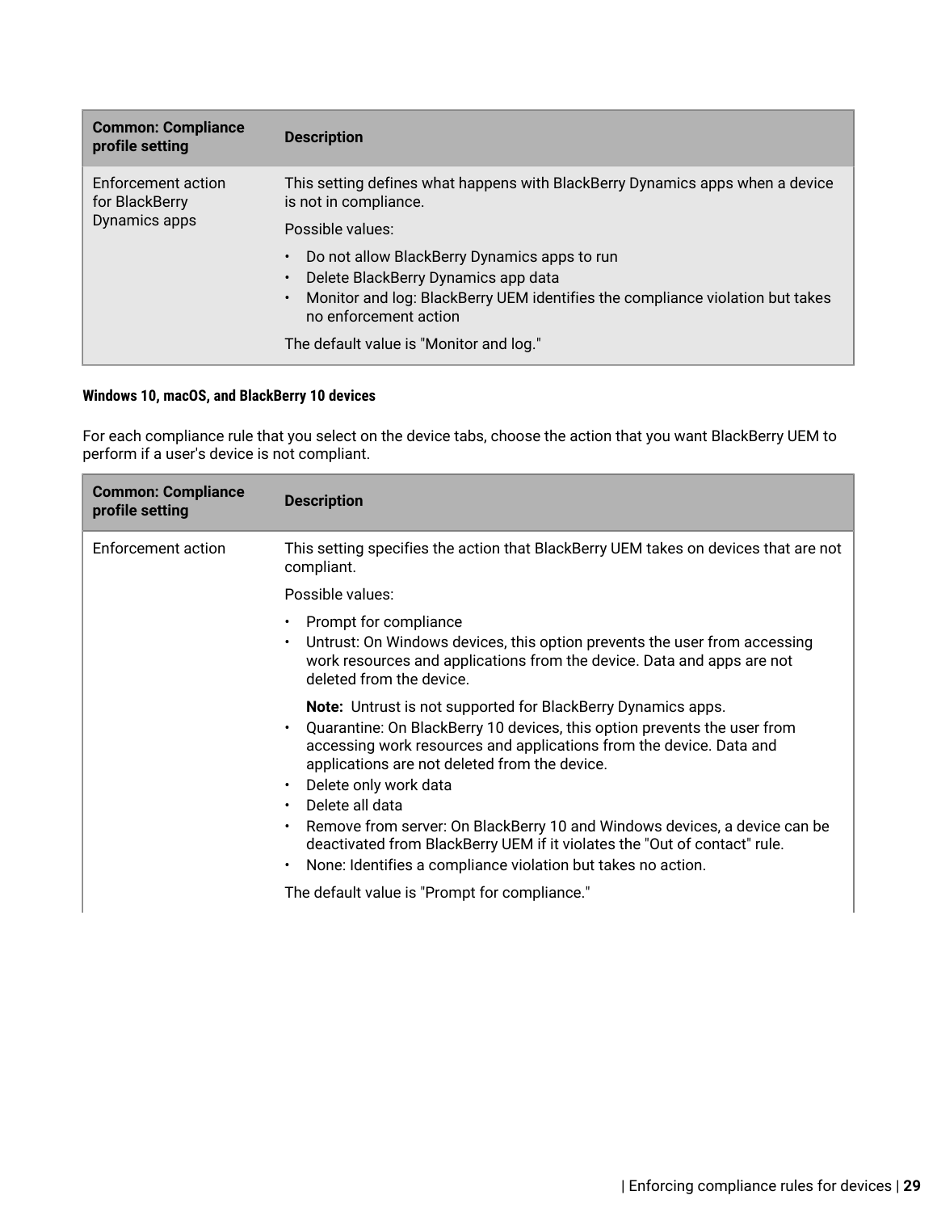| Common: Compliance profile setting | Description |
|---|---|
| Enforcement action for BlackBerry Dynamics apps | This setting defines what happens with BlackBerry Dynamics apps when a device is not in compliance.<br><br>Possible values:<br><br>• Do not allow BlackBerry Dynamics apps to run<br>• Delete BlackBerry Dynamics app data<br>• Monitor and log: BlackBerry UEM identifies the compliance violation but takes no enforcement action<br><br>The default value is "Monitor and log." |

#### Windows 10, macOS, and BlackBerry 10 devices

For each compliance rule that you select on the device tabs, choose the action that you want BlackBerry UEM to perform if a user's device is not compliant.

| Common: Compliance profile setting | Description |
|---|---|
| Enforcement action | This setting specifies the action that BlackBerry UEM takes on devices that are not compliant.<br><br>Possible values:<br><br>• Prompt for compliance<br>• Untrust: On Windows devices, this option prevents the user from accessing work resources and applications from the device. Data and apps are not deleted from the device.<br><br>**Note:** Untrust is not supported for BlackBerry Dynamics apps.<br>• Quarantine: On BlackBerry 10 devices, this option prevents the user from accessing work resources and applications from the device. Data and applications are not deleted from the device.<br>• Delete only work data<br>• Delete all data<br>• Remove from server: On BlackBerry 10 and Windows devices, a device can be deactivated from BlackBerry UEM if it violates the "Out of contact" rule.<br>• None: Identifies a compliance violation but takes no action.<br><br>The default value is "Prompt for compliance." |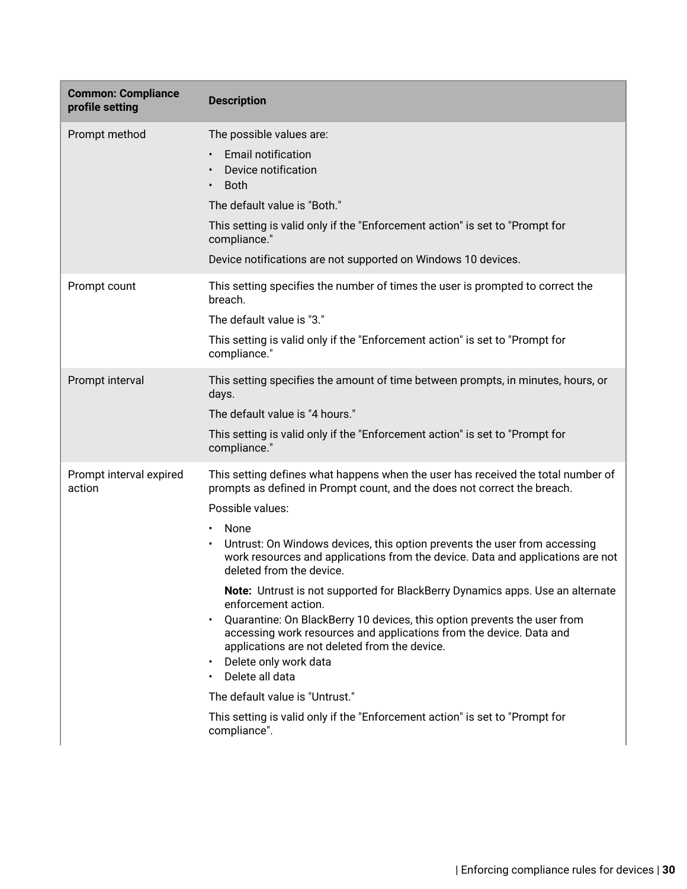| Common: Compliance profile setting | Description |
|---|---|
| Prompt method | The possible values are:<br><br>• Email notification<br>• Device notification<br>• Both<br><br>The default value is "Both."<br><br>This setting is valid only if the "Enforcement action" is set to "Prompt for compliance."<br><br>Device notifications are not supported on Windows 10 devices. |
| Prompt count | This setting specifies the number of times the user is prompted to correct the breach.<br><br>The default value is "3."<br><br>This setting is valid only if the "Enforcement action" is set to "Prompt for compliance." |
| Prompt interval | This setting specifies the amount of time between prompts, in minutes, hours, or days.<br><br>The default value is "4 hours."<br><br>This setting is valid only if the "Enforcement action" is set to "Prompt for compliance." |
| Prompt interval expired action | This setting defines what happens when the user has received the total number of prompts as defined in Prompt count, and the does not correct the breach.<br><br>Possible values:<br><br>• None<br>• Untrust: On Windows devices, this option prevents the user from accessing work resources and applications from the device. Data and applications are not deleted from the device.<br><br>**Note:** Untrust is not supported for BlackBerry Dynamics apps. Use an alternate enforcement action.<br>• Quarantine: On BlackBerry 10 devices, this option prevents the user from accessing work resources and applications from the device. Data and applications are not deleted from the device.<br>• Delete only work data<br>• Delete all data<br><br>The default value is "Untrust."<br><br>This setting is valid only if the "Enforcement action" is set to "Prompt for compliance". |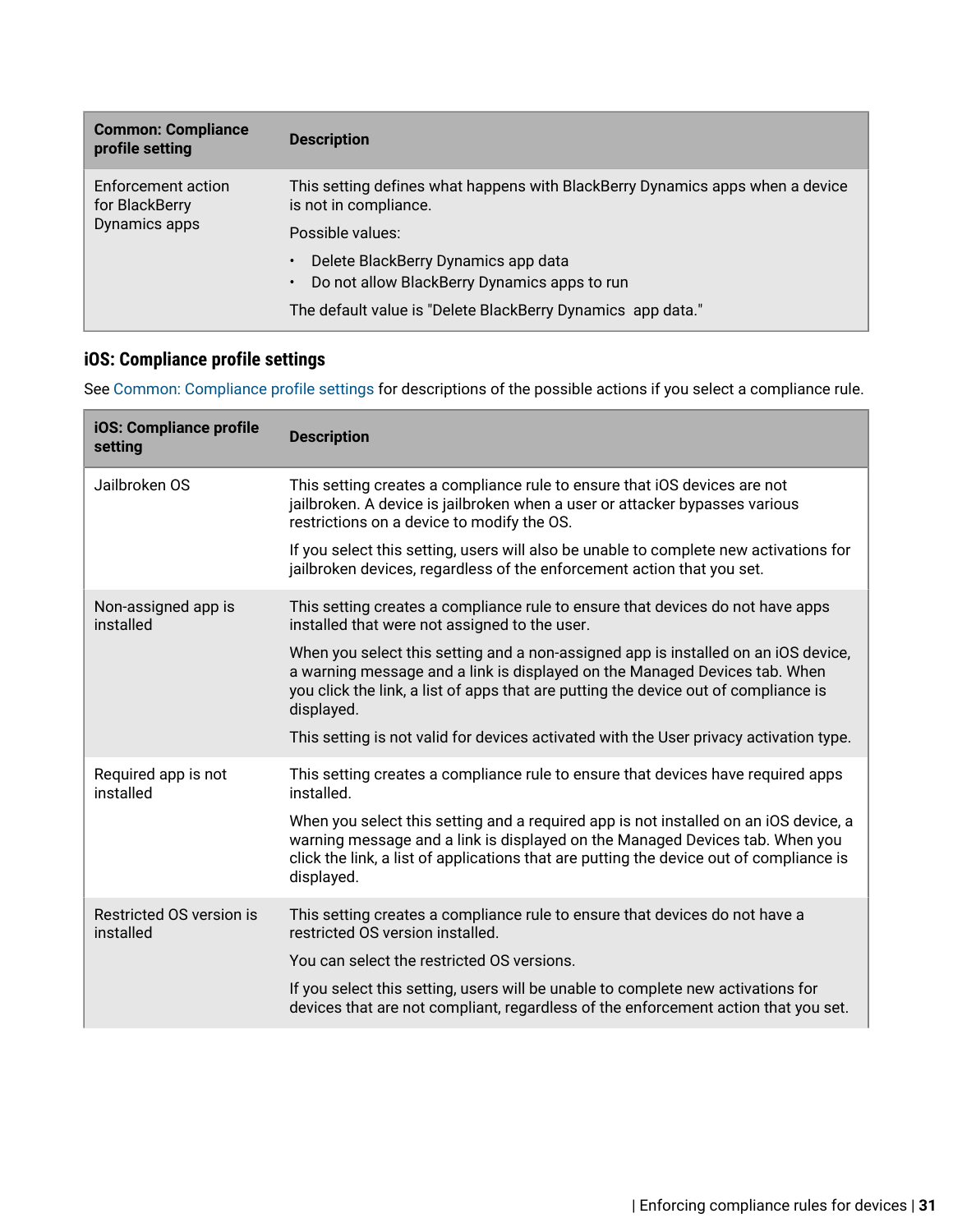| Common: Compliance profile setting | Description |
| --- | --- |
| Enforcement action for BlackBerry Dynamics apps | This setting defines what happens with BlackBerry Dynamics apps when a device is not in compliance.<br><br>Possible values:<br><br>• Delete BlackBerry Dynamics app data<br>• Do not allow BlackBerry Dynamics apps to run<br><br>The default value is "Delete BlackBerry Dynamics app data." |

### iOS: Compliance profile settings

See Common: Compliance profile settings for descriptions of the possible actions if you select a compliance rule.

| iOS: Compliance profile setting | Description |
| --- | --- |
| Jailbroken OS | This setting creates a compliance rule to ensure that iOS devices are not jailbroken. A device is jailbroken when a user or attacker bypasses various restrictions on a device to modify the OS.<br><br>If you select this setting, users will also be unable to complete new activations for jailbroken devices, regardless of the enforcement action that you set. |
| Non-assigned app is installed | This setting creates a compliance rule to ensure that devices do not have apps installed that were not assigned to the user.<br><br>When you select this setting and a non-assigned app is installed on an iOS device, a warning message and a link is displayed on the Managed Devices tab. When you click the link, a list of apps that are putting the device out of compliance is displayed.<br><br>This setting is not valid for devices activated with the User privacy activation type. |
| Required app is not installed | This setting creates a compliance rule to ensure that devices have required apps installed.<br><br>When you select this setting and a required app is not installed on an iOS device, a warning message and a link is displayed on the Managed Devices tab. When you click the link, a list of applications that are putting the device out of compliance is displayed. |
| Restricted OS version is installed | This setting creates a compliance rule to ensure that devices do not have a restricted OS version installed.<br><br>You can select the restricted OS versions.<br><br>If you select this setting, users will be unable to complete new activations for devices that are not compliant, regardless of the enforcement action that you set. |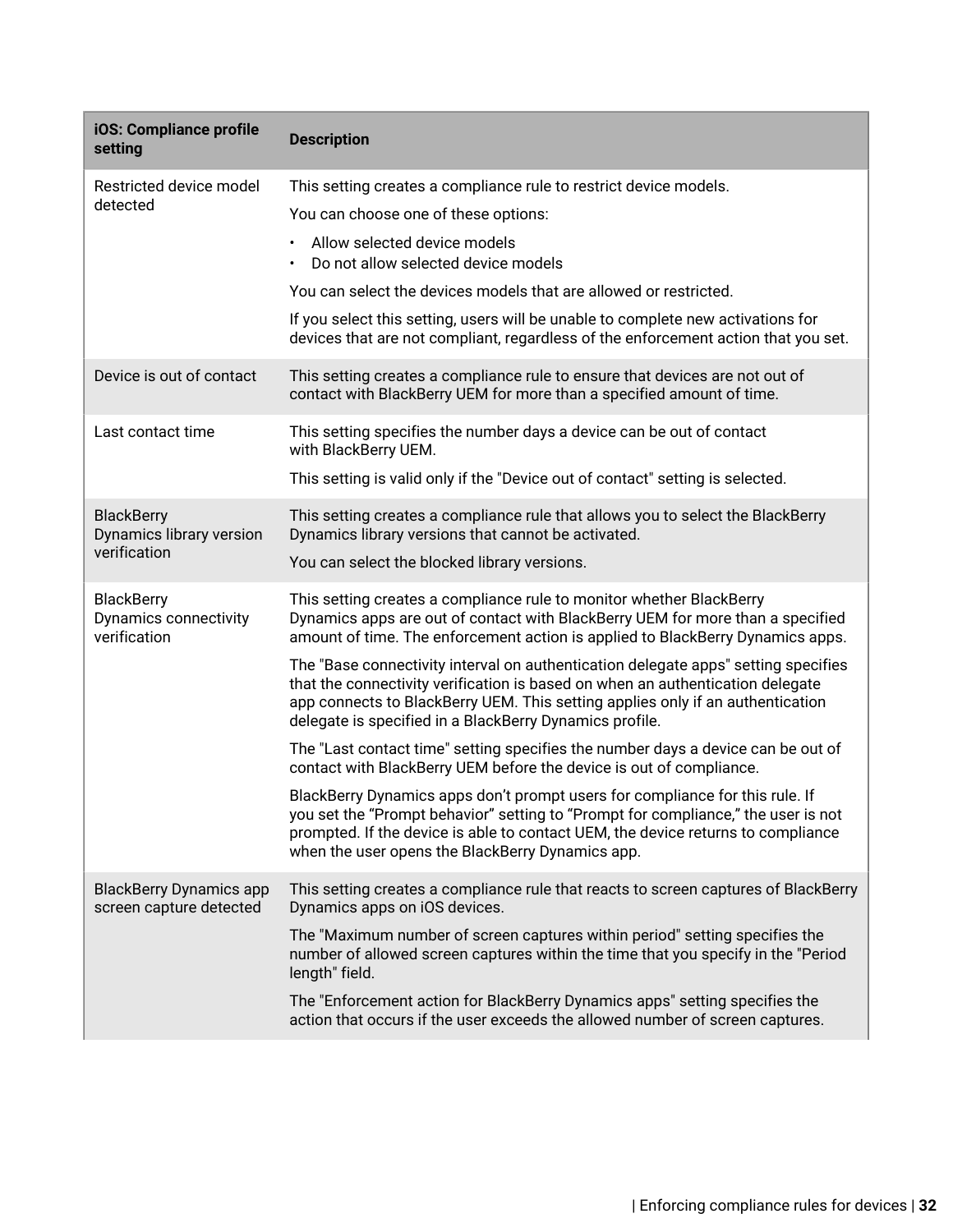| iOS: Compliance profile setting | Description |
|---|---|
| Restricted device model detected | This setting creates a compliance rule to restrict device models.<br><br>You can choose one of these options:<br><br>• Allow selected device models<br>• Do not allow selected device models<br><br>You can select the devices models that are allowed or restricted.<br><br>If you select this setting, users will be unable to complete new activations for devices that are not compliant, regardless of the enforcement action that you set. |
| Device is out of contact | This setting creates a compliance rule to ensure that devices are not out of contact with BlackBerry UEM for more than a specified amount of time. |
| Last contact time | This setting specifies the number days a device can be out of contact with BlackBerry UEM.<br><br>This setting is valid only if the "Device out of contact" setting is selected. |
| BlackBerry Dynamics library version verification | This setting creates a compliance rule that allows you to select the BlackBerry Dynamics library versions that cannot be activated.<br><br>You can select the blocked library versions. |
| BlackBerry Dynamics connectivity verification | This setting creates a compliance rule to monitor whether BlackBerry Dynamics apps are out of contact with BlackBerry UEM for more than a specified amount of time. The enforcement action is applied to BlackBerry Dynamics apps.<br><br>The "Base connectivity interval on authentication delegate apps" setting specifies that the connectivity verification is based on when an authentication delegate app connects to BlackBerry UEM. This setting applies only if an authentication delegate is specified in a BlackBerry Dynamics profile.<br><br>The "Last contact time" setting specifies the number days a device can be out of contact with BlackBerry UEM before the device is out of compliance.<br><br>BlackBerry Dynamics apps don't prompt users for compliance for this rule. If you set the "Prompt behavior" setting to "Prompt for compliance," the user is not prompted. If the device is able to contact UEM, the device returns to compliance when the user opens the BlackBerry Dynamics app. |
| BlackBerry Dynamics app screen capture detected | This setting creates a compliance rule that reacts to screen captures of BlackBerry Dynamics apps on iOS devices.<br><br>The "Maximum number of screen captures within period" setting specifies the number of allowed screen captures within the time that you specify in the "Period length" field.<br><br>The "Enforcement action for BlackBerry Dynamics apps" setting specifies the action that occurs if the user exceeds the allowed number of screen captures. |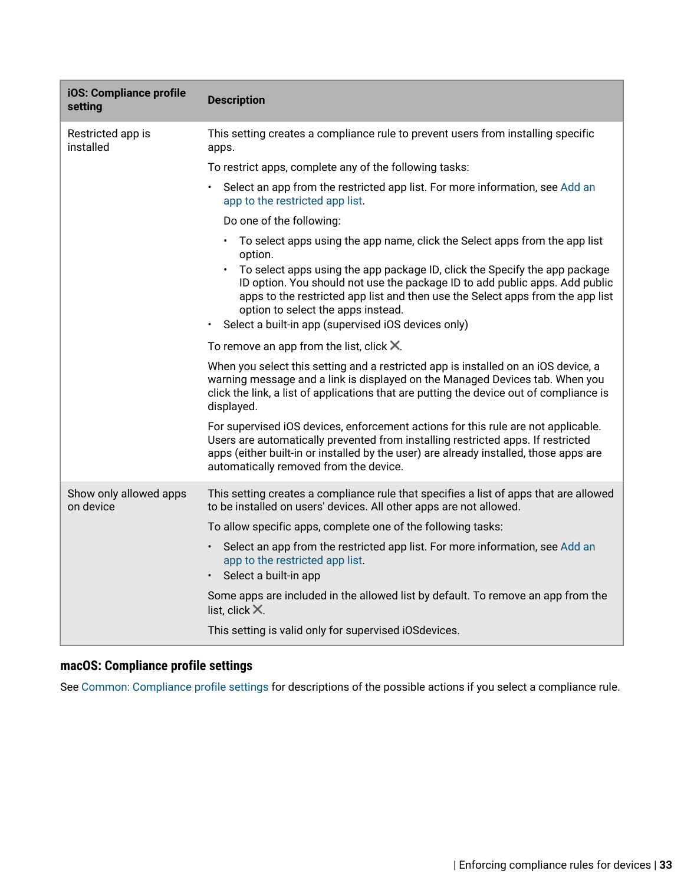| iOS: Compliance profile setting | Description |
|---|---|
| Restricted app is installed | This setting creates a compliance rule to prevent users from installing specific apps.<br><br>To restrict apps, complete any of the following tasks:<br><br>• Select an app from the restricted app list. For more information, see Add an app to the restricted app list.<br><br>Do one of the following:<br><br>• To select apps using the app name, click the Select apps from the app list option.<br>• To select apps using the app package ID, click the Specify the app package ID option. You should not use the package ID to add public apps. Add public apps to the restricted app list and then use the Select apps from the app list option to select the apps instead.<br><br>• Select a built-in app (supervised iOS devices only)<br><br>To remove an app from the list, click ✕.<br><br>When you select this setting and a restricted app is installed on an iOS device, a warning message and a link is displayed on the Managed Devices tab. When you click the link, a list of applications that are putting the device out of compliance is displayed.<br><br>For supervised iOS devices, enforcement actions for this rule are not applicable. Users are automatically prevented from installing restricted apps. If restricted apps (either built-in or installed by the user) are already installed, those apps are automatically removed from the device. |
| Show only allowed apps on device | This setting creates a compliance rule that specifies a list of apps that are allowed to be installed on users' devices. All other apps are not allowed.<br><br>To allow specific apps, complete one of the following tasks:<br><br>• Select an app from the restricted app list. For more information, see Add an app to the restricted app list.<br>• Select a built-in app<br><br>Some apps are included in the allowed list by default. To remove an app from the list, click ✕.<br><br>This setting is valid only for supervised iOSdevices. |

## macOS: Compliance profile settings

See Common: Compliance profile settings for descriptions of the possible actions if you select a compliance rule.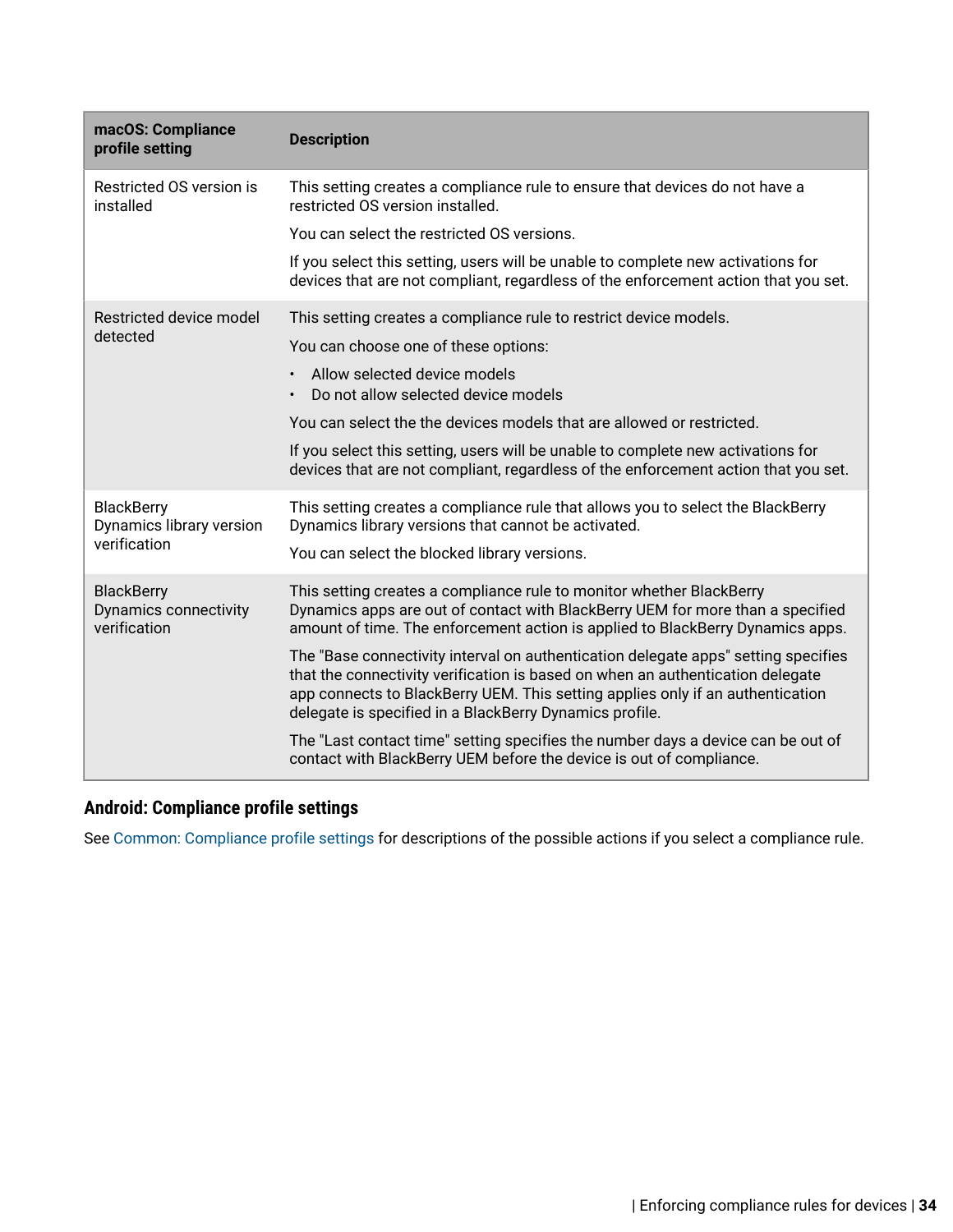| macOS: Compliance profile setting | Description |
|---|---|
| Restricted OS version is installed | This setting creates a compliance rule to ensure that devices do not have a restricted OS version installed.<br><br>You can select the restricted OS versions.<br><br>If you select this setting, users will be unable to complete new activations for devices that are not compliant, regardless of the enforcement action that you set. |
| Restricted device model detected | This setting creates a compliance rule to restrict device models.<br><br>You can choose one of these options:<br><br>• Allow selected device models<br>• Do not allow selected device models<br><br>You can select the the devices models that are allowed or restricted.<br><br>If you select this setting, users will be unable to complete new activations for devices that are not compliant, regardless of the enforcement action that you set. |
| BlackBerry Dynamics library version verification | This setting creates a compliance rule that allows you to select the BlackBerry Dynamics library versions that cannot be activated.<br><br>You can select the blocked library versions. |
| BlackBerry Dynamics connectivity verification | This setting creates a compliance rule to monitor whether BlackBerry Dynamics apps are out of contact with BlackBerry UEM for more than a specified amount of time. The enforcement action is applied to BlackBerry Dynamics apps.<br><br>The "Base connectivity interval on authentication delegate apps" setting specifies that the connectivity verification is based on when an authentication delegate app connects to BlackBerry UEM. This setting applies only if an authentication delegate is specified in a BlackBerry Dynamics profile.<br><br>The "Last contact time" setting specifies the number days a device can be out of contact with BlackBerry UEM before the device is out of compliance. |

## Android: Compliance profile settings

See Common: Compliance profile settings for descriptions of the possible actions if you select a compliance rule.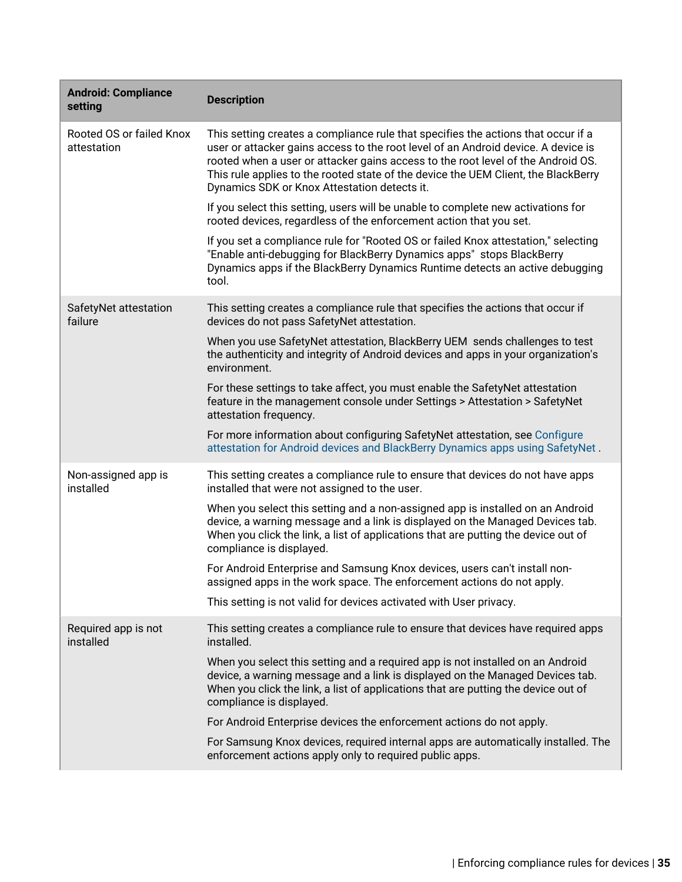| Android: Compliance setting | Description |
|---|---|
| Rooted OS or failed Knox attestation | This setting creates a compliance rule that specifies the actions that occur if a user or attacker gains access to the root level of an Android device. A device is rooted when a user or attacker gains access to the root level of the Android OS. This rule applies to the rooted state of the device the UEM Client, the BlackBerry Dynamics SDK or Knox Attestation detects it.<br><br>If you select this setting, users will be unable to complete new activations for rooted devices, regardless of the enforcement action that you set.<br><br>If you set a compliance rule for "Rooted OS or failed Knox attestation," selecting "Enable anti-debugging for BlackBerry Dynamics apps" stops BlackBerry Dynamics apps if the BlackBerry Dynamics Runtime detects an active debugging tool. |
| SafetyNet attestation failure | This setting creates a compliance rule that specifies the actions that occur if devices do not pass SafetyNet attestation.<br><br>When you use SafetyNet attestation, BlackBerry UEM sends challenges to test the authenticity and integrity of Android devices and apps in your organization's environment.<br><br>For these settings to take affect, you must enable the SafetyNet attestation feature in the management console under Settings > Attestation > SafetyNet attestation frequency.<br><br>For more information about configuring SafetyNet attestation, see Configure attestation for Android devices and BlackBerry Dynamics apps using SafetyNet . |
| Non-assigned app is installed | This setting creates a compliance rule to ensure that devices do not have apps installed that were not assigned to the user.<br><br>When you select this setting and a non-assigned app is installed on an Android device, a warning message and a link is displayed on the Managed Devices tab. When you click the link, a list of applications that are putting the device out of compliance is displayed.<br><br>For Android Enterprise and Samsung Knox devices, users can't install non-assigned apps in the work space. The enforcement actions do not apply.<br><br>This setting is not valid for devices activated with User privacy. |
| Required app is not installed | This setting creates a compliance rule to ensure that devices have required apps installed.<br><br>When you select this setting and a required app is not installed on an Android device, a warning message and a link is displayed on the Managed Devices tab. When you click the link, a list of applications that are putting the device out of compliance is displayed.<br><br>For Android Enterprise devices the enforcement actions do not apply.<br><br>For Samsung Knox devices, required internal apps are automatically installed. The enforcement actions apply only to required public apps. |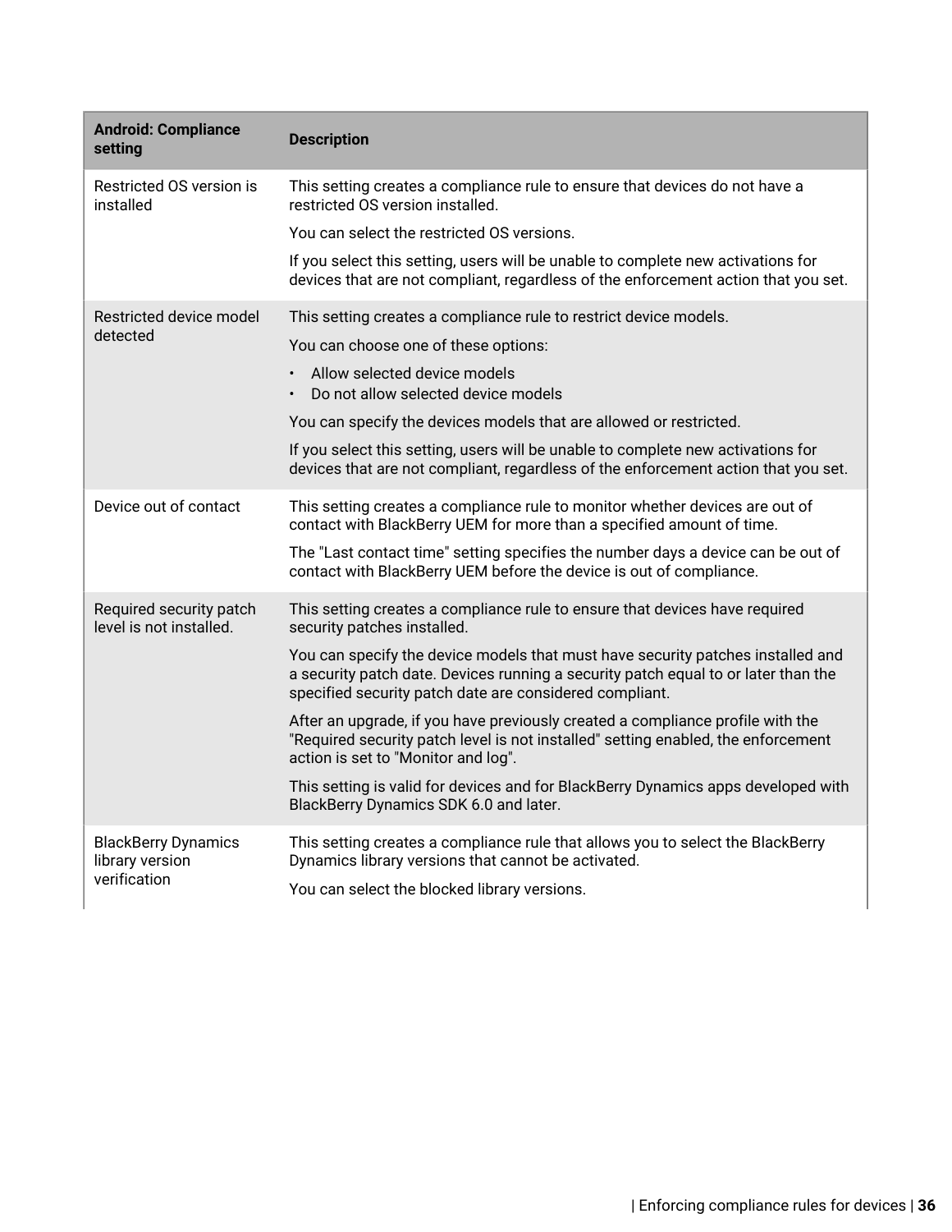| Android: Compliance setting | Description |
|---|---|
| Restricted OS version is installed | This setting creates a compliance rule to ensure that devices do not have a restricted OS version installed.<br><br>You can select the restricted OS versions.<br><br>If you select this setting, users will be unable to complete new activations for devices that are not compliant, regardless of the enforcement action that you set. |
| Restricted device model detected | This setting creates a compliance rule to restrict device models.<br><br>You can choose one of these options:<br><br>• Allow selected device models<br>• Do not allow selected device models<br><br>You can specify the devices models that are allowed or restricted.<br><br>If you select this setting, users will be unable to complete new activations for devices that are not compliant, regardless of the enforcement action that you set. |
| Device out of contact | This setting creates a compliance rule to monitor whether devices are out of contact with BlackBerry UEM for more than a specified amount of time.<br><br>The "Last contact time" setting specifies the number days a device can be out of contact with BlackBerry UEM before the device is out of compliance. |
| Required security patch level is not installed. | This setting creates a compliance rule to ensure that devices have required security patches installed.<br><br>You can specify the device models that must have security patches installed and a security patch date. Devices running a security patch equal to or later than the specified security patch date are considered compliant.<br><br>After an upgrade, if you have previously created a compliance profile with the "Required security patch level is not installed" setting enabled, the enforcement action is set to "Monitor and log".<br><br>This setting is valid for devices and for BlackBerry Dynamics apps developed with BlackBerry Dynamics SDK 6.0 and later. |
| BlackBerry Dynamics library version verification | This setting creates a compliance rule that allows you to select the BlackBerry Dynamics library versions that cannot be activated.<br><br>You can select the blocked library versions. |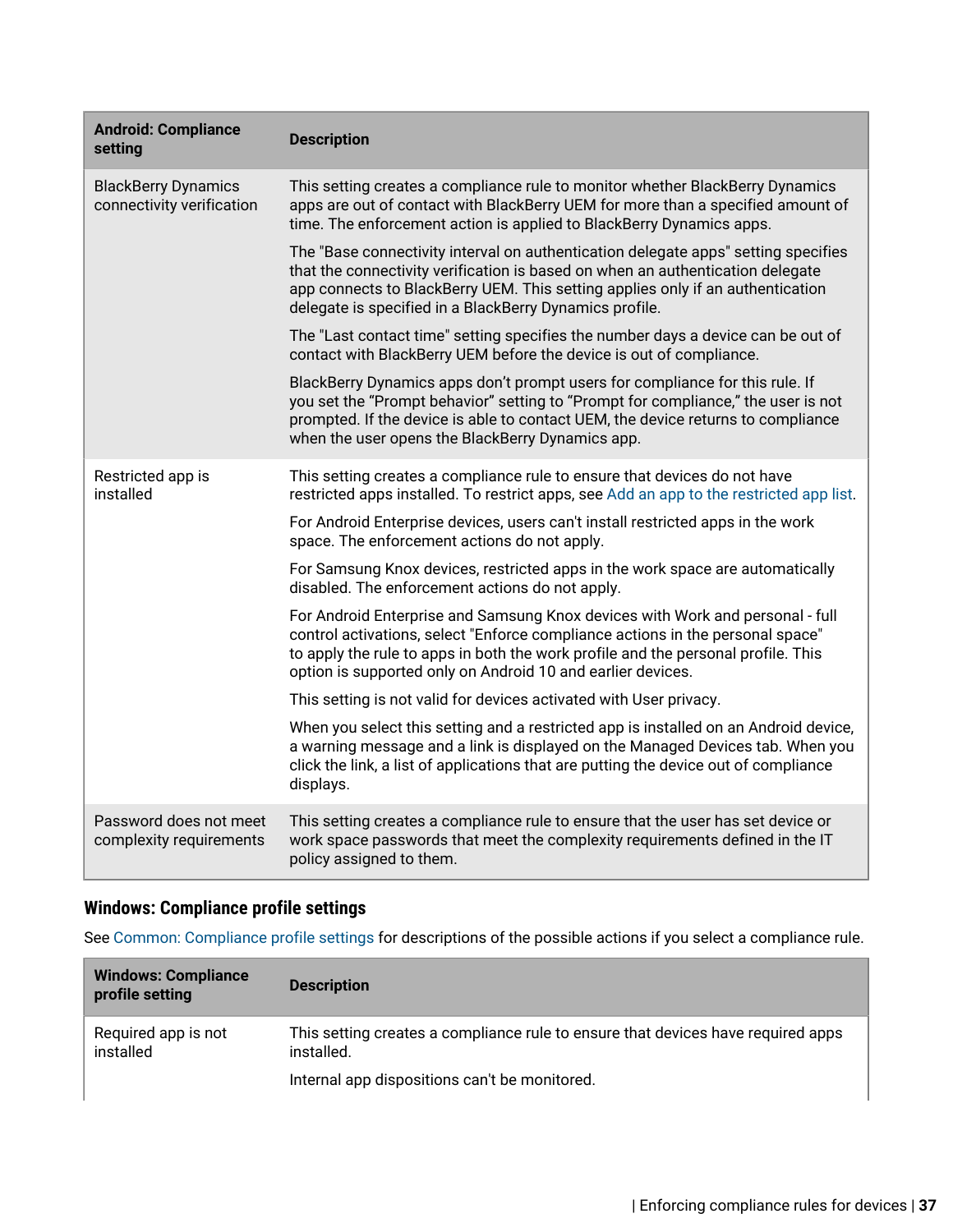| Android: Compliance setting | Description |
|---|---|
| BlackBerry Dynamics connectivity verification | This setting creates a compliance rule to monitor whether BlackBerry Dynamics apps are out of contact with BlackBerry UEM for more than a specified amount of time. The enforcement action is applied to BlackBerry Dynamics apps.<br><br>The "Base connectivity interval on authentication delegate apps" setting specifies that the connectivity verification is based on when an authentication delegate app connects to BlackBerry UEM. This setting applies only if an authentication delegate is specified in a BlackBerry Dynamics profile.<br><br>The "Last contact time" setting specifies the number days a device can be out of contact with BlackBerry UEM before the device is out of compliance.<br><br>BlackBerry Dynamics apps don't prompt users for compliance for this rule. If you set the "Prompt behavior" setting to "Prompt for compliance," the user is not prompted. If the device is able to contact UEM, the device returns to compliance when the user opens the BlackBerry Dynamics app. |
| Restricted app is installed | This setting creates a compliance rule to ensure that devices do not have restricted apps installed. To restrict apps, see Add an app to the restricted app list.<br><br>For Android Enterprise devices, users can't install restricted apps in the work space. The enforcement actions do not apply.<br><br>For Samsung Knox devices, restricted apps in the work space are automatically disabled. The enforcement actions do not apply.<br><br>For Android Enterprise and Samsung Knox devices with Work and personal - full control activations, select "Enforce compliance actions in the personal space" to apply the rule to apps in both the work profile and the personal profile. This option is supported only on Android 10 and earlier devices.<br><br>This setting is not valid for devices activated with User privacy.<br><br>When you select this setting and a restricted app is installed on an Android device, a warning message and a link is displayed on the Managed Devices tab. When you click the link, a list of applications that are putting the device out of compliance displays. |
| Password does not meet complexity requirements | This setting creates a compliance rule to ensure that the user has set device or work space passwords that meet the complexity requirements defined in the IT policy assigned to them. |

## Windows: Compliance profile settings

See Common: Compliance profile settings for descriptions of the possible actions if you select a compliance rule.

| Windows: Compliance profile setting | Description |
|---|---|
| Required app is not installed | This setting creates a compliance rule to ensure that devices have required apps installed.<br><br>Internal app dispositions can't be monitored. |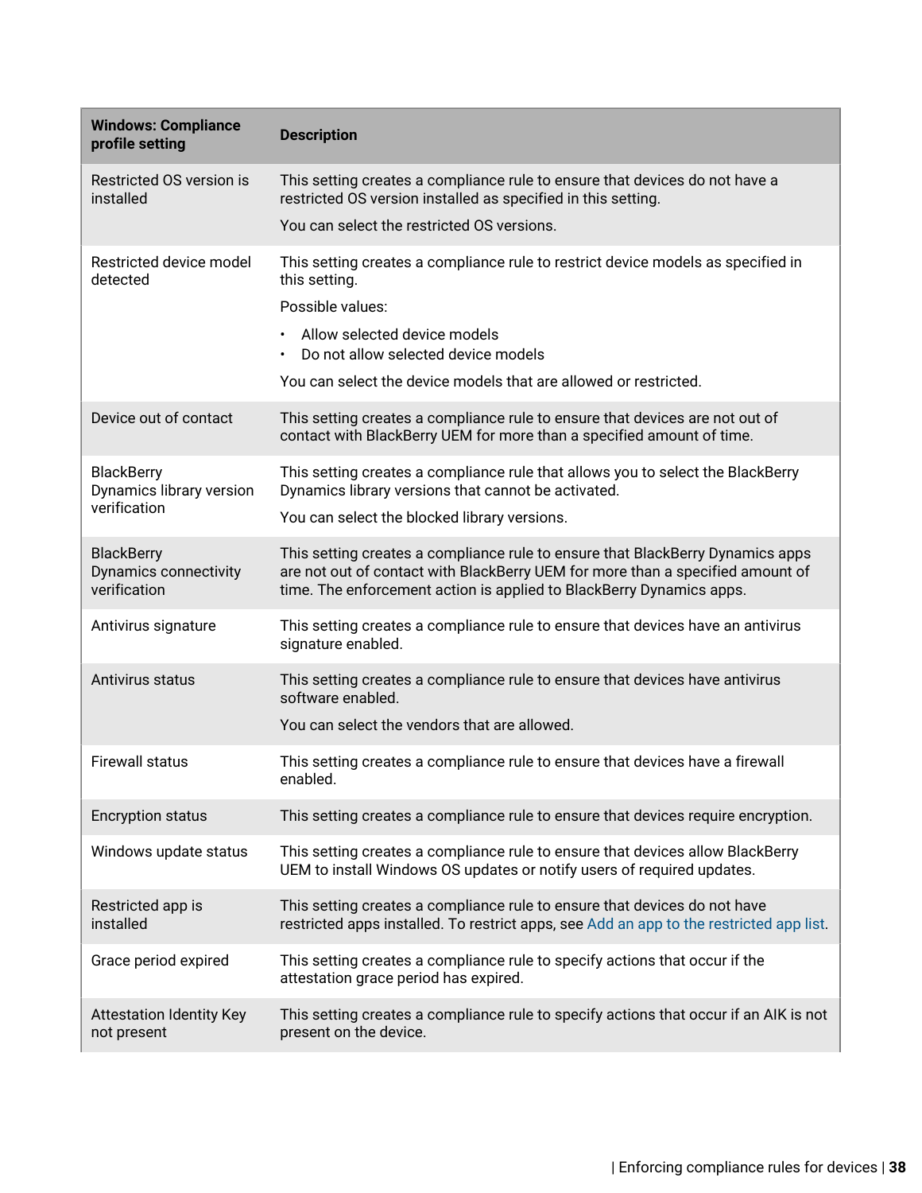| Windows: Compliance profile setting | Description |
|---|---|
| Restricted OS version is installed | This setting creates a compliance rule to ensure that devices do not have a restricted OS version installed as specified in this setting.<br><br>You can select the restricted OS versions. |
| Restricted device model detected | This setting creates a compliance rule to restrict device models as specified in this setting.<br><br>Possible values:<br><br>• Allow selected device models<br>• Do not allow selected device models<br><br>You can select the device models that are allowed or restricted. |
| Device out of contact | This setting creates a compliance rule to ensure that devices are not out of contact with BlackBerry UEM for more than a specified amount of time. |
| BlackBerry Dynamics library version verification | This setting creates a compliance rule that allows you to select the BlackBerry Dynamics library versions that cannot be activated.<br><br>You can select the blocked library versions. |
| BlackBerry Dynamics connectivity verification | This setting creates a compliance rule to ensure that BlackBerry Dynamics apps are not out of contact with BlackBerry UEM for more than a specified amount of time. The enforcement action is applied to BlackBerry Dynamics apps. |
| Antivirus signature | This setting creates a compliance rule to ensure that devices have an antivirus signature enabled. |
| Antivirus status | This setting creates a compliance rule to ensure that devices have antivirus software enabled.<br><br>You can select the vendors that are allowed. |
| Firewall status | This setting creates a compliance rule to ensure that devices have a firewall enabled. |
| Encryption status | This setting creates a compliance rule to ensure that devices require encryption. |
| Windows update status | This setting creates a compliance rule to ensure that devices allow BlackBerry UEM to install Windows OS updates or notify users of required updates. |
| Restricted app is installed | This setting creates a compliance rule to ensure that devices do not have restricted apps installed. To restrict apps, see Add an app to the restricted app list. |
| Grace period expired | This setting creates a compliance rule to specify actions that occur if the attestation grace period has expired. |
| Attestation Identity Key not present | This setting creates a compliance rule to specify actions that occur if an AIK is not present on the device. |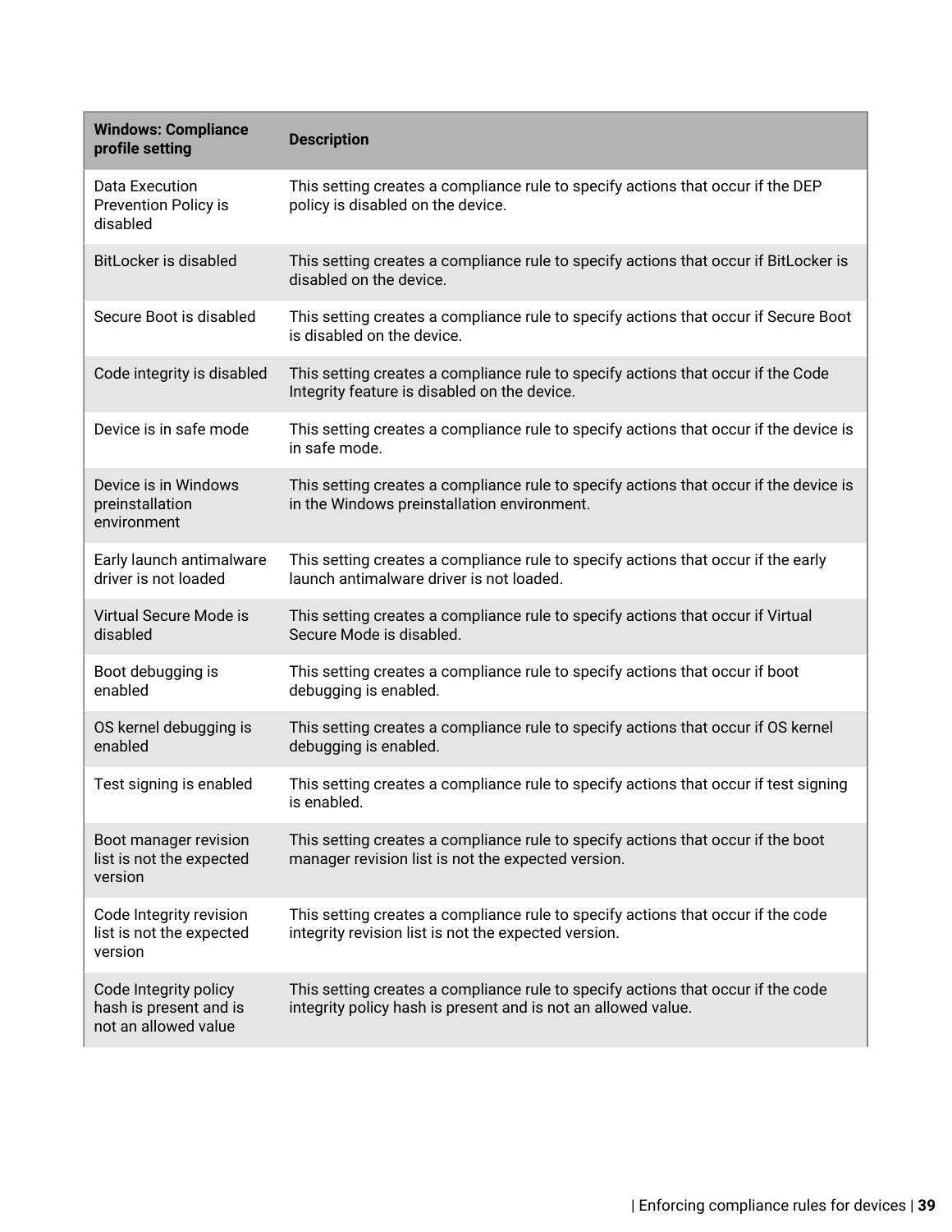| Windows: Compliance profile setting | Description |
|---|---|
| Data Execution Prevention Policy is disabled | This setting creates a compliance rule to specify actions that occur if the DEP policy is disabled on the device. |
| BitLocker is disabled | This setting creates a compliance rule to specify actions that occur if BitLocker is disabled on the device. |
| Secure Boot is disabled | This setting creates a compliance rule to specify actions that occur if Secure Boot is disabled on the device. |
| Code integrity is disabled | This setting creates a compliance rule to specify actions that occur if the Code Integrity feature is disabled on the device. |
| Device is in safe mode | This setting creates a compliance rule to specify actions that occur if the device is in safe mode. |
| Device is in Windows preinstallation environment | This setting creates a compliance rule to specify actions that occur if the device is in the Windows preinstallation environment. |
| Early launch antimalware driver is not loaded | This setting creates a compliance rule to specify actions that occur if the early launch antimalware driver is not loaded. |
| Virtual Secure Mode is disabled | This setting creates a compliance rule to specify actions that occur if Virtual Secure Mode is disabled. |
| Boot debugging is enabled | This setting creates a compliance rule to specify actions that occur if boot debugging is enabled. |
| OS kernel debugging is enabled | This setting creates a compliance rule to specify actions that occur if OS kernel debugging is enabled. |
| Test signing is enabled | This setting creates a compliance rule to specify actions that occur if test signing is enabled. |
| Boot manager revision list is not the expected version | This setting creates a compliance rule to specify actions that occur if the boot manager revision list is not the expected version. |
| Code Integrity revision list is not the expected version | This setting creates a compliance rule to specify actions that occur if the code integrity revision list is not the expected version. |
| Code Integrity policy hash is present and is not an allowed value | This setting creates a compliance rule to specify actions that occur if the code integrity policy hash is present and is not an allowed value. |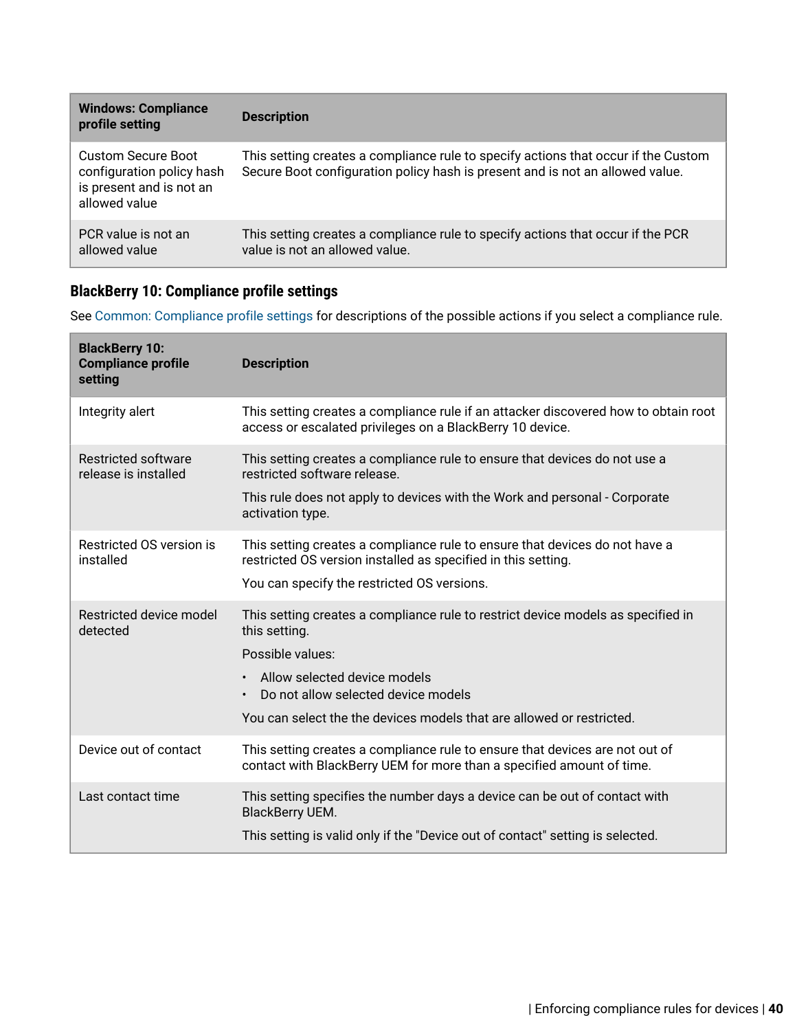| Windows: Compliance profile setting | Description |
|---|---|
| Custom Secure Boot configuration policy hash is present and is not an allowed value | This setting creates a compliance rule to specify actions that occur if the Custom Secure Boot configuration policy hash is present and is not an allowed value. |
| PCR value is not an allowed value | This setting creates a compliance rule to specify actions that occur if the PCR value is not an allowed value. |

### BlackBerry 10: Compliance profile settings

See Common: Compliance profile settings for descriptions of the possible actions if you select a compliance rule.

| BlackBerry 10: Compliance profile setting | Description |
|---|---|
| Integrity alert | This setting creates a compliance rule if an attacker discovered how to obtain root access or escalated privileges on a BlackBerry 10 device. |
| Restricted software release is installed | This setting creates a compliance rule to ensure that devices do not use a restricted software release.<br><br>This rule does not apply to devices with the Work and personal - Corporate activation type. |
| Restricted OS version is installed | This setting creates a compliance rule to ensure that devices do not have a restricted OS version installed as specified in this setting.<br><br>You can specify the restricted OS versions. |
| Restricted device model detected | This setting creates a compliance rule to restrict device models as specified in this setting.<br><br>Possible values:<br><br>• Allow selected device models<br>• Do not allow selected device models<br><br>You can select the the devices models that are allowed or restricted. |
| Device out of contact | This setting creates a compliance rule to ensure that devices are not out of contact with BlackBerry UEM for more than a specified amount of time. |
| Last contact time | This setting specifies the number days a device can be out of contact with BlackBerry UEM.<br><br>This setting is valid only if the "Device out of contact" setting is selected. |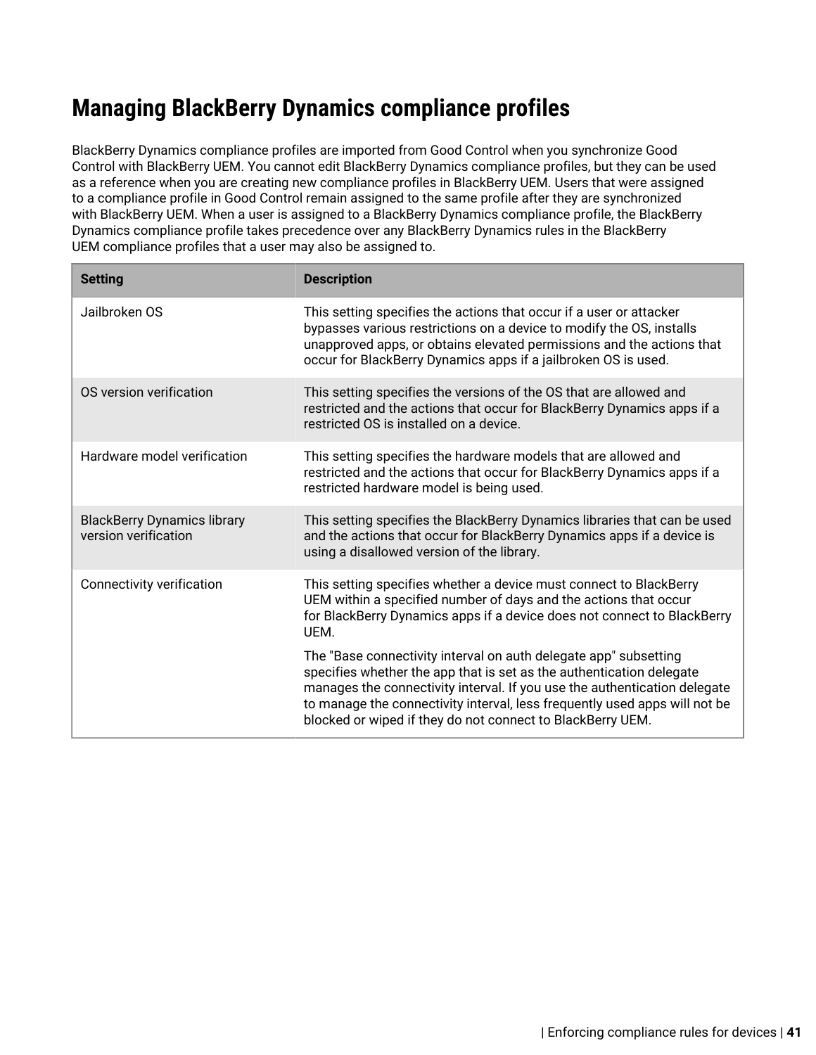# Managing BlackBerry Dynamics compliance profiles

BlackBerry Dynamics compliance profiles are imported from Good Control when you synchronize Good Control with BlackBerry UEM. You cannot edit BlackBerry Dynamics compliance profiles, but they can be used as a reference when you are creating new compliance profiles in BlackBerry UEM. Users that were assigned to a compliance profile in Good Control remain assigned to the same profile after they are synchronized with BlackBerry UEM. When a user is assigned to a BlackBerry Dynamics compliance profile, the BlackBerry Dynamics compliance profile takes precedence over any BlackBerry Dynamics rules in the BlackBerry UEM compliance profiles that a user may also be assigned to.

| Setting | Description |
| --- | --- |
| Jailbroken OS | This setting specifies the actions that occur if a user or attacker bypasses various restrictions on a device to modify the OS, installs unapproved apps, or obtains elevated permissions and the actions that occur for BlackBerry Dynamics apps if a jailbroken OS is used. |
| OS version verification | This setting specifies the versions of the OS that are allowed and restricted and the actions that occur for BlackBerry Dynamics apps if a restricted OS is installed on a device. |
| Hardware model verification | This setting specifies the hardware models that are allowed and restricted and the actions that occur for BlackBerry Dynamics apps if a restricted hardware model is being used. |
| BlackBerry Dynamics library version verification | This setting specifies the BlackBerry Dynamics libraries that can be used and the actions that occur for BlackBerry Dynamics apps if a device is using a disallowed version of the library. |
| Connectivity verification | This setting specifies whether a device must connect to BlackBerry UEM within a specified number of days and the actions that occur for BlackBerry Dynamics apps if a device does not connect to BlackBerry UEM.<br><br>The "Base connectivity interval on auth delegate app" subsetting specifies whether the app that is set as the authentication delegate manages the connectivity interval. If you use the authentication delegate to manage the connectivity interval, less frequently used apps will not be blocked or wiped if they do not connect to BlackBerry UEM. |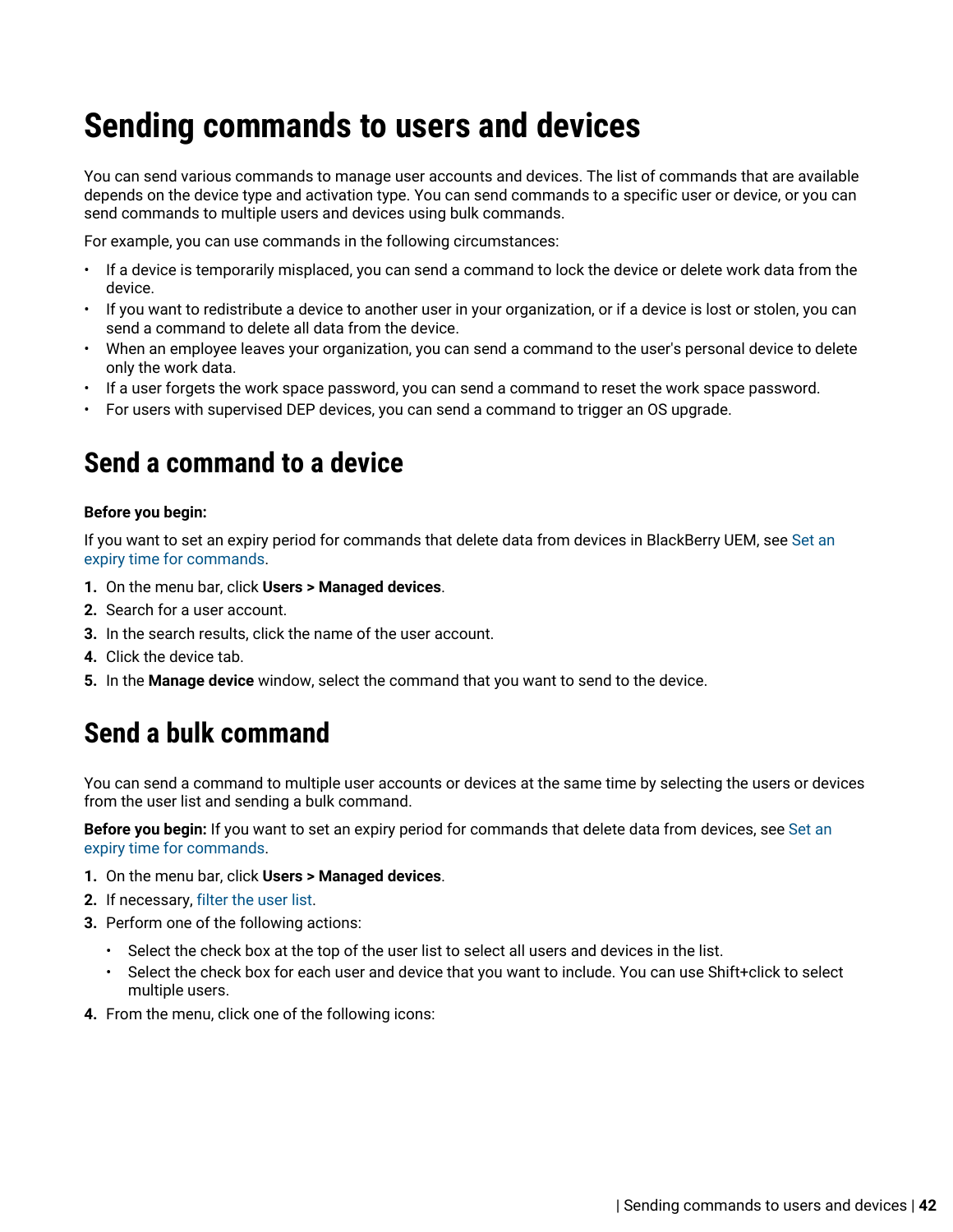# Sending commands to users and devices

You can send various commands to manage user accounts and devices. The list of commands that are available depends on the device type and activation type. You can send commands to a specific user or device, or you can send commands to multiple users and devices using bulk commands.

For example, you can use commands in the following circumstances:

- If a device is temporarily misplaced, you can send a command to lock the device or delete work data from the device.
- If you want to redistribute a device to another user in your organization, or if a device is lost or stolen, you can send a command to delete all data from the device.
- When an employee leaves your organization, you can send a command to the user's personal device to delete only the work data.
- If a user forgets the work space password, you can send a command to reset the work space password.
- For users with supervised DEP devices, you can send a command to trigger an OS upgrade.

## Send a command to a device

**Before you begin:**

If you want to set an expiry period for commands that delete data from devices in BlackBerry UEM, see Set an expiry time for commands.

1. On the menu bar, click **Users > Managed devices**.
2. Search for a user account.
3. In the search results, click the name of the user account.
4. Click the device tab.
5. In the **Manage device** window, select the command that you want to send to the device.

## Send a bulk command

You can send a command to multiple user accounts or devices at the same time by selecting the users or devices from the user list and sending a bulk command.

**Before you begin:** If you want to set an expiry period for commands that delete data from devices, see Set an expiry time for commands.

1. On the menu bar, click **Users > Managed devices**.
2. If necessary, filter the user list.
3. Perform one of the following actions:
   - Select the check box at the top of the user list to select all users and devices in the list.
   - Select the check box for each user and device that you want to include. You can use Shift+click to select multiple users.
4. From the menu, click one of the following icons: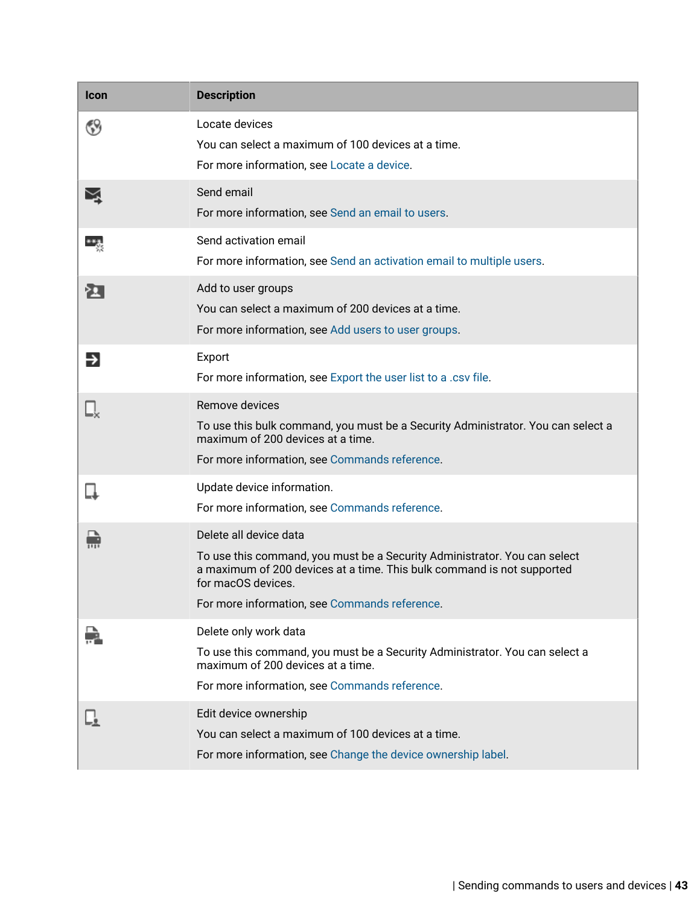| Icon | Description |
|---|---|
| | Locate devices<br>You can select a maximum of 100 devices at a time.<br>For more information, see Locate a device. |
| | Send email<br>For more information, see Send an email to users. |
| | Send activation email<br>For more information, see Send an activation email to multiple users. |
| | Add to user groups<br>You can select a maximum of 200 devices at a time.<br>For more information, see Add users to user groups. |
| | Export<br>For more information, see Export the user list to a .csv file. |
| | Remove devices<br>To use this bulk command, you must be a Security Administrator. You can select a maximum of 200 devices at a time.<br>For more information, see Commands reference. |
| | Update device information.<br>For more information, see Commands reference. |
| | Delete all device data<br>To use this command, you must be a Security Administrator. You can select a maximum of 200 devices at a time. This bulk command is not supported for macOS devices.<br>For more information, see Commands reference. |
| | Delete only work data<br>To use this command, you must be a Security Administrator. You can select a maximum of 200 devices at a time.<br>For more information, see Commands reference. |
| | Edit device ownership<br>You can select a maximum of 100 devices at a time.<br>For more information, see Change the device ownership label. |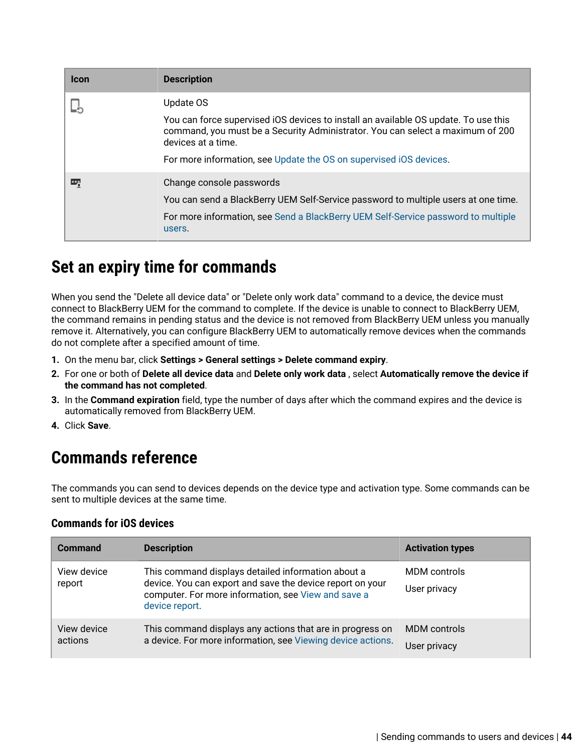| Icon | Description |
| --- | --- |
| | Update OS<br><br>You can force supervised iOS devices to install an available OS update. To use this command, you must be a Security Administrator. You can select a maximum of 200 devices at a time.<br><br>For more information, see Update the OS on supervised iOS devices. |
| | Change console passwords<br><br>You can send a BlackBerry UEM Self-Service password to multiple users at one time.<br><br>For more information, see Send a BlackBerry UEM Self-Service password to multiple users. |

# Set an expiry time for commands

When you send the "Delete all device data" or "Delete only work data" command to a device, the device must connect to BlackBerry UEM for the command to complete. If the device is unable to connect to BlackBerry UEM, the command remains in pending status and the device is not removed from BlackBerry UEM unless you manually remove it. Alternatively, you can configure BlackBerry UEM to automatically remove devices when the commands do not complete after a specified amount of time.

1. On the menu bar, click **Settings > General settings > Delete command expiry**.
2. For one or both of **Delete all device data** and **Delete only work data** , select **Automatically remove the device if the command has not completed**.
3. In the **Command expiration** field, type the number of days after which the command expires and the device is automatically removed from BlackBerry UEM.
4. Click **Save**.

# Commands reference

The commands you can send to devices depends on the device type and activation type. Some commands can be sent to multiple devices at the same time.

## Commands for iOS devices

| Command | Description | Activation types |
| --- | --- | --- |
| View device report | This command displays detailed information about a device. You can export and save the device report on your computer. For more information, see View and save a device report. | MDM controls<br><br>User privacy |
| View device actions | This command displays any actions that are in progress on a device. For more information, see Viewing device actions. | MDM controls<br><br>User privacy |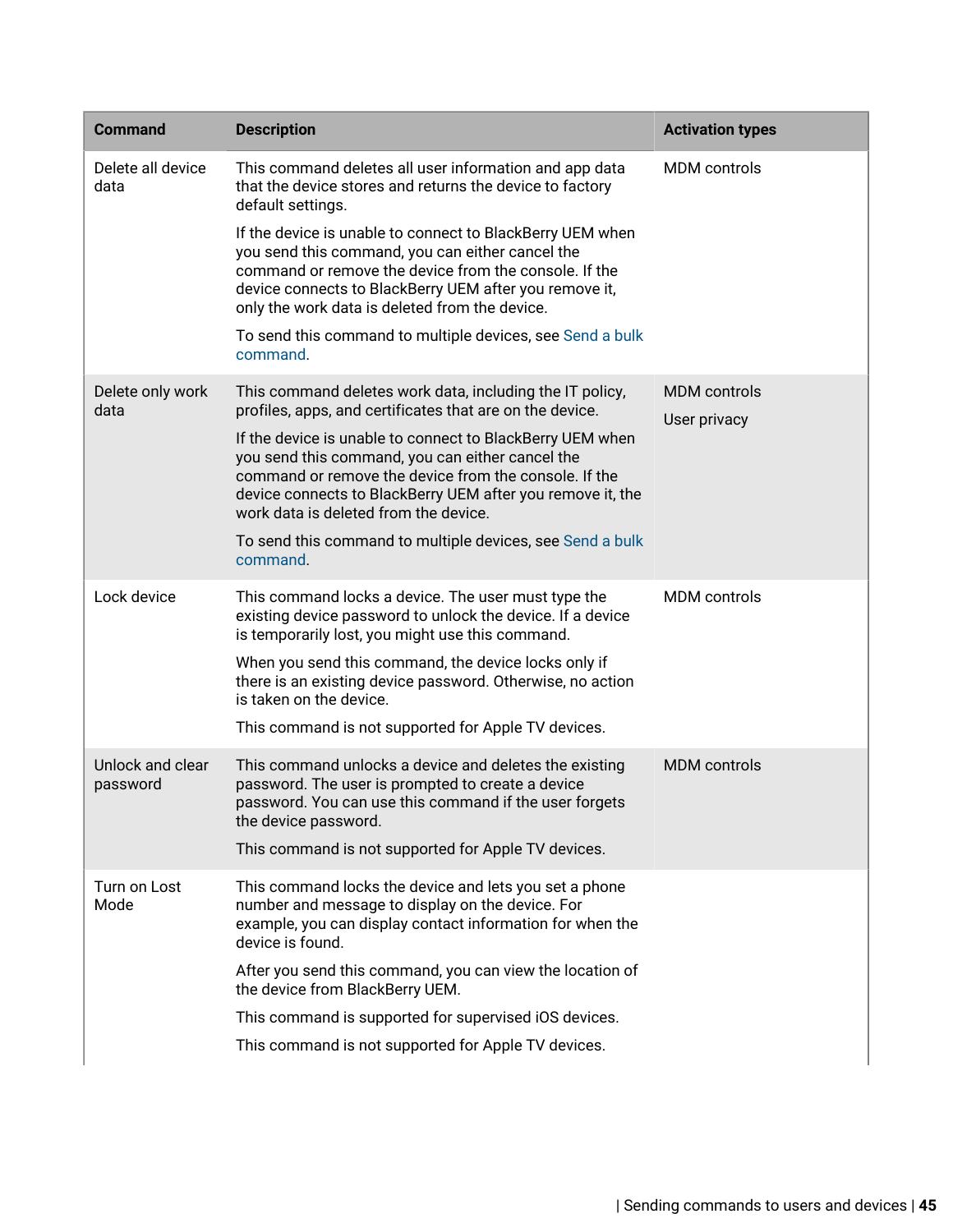| Command | Description | Activation types |
|---|---|---|
| Delete all device data | This command deletes all user information and app data that the device stores and returns the device to factory default settings.<br><br>If the device is unable to connect to BlackBerry UEM when you send this command, you can either cancel the command or remove the device from the console. If the device connects to BlackBerry UEM after you remove it, only the work data is deleted from the device.<br><br>To send this command to multiple devices, see Send a bulk command. | MDM controls |
| Delete only work data | This command deletes work data, including the IT policy, profiles, apps, and certificates that are on the device.<br><br>If the device is unable to connect to BlackBerry UEM when you send this command, you can either cancel the command or remove the device from the console. If the device connects to BlackBerry UEM after you remove it, the work data is deleted from the device.<br><br>To send this command to multiple devices, see Send a bulk command. | MDM controls<br><br>User privacy |
| Lock device | This command locks a device. The user must type the existing device password to unlock the device. If a device is temporarily lost, you might use this command.<br><br>When you send this command, the device locks only if there is an existing device password. Otherwise, no action is taken on the device.<br><br>This command is not supported for Apple TV devices. | MDM controls |
| Unlock and clear password | This command unlocks a device and deletes the existing password. The user is prompted to create a device password. You can use this command if the user forgets the device password.<br><br>This command is not supported for Apple TV devices. | MDM controls |
| Turn on Lost Mode | This command locks the device and lets you set a phone number and message to display on the device. For example, you can display contact information for when the device is found.<br><br>After you send this command, you can view the location of the device from BlackBerry UEM.<br><br>This command is supported for supervised iOS devices.<br><br>This command is not supported for Apple TV devices. | |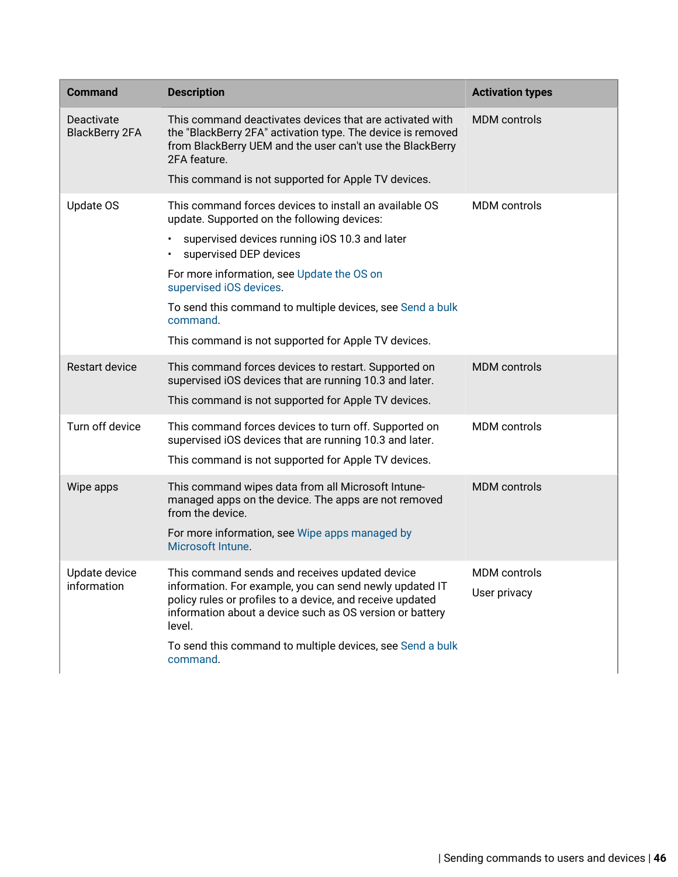| Command | Description | Activation types |
| --- | --- | --- |
| Deactivate BlackBerry 2FA | This command deactivates devices that are activated with the "BlackBerry 2FA" activation type. The device is removed from BlackBerry UEM and the user can't use the BlackBerry 2FA feature.<br><br>This command is not supported for Apple TV devices. | MDM controls |
| Update OS | This command forces devices to install an available OS update. Supported on the following devices:<br><br>• supervised devices running iOS 10.3 and later<br>• supervised DEP devices<br><br>For more information, see Update the OS on supervised iOS devices.<br><br>To send this command to multiple devices, see Send a bulk command.<br><br>This command is not supported for Apple TV devices. | MDM controls |
| Restart device | This command forces devices to restart. Supported on supervised iOS devices that are running 10.3 and later.<br><br>This command is not supported for Apple TV devices. | MDM controls |
| Turn off device | This command forces devices to turn off. Supported on supervised iOS devices that are running 10.3 and later.<br><br>This command is not supported for Apple TV devices. | MDM controls |
| Wipe apps | This command wipes data from all Microsoft Intune-managed apps on the device. The apps are not removed from the device.<br><br>For more information, see Wipe apps managed by Microsoft Intune. | MDM controls |
| Update device information | This command sends and receives updated device information. For example, you can send newly updated IT policy rules or profiles to a device, and receive updated information about a device such as OS version or battery level.<br><br>To send this command to multiple devices, see Send a bulk command. | MDM controls<br><br>User privacy |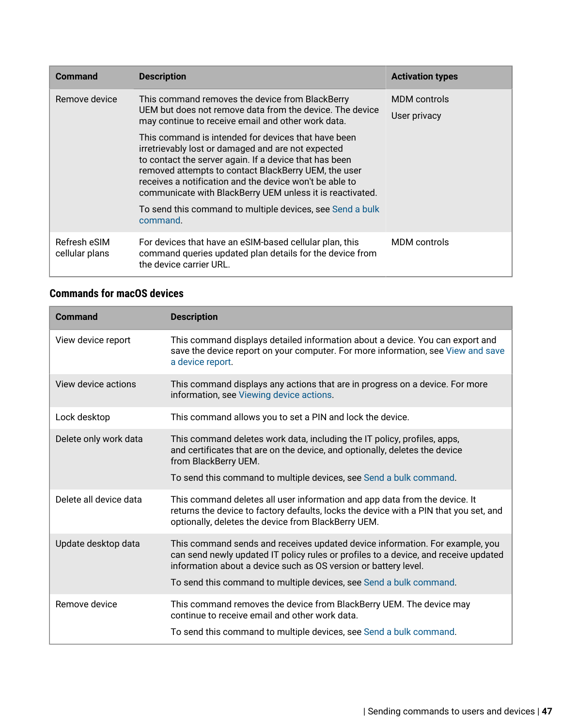| Command | Description | Activation types |
|---|---|---|
| Remove device | This command removes the device from BlackBerry UEM but does not remove data from the device. The device may continue to receive email and other work data.<br><br>This command is intended for devices that have been irretrievably lost or damaged and are not expected to contact the server again. If a device that has been removed attempts to contact BlackBerry UEM, the user receives a notification and the device won't be able to communicate with BlackBerry UEM unless it is reactivated.<br><br>To send this command to multiple devices, see Send a bulk command. | MDM controls<br><br>User privacy |
| Refresh eSIM cellular plans | For devices that have an eSIM-based cellular plan, this command queries updated plan details for the device from the device carrier URL. | MDM controls |

### Commands for macOS devices

| Command | Description |
|---|---|
| View device report | This command displays detailed information about a device. You can export and save the device report on your computer. For more information, see View and save a device report. |
| View device actions | This command displays any actions that are in progress on a device. For more information, see Viewing device actions. |
| Lock desktop | This command allows you to set a PIN and lock the device. |
| Delete only work data | This command deletes work data, including the IT policy, profiles, apps, and certificates that are on the device, and optionally, deletes the device from BlackBerry UEM.<br><br>To send this command to multiple devices, see Send a bulk command. |
| Delete all device data | This command deletes all user information and app data from the device. It returns the device to factory defaults, locks the device with a PIN that you set, and optionally, deletes the device from BlackBerry UEM. |
| Update desktop data | This command sends and receives updated device information. For example, you can send newly updated IT policy rules or profiles to a device, and receive updated information about a device such as OS version or battery level.<br><br>To send this command to multiple devices, see Send a bulk command. |
| Remove device | This command removes the device from BlackBerry UEM. The device may continue to receive email and other work data.<br><br>To send this command to multiple devices, see Send a bulk command. |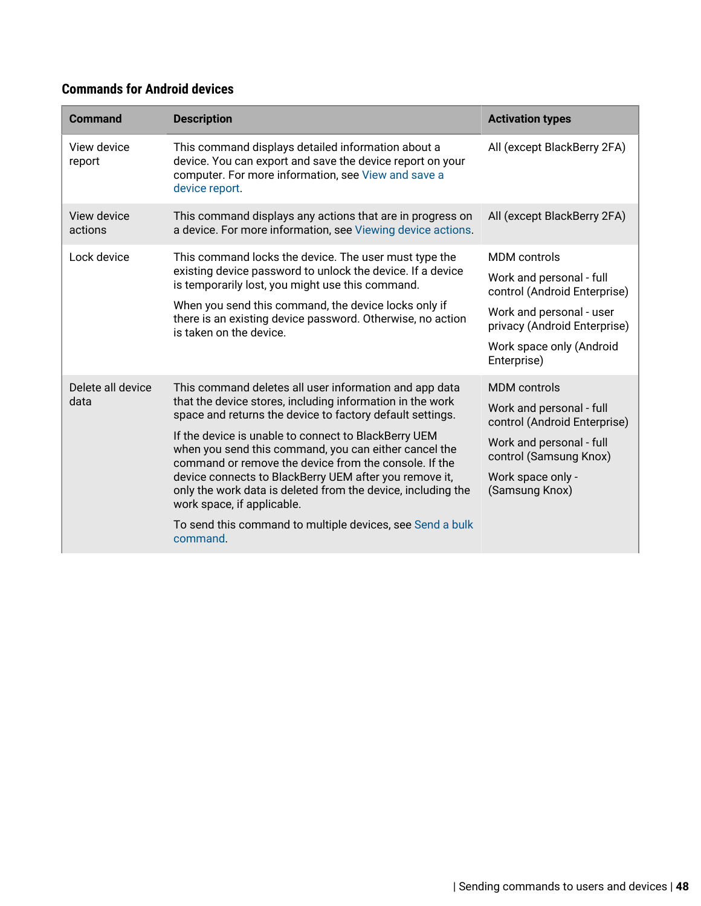### Commands for Android devices

| Command | Description | Activation types |
|---|---|---|
| View device report | This command displays detailed information about a device. You can export and save the device report on your computer. For more information, see View and save a device report. | All (except BlackBerry 2FA) |
| View device actions | This command displays any actions that are in progress on a device. For more information, see Viewing device actions. | All (except BlackBerry 2FA) |
| Lock device | This command locks the device. The user must type the existing device password to unlock the device. If a device is temporarily lost, you might use this command.<br><br>When you send this command, the device locks only if there is an existing device password. Otherwise, no action is taken on the device. | MDM controls<br><br>Work and personal - full control (Android Enterprise)<br><br>Work and personal - user privacy (Android Enterprise)<br><br>Work space only (Android Enterprise) |
| Delete all device data | This command deletes all user information and app data that the device stores, including information in the work space and returns the device to factory default settings.<br><br>If the device is unable to connect to BlackBerry UEM when you send this command, you can either cancel the command or remove the device from the console. If the device connects to BlackBerry UEM after you remove it, only the work data is deleted from the device, including the work space, if applicable.<br><br>To send this command to multiple devices, see Send a bulk command. | MDM controls<br><br>Work and personal - full control (Android Enterprise)<br><br>Work and personal - full control (Samsung Knox)<br><br>Work space only - (Samsung Knox) |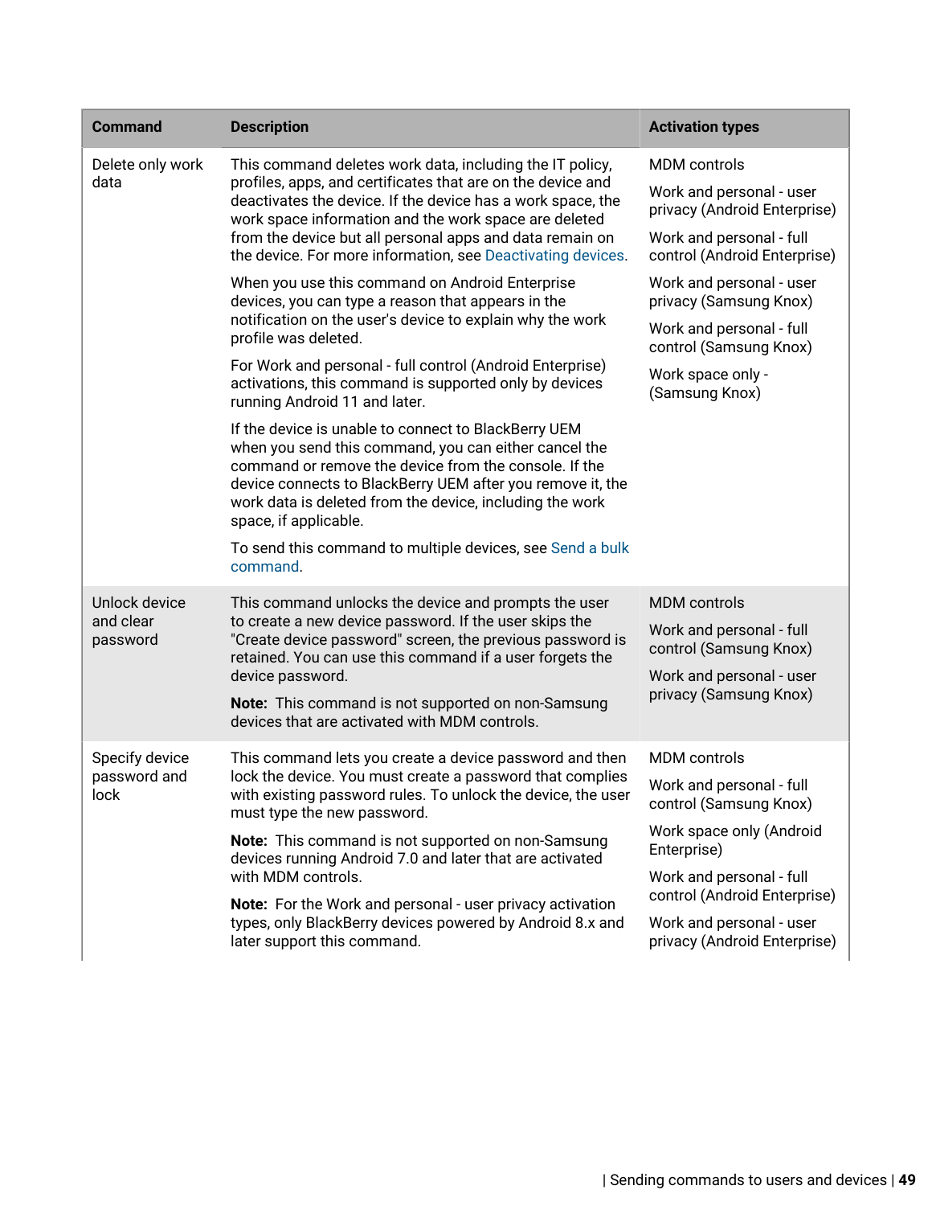| Command | Description | Activation types |
|---|---|---|
| Delete only work data | This command deletes work data, including the IT policy, profiles, apps, and certificates that are on the device and deactivates the device. If the device has a work space, the work space information and the work space are deleted from the device but all personal apps and data remain on the device. For more information, see Deactivating devices.<br><br>When you use this command on Android Enterprise devices, you can type a reason that appears in the notification on the user's device to explain why the work profile was deleted.<br><br>For Work and personal - full control (Android Enterprise) activations, this command is supported only by devices running Android 11 and later.<br><br>If the device is unable to connect to BlackBerry UEM when you send this command, you can either cancel the command or remove the device from the console. If the device connects to BlackBerry UEM after you remove it, the work data is deleted from the device, including the work space, if applicable.<br><br>To send this command to multiple devices, see Send a bulk command. | MDM controls<br><br>Work and personal - user privacy (Android Enterprise)<br><br>Work and personal - full control (Android Enterprise)<br><br>Work and personal - user privacy (Samsung Knox)<br><br>Work and personal - full control (Samsung Knox)<br><br>Work space only - (Samsung Knox) |
| Unlock device and clear password | This command unlocks the device and prompts the user to create a new device password. If the user skips the "Create device password" screen, the previous password is retained. You can use this command if a user forgets the device password.<br><br>**Note:** This command is not supported on non-Samsung devices that are activated with MDM controls. | MDM controls<br><br>Work and personal - full control (Samsung Knox)<br><br>Work and personal - user privacy (Samsung Knox) |
| Specify device password and lock | This command lets you create a device password and then lock the device. You must create a password that complies with existing password rules. To unlock the device, the user must type the new password.<br><br>**Note:** This command is not supported on non-Samsung devices running Android 7.0 and later that are activated with MDM controls.<br><br>**Note:** For the Work and personal - user privacy activation types, only BlackBerry devices powered by Android 8.x and later support this command. | MDM controls<br><br>Work and personal - full control (Samsung Knox)<br><br>Work space only (Android Enterprise)<br><br>Work and personal - full control (Android Enterprise)<br><br>Work and personal - user privacy (Android Enterprise) |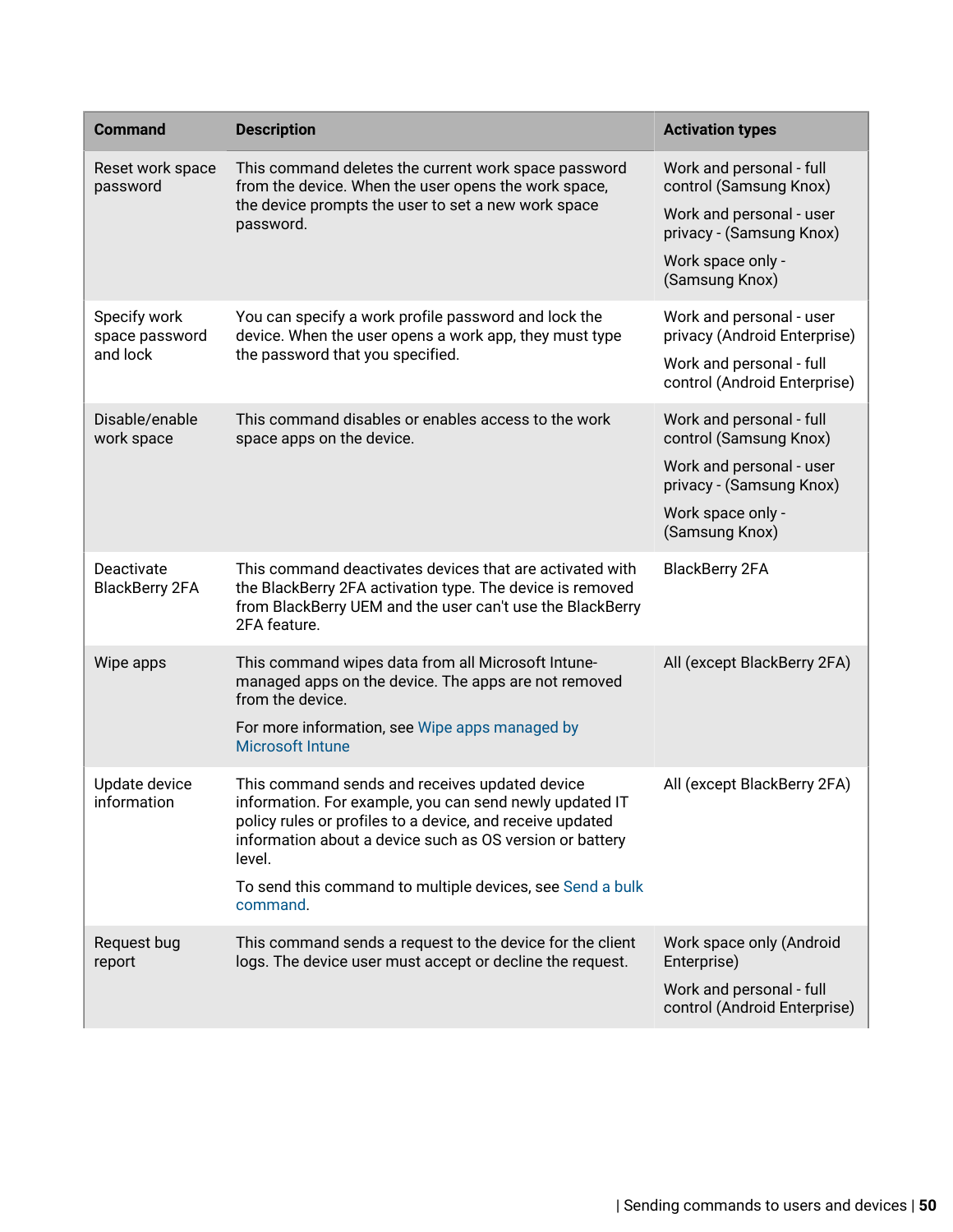| Command | Description | Activation types |
|---|---|---|
| Reset work space password | This command deletes the current work space password from the device. When the user opens the work space, the device prompts the user to set a new work space password. | Work and personal - full control (Samsung Knox)<br><br>Work and personal - user privacy - (Samsung Knox)<br><br>Work space only - (Samsung Knox) |
| Specify work space password and lock | You can specify a work profile password and lock the device. When the user opens a work app, they must type the password that you specified. | Work and personal - user privacy (Android Enterprise)<br><br>Work and personal - full control (Android Enterprise) |
| Disable/enable work space | This command disables or enables access to the work space apps on the device. | Work and personal - full control (Samsung Knox)<br><br>Work and personal - user privacy - (Samsung Knox)<br><br>Work space only - (Samsung Knox) |
| Deactivate BlackBerry 2FA | This command deactivates devices that are activated with the BlackBerry 2FA activation type. The device is removed from BlackBerry UEM and the user can't use the BlackBerry 2FA feature. | BlackBerry 2FA |
| Wipe apps | This command wipes data from all Microsoft Intune-managed apps on the device. The apps are not removed from the device.<br><br>For more information, see Wipe apps managed by Microsoft Intune | All (except BlackBerry 2FA) |
| Update device information | This command sends and receives updated device information. For example, you can send newly updated IT policy rules or profiles to a device, and receive updated information about a device such as OS version or battery level.<br><br>To send this command to multiple devices, see Send a bulk command. | All (except BlackBerry 2FA) |
| Request bug report | This command sends a request to the device for the client logs. The device user must accept or decline the request. | Work space only (Android Enterprise)<br><br>Work and personal - full control (Android Enterprise) |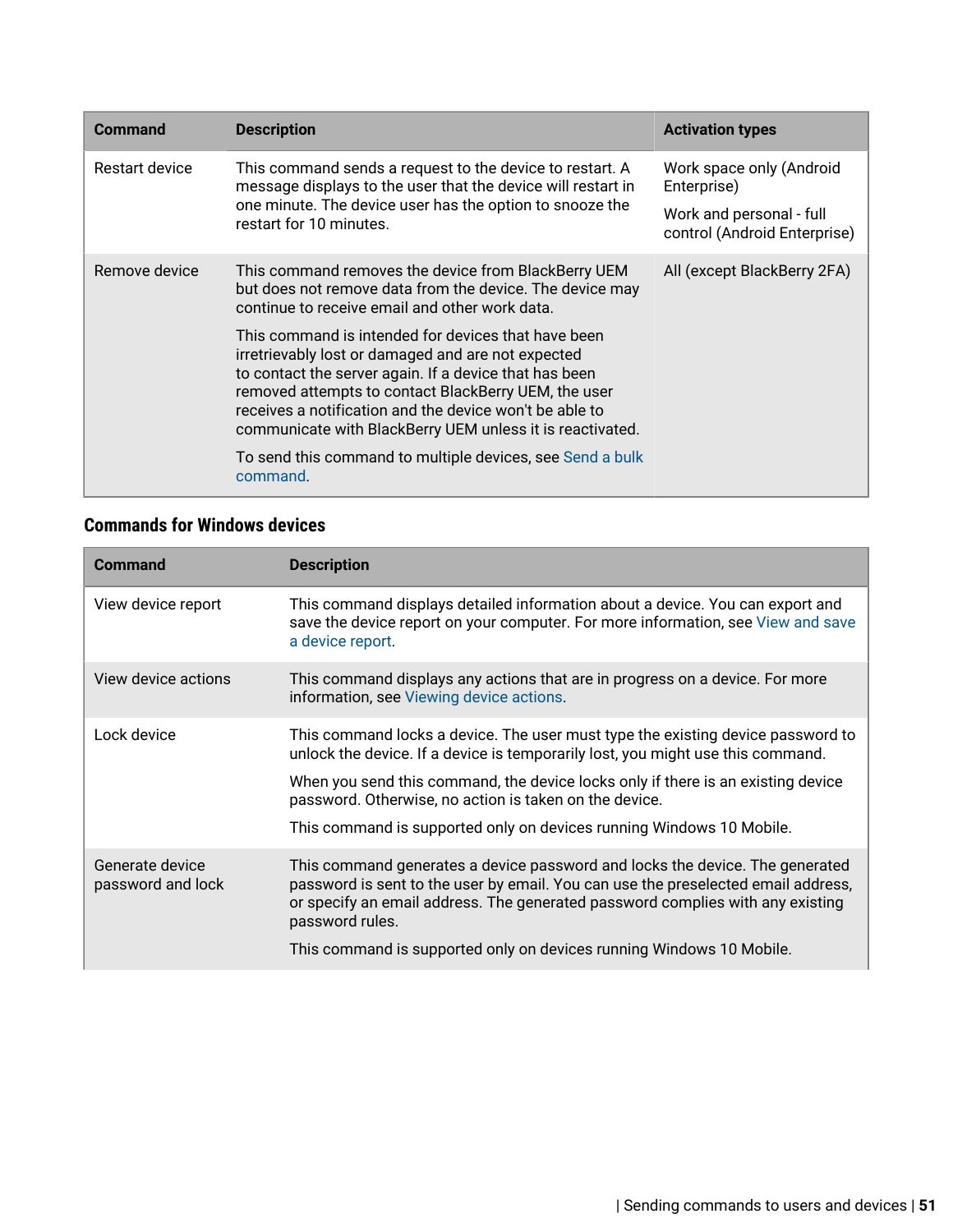| Command | Description | Activation types |
|---|---|---|
| Restart device | This command sends a request to the device to restart. A message displays to the user that the device will restart in one minute. The device user has the option to snooze the restart for 10 minutes. | Work space only (Android Enterprise)<br><br>Work and personal - full control (Android Enterprise) |
| Remove device | This command removes the device from BlackBerry UEM but does not remove data from the device. The device may continue to receive email and other work data.<br><br>This command is intended for devices that have been irretrievably lost or damaged and are not expected to contact the server again. If a device that has been removed attempts to contact BlackBerry UEM, the user receives a notification and the device won't be able to communicate with BlackBerry UEM unless it is reactivated.<br><br>To send this command to multiple devices, see Send a bulk command. | All (except BlackBerry 2FA) |

### Commands for Windows devices

| Command | Description |
|---|---|
| View device report | This command displays detailed information about a device. You can export and save the device report on your computer. For more information, see View and save a device report. |
| View device actions | This command displays any actions that are in progress on a device. For more information, see Viewing device actions. |
| Lock device | This command locks a device. The user must type the existing device password to unlock the device. If a device is temporarily lost, you might use this command.<br><br>When you send this command, the device locks only if there is an existing device password. Otherwise, no action is taken on the device.<br><br>This command is supported only on devices running Windows 10 Mobile. |
| Generate device password and lock | This command generates a device password and locks the device. The generated password is sent to the user by email. You can use the preselected email address, or specify an email address. The generated password complies with any existing password rules.<br><br>This command is supported only on devices running Windows 10 Mobile. |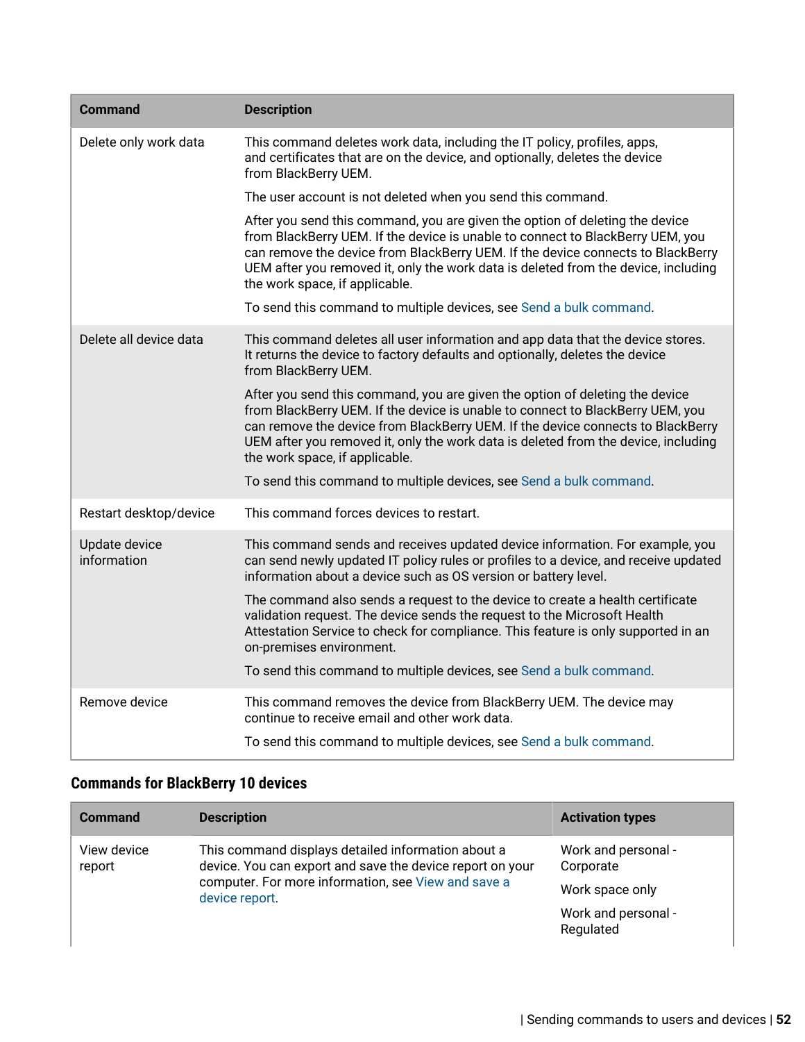| Command | Description |
| --- | --- |
| Delete only work data | This command deletes work data, including the IT policy, profiles, apps, and certificates that are on the device, and optionally, deletes the device from BlackBerry UEM.<br><br>The user account is not deleted when you send this command.<br><br>After you send this command, you are given the option of deleting the device from BlackBerry UEM. If the device is unable to connect to BlackBerry UEM, you can remove the device from BlackBerry UEM. If the device connects to BlackBerry UEM after you removed it, only the work data is deleted from the device, including the work space, if applicable.<br><br>To send this command to multiple devices, see Send a bulk command. |
| Delete all device data | This command deletes all user information and app data that the device stores. It returns the device to factory defaults and optionally, deletes the device from BlackBerry UEM.<br><br>After you send this command, you are given the option of deleting the device from BlackBerry UEM. If the device is unable to connect to BlackBerry UEM, you can remove the device from BlackBerry UEM. If the device connects to BlackBerry UEM after you removed it, only the work data is deleted from the device, including the work space, if applicable.<br><br>To send this command to multiple devices, see Send a bulk command. |
| Restart desktop/device | This command forces devices to restart. |
| Update device information | This command sends and receives updated device information. For example, you can send newly updated IT policy rules or profiles to a device, and receive updated information about a device such as OS version or battery level.<br><br>The command also sends a request to the device to create a health certificate validation request. The device sends the request to the Microsoft Health Attestation Service to check for compliance. This feature is only supported in an on-premises environment.<br><br>To send this command to multiple devices, see Send a bulk command. |
| Remove device | This command removes the device from BlackBerry UEM. The device may continue to receive email and other work data.<br><br>To send this command to multiple devices, see Send a bulk command. |

### Commands for BlackBerry 10 devices

| Command | Description | Activation types |
| --- | --- | --- |
| View device report | This command displays detailed information about a device. You can export and save the device report on your computer. For more information, see View and save a device report. | Work and personal - Corporate<br><br>Work space only<br><br>Work and personal - Regulated |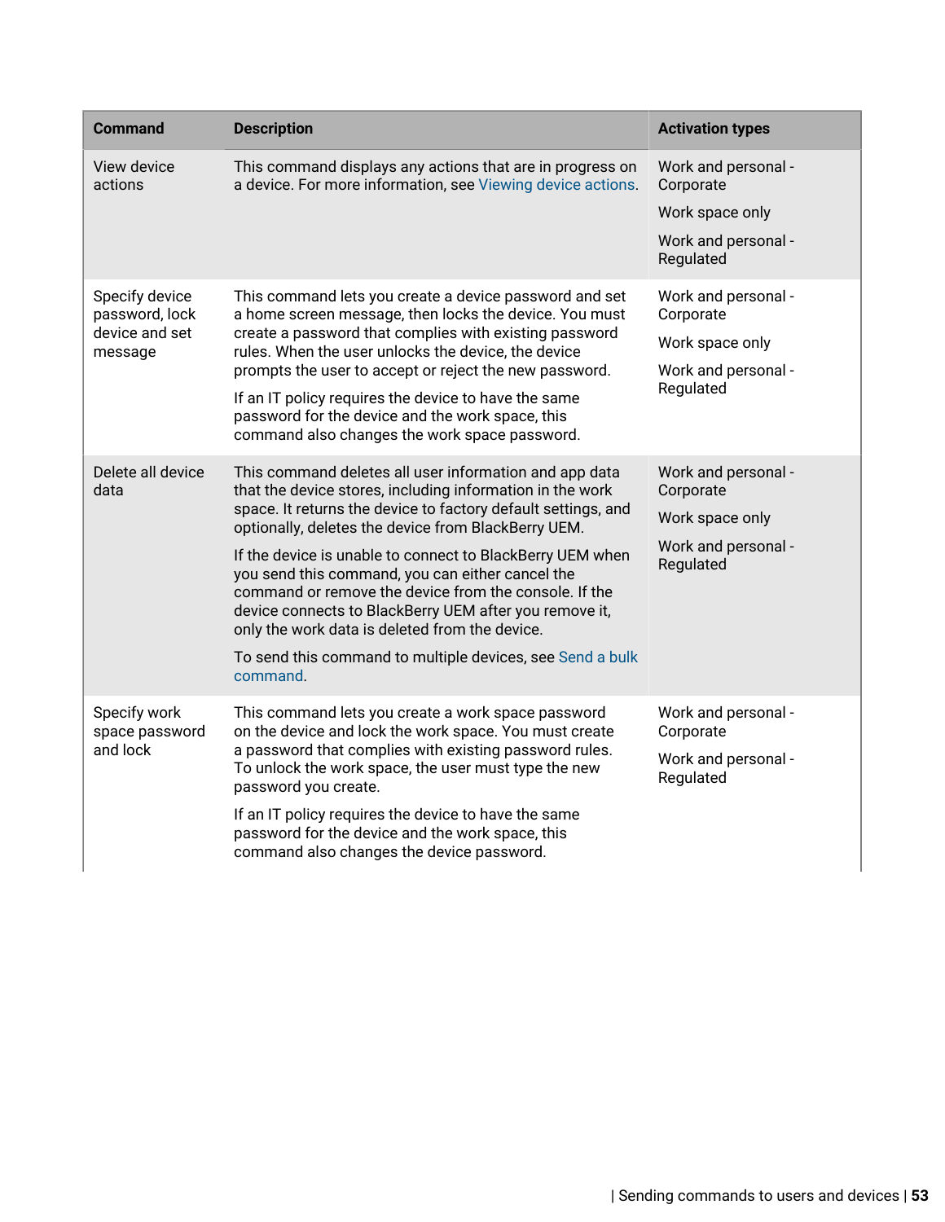| Command | Description | Activation types |
|---|---|---|
| View device actions | This command displays any actions that are in progress on a device. For more information, see Viewing device actions. | Work and personal - Corporate<br><br>Work space only<br><br>Work and personal - Regulated |
| Specify device password, lock device and set message | This command lets you create a device password and set a home screen message, then locks the device. You must create a password that complies with existing password rules. When the user unlocks the device, the device prompts the user to accept or reject the new password.<br><br>If an IT policy requires the device to have the same password for the device and the work space, this command also changes the work space password. | Work and personal - Corporate<br><br>Work space only<br><br>Work and personal - Regulated |
| Delete all device data | This command deletes all user information and app data that the device stores, including information in the work space. It returns the device to factory default settings, and optionally, deletes the device from BlackBerry UEM.<br><br>If the device is unable to connect to BlackBerry UEM when you send this command, you can either cancel the command or remove the device from the console. If the device connects to BlackBerry UEM after you remove it, only the work data is deleted from the device.<br><br>To send this command to multiple devices, see Send a bulk command. | Work and personal - Corporate<br><br>Work space only<br><br>Work and personal - Regulated |
| Specify work space password and lock | This command lets you create a work space password on the device and lock the work space. You must create a password that complies with existing password rules. To unlock the work space, the user must type the new password you create.<br><br>If an IT policy requires the device to have the same password for the device and the work space, this command also changes the device password. | Work and personal - Corporate<br><br>Work and personal - Regulated |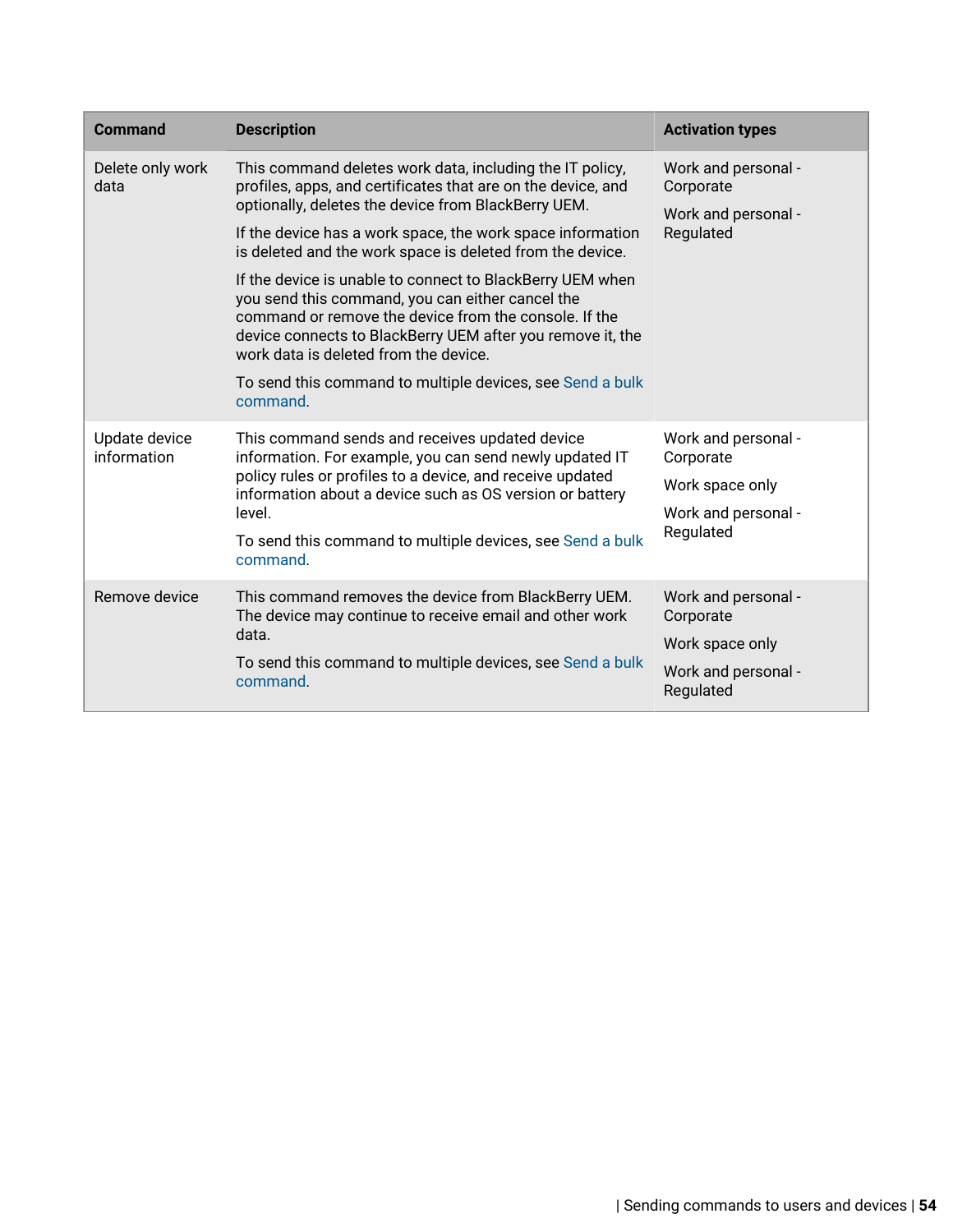| Command | Description | Activation types |
| --- | --- | --- |
| Delete only work data | This command deletes work data, including the IT policy, profiles, apps, and certificates that are on the device, and optionally, deletes the device from BlackBerry UEM.<br><br>If the device has a work space, the work space information is deleted and the work space is deleted from the device.<br><br>If the device is unable to connect to BlackBerry UEM when you send this command, you can either cancel the command or remove the device from the console. If the device connects to BlackBerry UEM after you remove it, the work data is deleted from the device.<br><br>To send this command to multiple devices, see Send a bulk command. | Work and personal - Corporate<br><br>Work and personal - Regulated |
| Update device information | This command sends and receives updated device information. For example, you can send newly updated IT policy rules or profiles to a device, and receive updated information about a device such as OS version or battery level.<br><br>To send this command to multiple devices, see Send a bulk command. | Work and personal - Corporate<br><br>Work space only<br><br>Work and personal - Regulated |
| Remove device | This command removes the device from BlackBerry UEM. The device may continue to receive email and other work data.<br><br>To send this command to multiple devices, see Send a bulk command. | Work and personal - Corporate<br><br>Work space only<br><br>Work and personal - Regulated |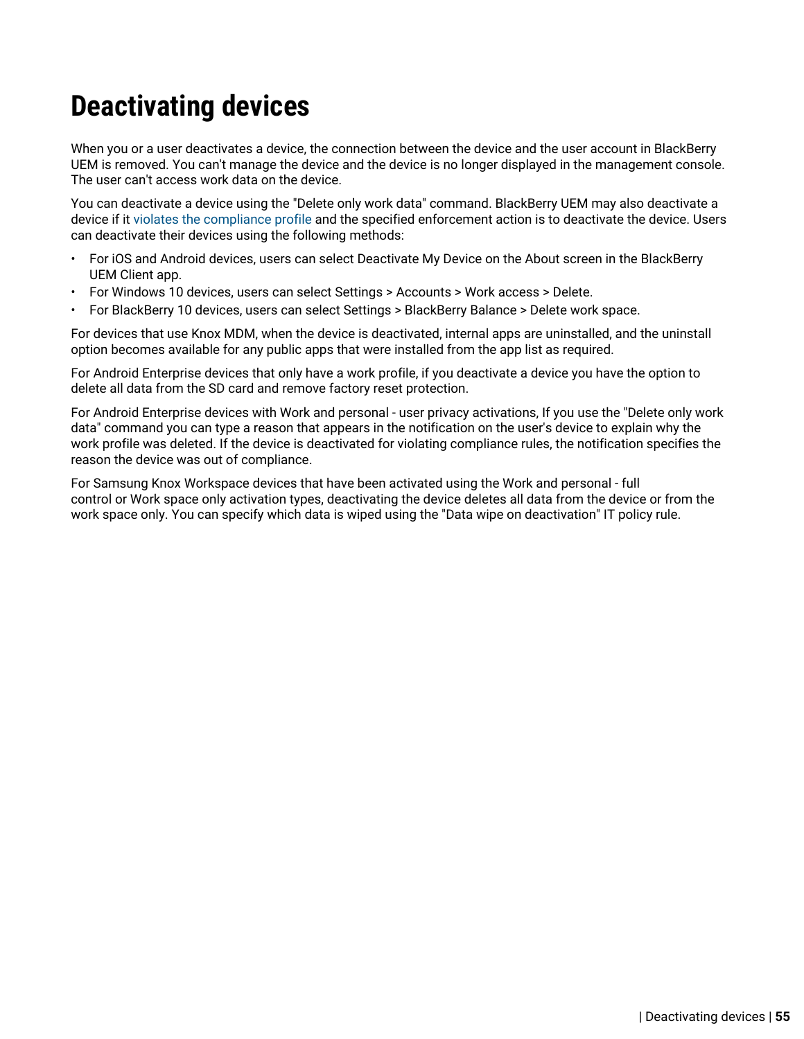# Deactivating devices

When you or a user deactivates a device, the connection between the device and the user account in BlackBerry UEM is removed. You can't manage the device and the device is no longer displayed in the management console. The user can't access work data on the device.

You can deactivate a device using the "Delete only work data" command. BlackBerry UEM may also deactivate a device if it violates the compliance profile and the specified enforcement action is to deactivate the device. Users can deactivate their devices using the following methods:

- For iOS and Android devices, users can select Deactivate My Device on the About screen in the BlackBerry UEM Client app.
- For Windows 10 devices, users can select Settings > Accounts > Work access > Delete.
- For BlackBerry 10 devices, users can select Settings > BlackBerry Balance > Delete work space.

For devices that use Knox MDM, when the device is deactivated, internal apps are uninstalled, and the uninstall option becomes available for any public apps that were installed from the app list as required.

For Android Enterprise devices that only have a work profile, if you deactivate a device you have the option to delete all data from the SD card and remove factory reset protection.

For Android Enterprise devices with Work and personal - user privacy activations, If you use the "Delete only work data" command you can type a reason that appears in the notification on the user's device to explain why the work profile was deleted. If the device is deactivated for violating compliance rules, the notification specifies the reason the device was out of compliance.

For Samsung Knox Workspace devices that have been activated using the Work and personal - full control or Work space only activation types, deactivating the device deletes all data from the device or from the work space only. You can specify which data is wiped using the "Data wipe on deactivation" IT policy rule.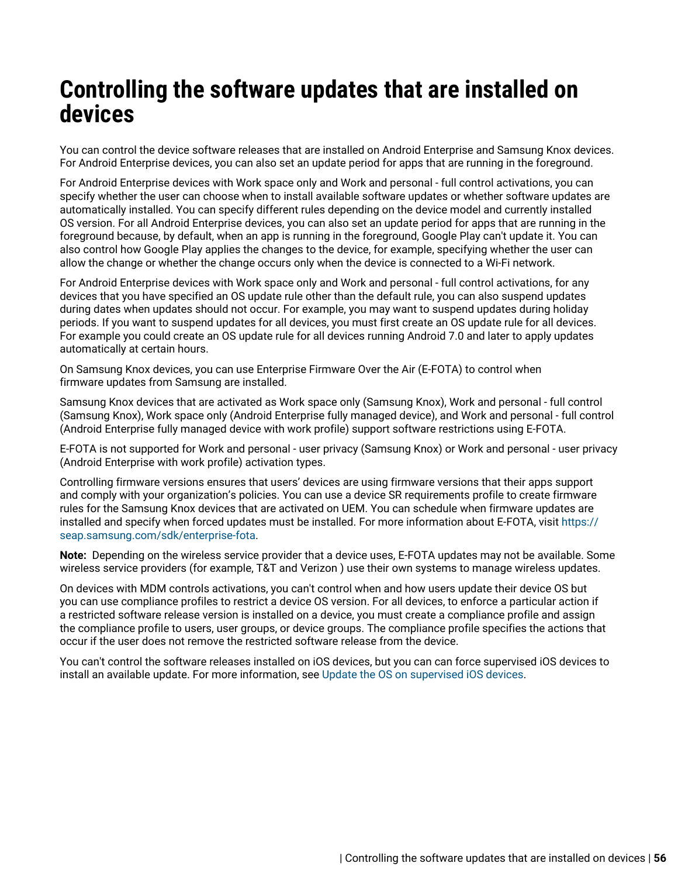# Controlling the software updates that are installed on devices

You can control the device software releases that are installed on Android Enterprise and Samsung Knox devices. For Android Enterprise devices, you can also set an update period for apps that are running in the foreground.

For Android Enterprise devices with Work space only and Work and personal - full control activations, you can specify whether the user can choose when to install available software updates or whether software updates are automatically installed. You can specify different rules depending on the device model and currently installed OS version. For all Android Enterprise devices, you can also set an update period for apps that are running in the foreground because, by default, when an app is running in the foreground, Google Play can't update it. You can also control how Google Play applies the changes to the device, for example, specifying whether the user can allow the change or whether the change occurs only when the device is connected to a Wi-Fi network.

For Android Enterprise devices with Work space only and Work and personal - full control activations, for any devices that you have specified an OS update rule other than the default rule, you can also suspend updates during dates when updates should not occur. For example, you may want to suspend updates during holiday periods. If you want to suspend updates for all devices, you must first create an OS update rule for all devices. For example you could create an OS update rule for all devices running Android 7.0 and later to apply updates automatically at certain hours.

On Samsung Knox devices, you can use Enterprise Firmware Over the Air (E-FOTA) to control when firmware updates from Samsung are installed.

Samsung Knox devices that are activated as Work space only (Samsung Knox), Work and personal - full control (Samsung Knox), Work space only (Android Enterprise fully managed device), and Work and personal - full control (Android Enterprise fully managed device with work profile) support software restrictions using E-FOTA.

E-FOTA is not supported for Work and personal - user privacy (Samsung Knox) or Work and personal - user privacy (Android Enterprise with work profile) activation types.

Controlling firmware versions ensures that users' devices are using firmware versions that their apps support and comply with your organization's policies. You can use a device SR requirements profile to create firmware rules for the Samsung Knox devices that are activated on UEM. You can schedule when firmware updates are installed and specify when forced updates must be installed. For more information about E-FOTA, visit https://seap.samsung.com/sdk/enterprise-fota.

**Note:** Depending on the wireless service provider that a device uses, E-FOTA updates may not be available. Some wireless service providers (for example, T&T and Verizon ) use their own systems to manage wireless updates.

On devices with MDM controls activations, you can't control when and how users update their device OS but you can use compliance profiles to restrict a device OS version. For all devices, to enforce a particular action if a restricted software release version is installed on a device, you must create a compliance profile and assign the compliance profile to users, user groups, or device groups. The compliance profile specifies the actions that occur if the user does not remove the restricted software release from the device.

You can't control the software releases installed on iOS devices, but you can can force supervised iOS devices to install an available update. For more information, see Update the OS on supervised iOS devices.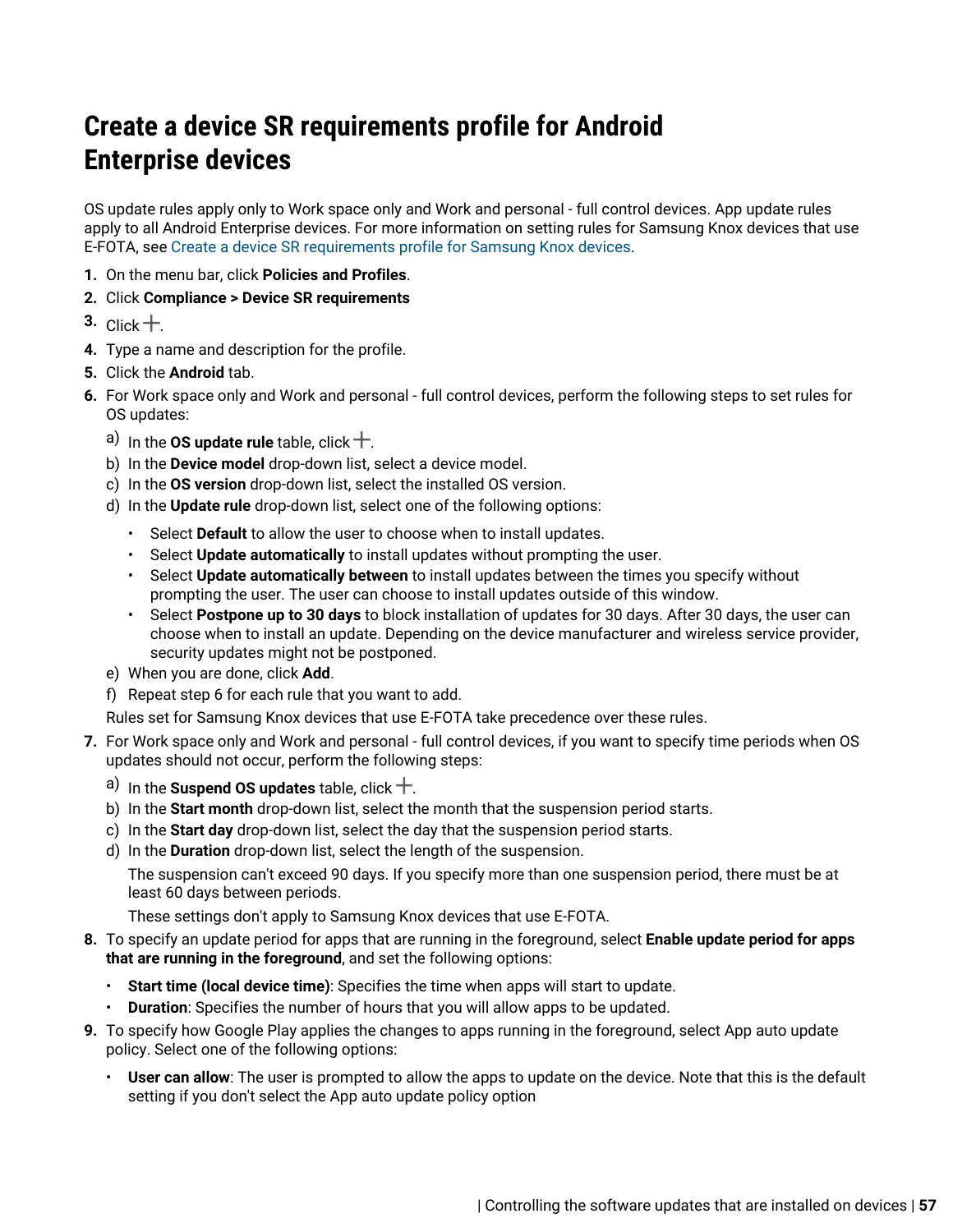# Create a device SR requirements profile for Android Enterprise devices

OS update rules apply only to Work space only and Work and personal - full control devices. App update rules apply to all Android Enterprise devices. For more information on setting rules for Samsung Knox devices that use E-FOTA, see Create a device SR requirements profile for Samsung Knox devices.

1. On the menu bar, click **Policies and Profiles**.
2. Click **Compliance > Device SR requirements**
3. Click +.
4. Type a name and description for the profile.
5. Click the **Android** tab.
6. For Work space only and Work and personal - full control devices, perform the following steps to set rules for OS updates:
   a) In the **OS update rule** table, click +.
   b) In the **Device model** drop-down list, select a device model.
   c) In the **OS version** drop-down list, select the installed OS version.
   d) In the **Update rule** drop-down list, select one of the following options:
      - Select **Default** to allow the user to choose when to install updates.
      - Select **Update automatically** to install updates without prompting the user.
      - Select **Update automatically between** to install updates between the times you specify without prompting the user. The user can choose to install updates outside of this window.
      - Select **Postpone up to 30 days** to block installation of updates for 30 days. After 30 days, the user can choose when to install an update. Depending on the device manufacturer and wireless service provider, security updates might not be postponed.

   e) When you are done, click **Add**.
   f) Repeat step 6 for each rule that you want to add.

   Rules set for Samsung Knox devices that use E-FOTA take precedence over these rules.
7. For Work space only and Work and personal - full control devices, if you want to specify time periods when OS updates should not occur, perform the following steps:
   a) In the **Suspend OS updates** table, click +.
   b) In the **Start month** drop-down list, select the month that the suspension period starts.
   c) In the **Start day** drop-down list, select the day that the suspension period starts.
   d) In the **Duration** drop-down list, select the length of the suspension.

      The suspension can't exceed 90 days. If you specify more than one suspension period, there must be at least 60 days between periods.

      These settings don't apply to Samsung Knox devices that use E-FOTA.
8. To specify an update period for apps that are running in the foreground, select **Enable update period for apps that are running in the foreground**, and set the following options:
   - **Start time (local device time)**: Specifies the time when apps will start to update.
   - **Duration**: Specifies the number of hours that you will allow apps to be updated.
9. To specify how Google Play applies the changes to apps running in the foreground, select App auto update policy. Select one of the following options:
   - **User can allow**: The user is prompted to allow the apps to update on the device. Note that this is the default setting if you don't select the App auto update policy option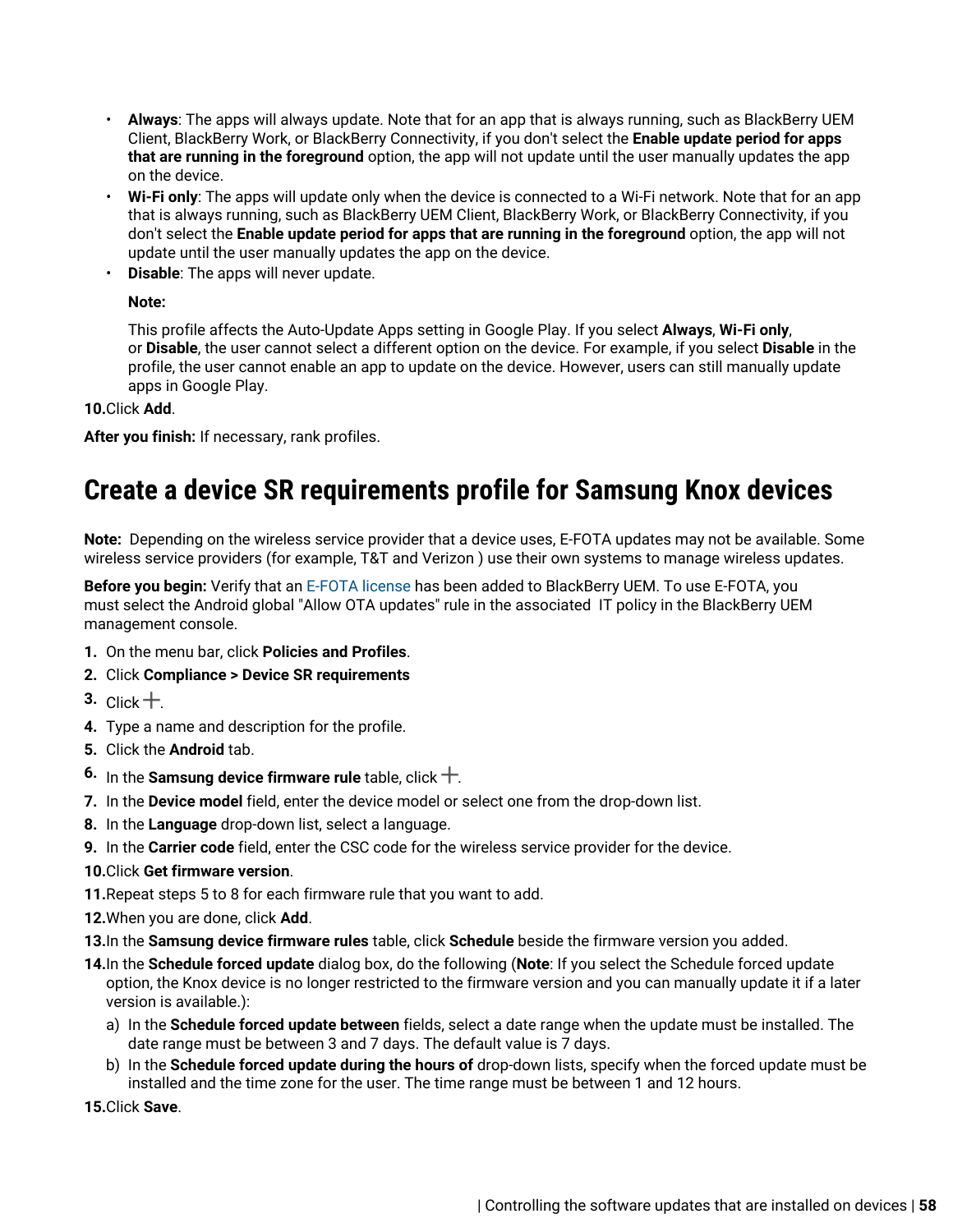- **Always**: The apps will always update. Note that for an app that is always running, such as BlackBerry UEM Client, BlackBerry Work, or BlackBerry Connectivity, if you don't select the **Enable update period for apps that are running in the foreground** option, the app will not update until the user manually updates the app on the device.
- **Wi-Fi only**: The apps will update only when the device is connected to a Wi-Fi network. Note that for an app that is always running, such as BlackBerry UEM Client, BlackBerry Work, or BlackBerry Connectivity, if you don't select the **Enable update period for apps that are running in the foreground** option, the app will not update until the user manually updates the app on the device.
- **Disable**: The apps will never update.

  **Note:**

  This profile affects the Auto-Update Apps setting in Google Play. If you select **Always**, **Wi-Fi only**, or **Disable**, the user cannot select a different option on the device. For example, if you select **Disable** in the profile, the user cannot enable an app to update on the device. However, users can still manually update apps in Google Play.

10. Click **Add**.

**After you finish:** If necessary, rank profiles.

# Create a device SR requirements profile for Samsung Knox devices

**Note:** Depending on the wireless service provider that a device uses, E-FOTA updates may not be available. Some wireless service providers (for example, T&T and Verizon ) use their own systems to manage wireless updates.

**Before you begin:** Verify that an E-FOTA license has been added to BlackBerry UEM. To use E-FOTA, you must select the Android global "Allow OTA updates" rule in the associated IT policy in the BlackBerry UEM management console.

1. On the menu bar, click **Policies and Profiles**.
2. Click **Compliance > Device SR requirements**
3. Click +.
4. Type a name and description for the profile.
5. Click the **Android** tab.
6. In the **Samsung device firmware rule** table, click +.
7. In the **Device model** field, enter the device model or select one from the drop-down list.
8. In the **Language** drop-down list, select a language.
9. In the **Carrier code** field, enter the CSC code for the wireless service provider for the device.
10. Click **Get firmware version**.
11. Repeat steps 5 to 8 for each firmware rule that you want to add.
12. When you are done, click **Add**.
13. In the **Samsung device firmware rules** table, click **Schedule** beside the firmware version you added.
14. In the **Schedule forced update** dialog box, do the following (**Note**: If you select the Schedule forced update option, the Knox device is no longer restricted to the firmware version and you can manually update it if a later version is available.):
    a) In the **Schedule forced update between** fields, select a date range when the update must be installed. The date range must be between 3 and 7 days. The default value is 7 days.
    b) In the **Schedule forced update during the hours of** drop-down lists, specify when the forced update must be installed and the time zone for the user. The time range must be between 1 and 12 hours.
15. Click **Save**.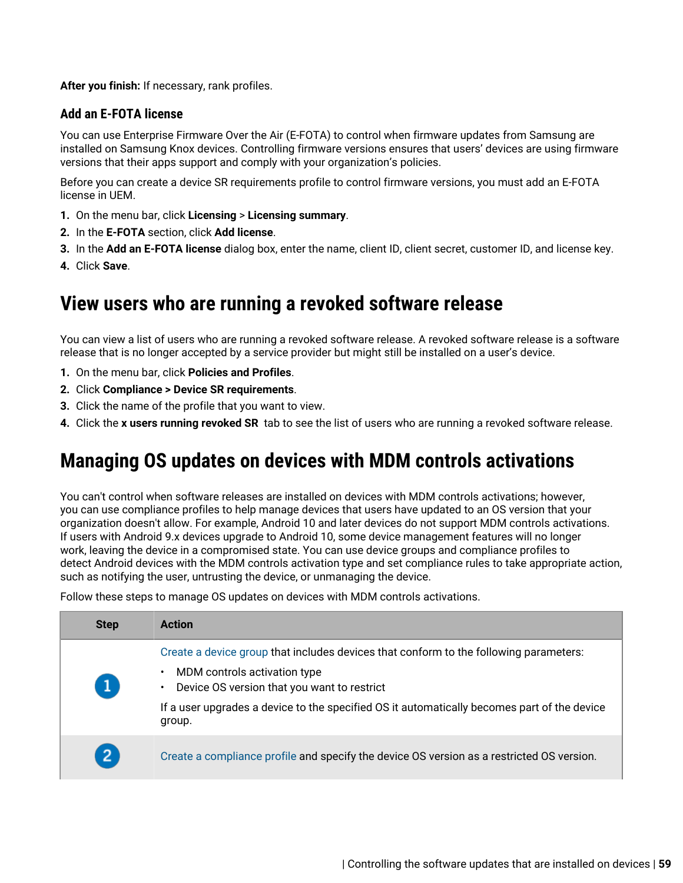**After you finish:** If necessary, rank profiles.

### Add an E-FOTA license

You can use Enterprise Firmware Over the Air (E-FOTA) to control when firmware updates from Samsung are installed on Samsung Knox devices. Controlling firmware versions ensures that users' devices are using firmware versions that their apps support and comply with your organization's policies.

Before you can create a device SR requirements profile to control firmware versions, you must add an E-FOTA license in UEM.

1. On the menu bar, click **Licensing** > **Licensing summary**.
2. In the **E-FOTA** section, click **Add license**.
3. In the **Add an E-FOTA license** dialog box, enter the name, client ID, client secret, customer ID, and license key.
4. Click **Save**.

## View users who are running a revoked software release

You can view a list of users who are running a revoked software release. A revoked software release is a software release that is no longer accepted by a service provider but might still be installed on a user's device.

1. On the menu bar, click **Policies and Profiles**.
2. Click **Compliance > Device SR requirements**.
3. Click the name of the profile that you want to view.
4. Click the **x users running revoked SR** tab to see the list of users who are running a revoked software release.

## Managing OS updates on devices with MDM controls activations

You can't control when software releases are installed on devices with MDM controls activations; however, you can use compliance profiles to help manage devices that users have updated to an OS version that your organization doesn't allow. For example, Android 10 and later devices do not support MDM controls activations. If users with Android 9.x devices upgrade to Android 10, some device management features will no longer work, leaving the device in a compromised state. You can use device groups and compliance profiles to detect Android devices with the MDM controls activation type and set compliance rules to take appropriate action, such as notifying the user, untrusting the device, or unmanaging the device.

Follow these steps to manage OS updates on devices with MDM controls activations.

| Step | Action |
|---|---|
| 1 | Create a device group that includes devices that conform to the following parameters:<br>• MDM controls activation type<br>• Device OS version that you want to restrict<br>If a user upgrades a device to the specified OS it automatically becomes part of the device group. |
| 2 | Create a compliance profile and specify the device OS version as a restricted OS version. |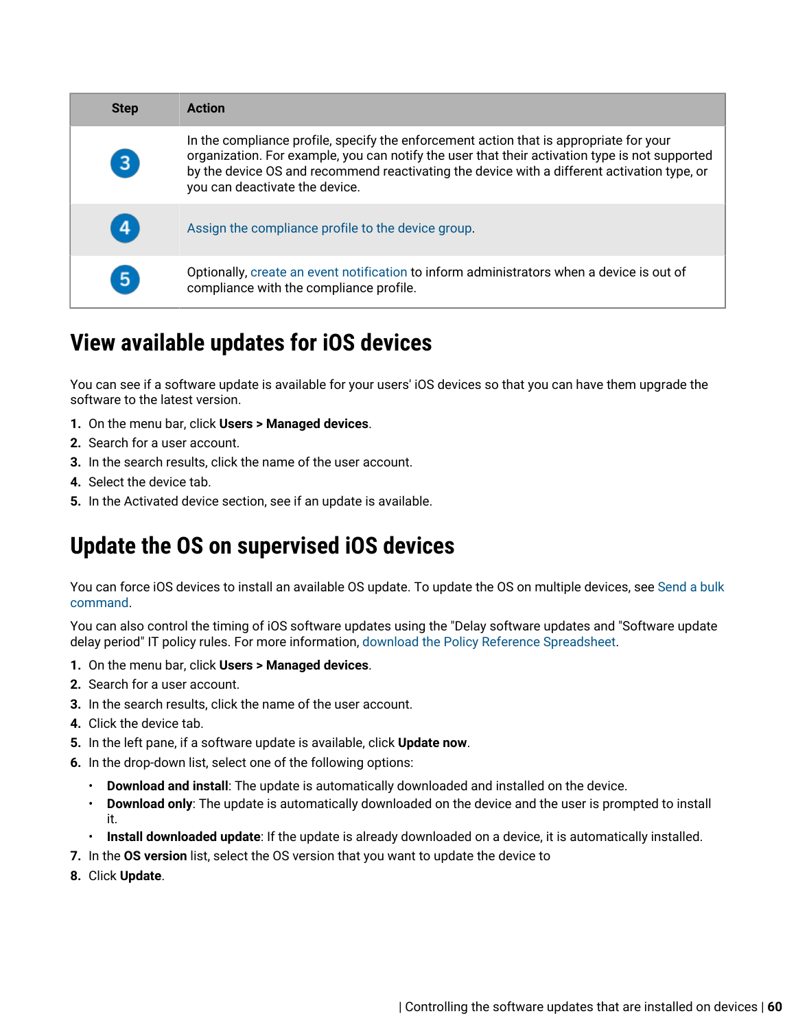| Step | Action |
| --- | --- |
| 3 | In the compliance profile, specify the enforcement action that is appropriate for your organization. For example, you can notify the user that their activation type is not supported by the device OS and recommend reactivating the device with a different activation type, or you can deactivate the device. |
| 4 | Assign the compliance profile to the device group. |
| 5 | Optionally, create an event notification to inform administrators when a device is out of compliance with the compliance profile. |

# View available updates for iOS devices

You can see if a software update is available for your users' iOS devices so that you can have them upgrade the software to the latest version.

1. On the menu bar, click **Users > Managed devices**.
2. Search for a user account.
3. In the search results, click the name of the user account.
4. Select the device tab.
5. In the Activated device section, see if an update is available.

# Update the OS on supervised iOS devices

You can force iOS devices to install an available OS update. To update the OS on multiple devices, see Send a bulk command.

You can also control the timing of iOS software updates using the "Delay software updates and "Software update delay period" IT policy rules. For more information, download the Policy Reference Spreadsheet.

1. On the menu bar, click **Users > Managed devices**.
2. Search for a user account.
3. In the search results, click the name of the user account.
4. Click the device tab.
5. In the left pane, if a software update is available, click **Update now**.
6. In the drop-down list, select one of the following options:
   - **Download and install**: The update is automatically downloaded and installed on the device.
   - **Download only**: The update is automatically downloaded on the device and the user is prompted to install it.
   - **Install downloaded update**: If the update is already downloaded on a device, it is automatically installed.
7. In the **OS version** list, select the OS version that you want to update the device to
8. Click **Update**.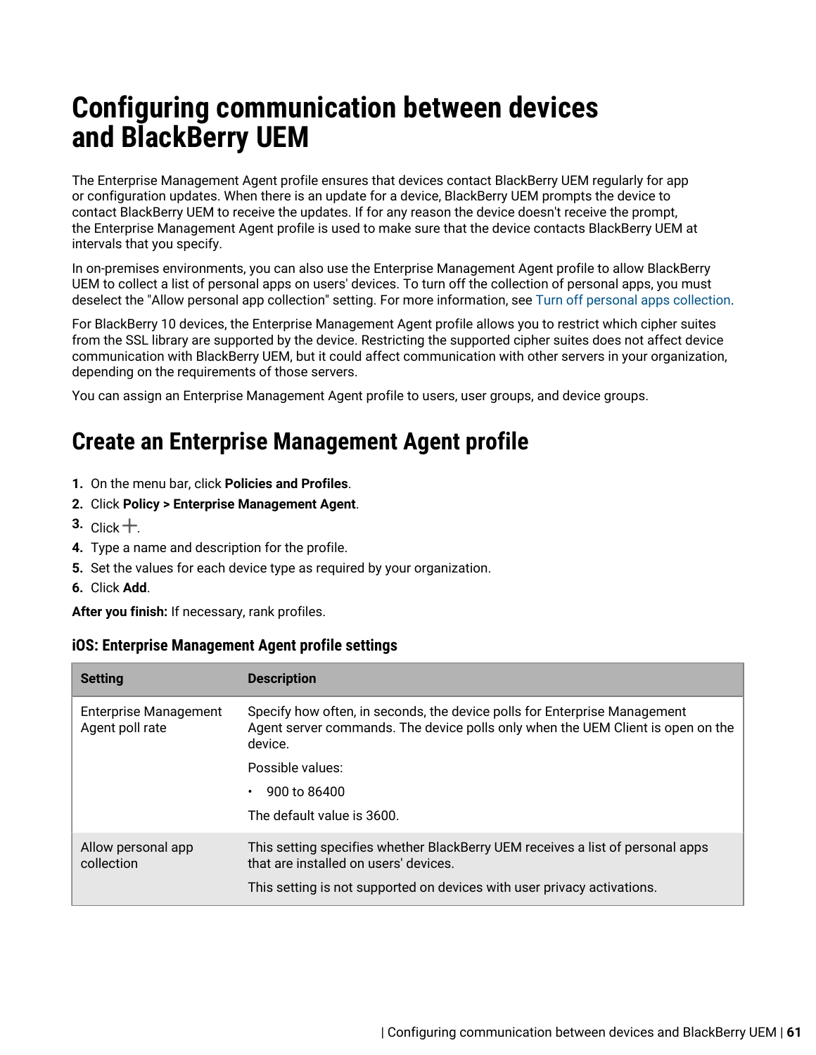# Configuring communication between devices and BlackBerry UEM

The Enterprise Management Agent profile ensures that devices contact BlackBerry UEM regularly for app or configuration updates. When there is an update for a device, BlackBerry UEM prompts the device to contact BlackBerry UEM to receive the updates. If for any reason the device doesn't receive the prompt, the Enterprise Management Agent profile is used to make sure that the device contacts BlackBerry UEM at intervals that you specify.

In on-premises environments, you can also use the Enterprise Management Agent profile to allow BlackBerry UEM to collect a list of personal apps on users' devices. To turn off the collection of personal apps, you must deselect the "Allow personal app collection" setting. For more information, see Turn off personal apps collection.

For BlackBerry 10 devices, the Enterprise Management Agent profile allows you to restrict which cipher suites from the SSL library are supported by the device. Restricting the supported cipher suites does not affect device communication with BlackBerry UEM, but it could affect communication with other servers in your organization, depending on the requirements of those servers.

You can assign an Enterprise Management Agent profile to users, user groups, and device groups.

## Create an Enterprise Management Agent profile

1. On the menu bar, click **Policies and Profiles**.
2. Click **Policy > Enterprise Management Agent**.
3. Click +.
4. Type a name and description for the profile.
5. Set the values for each device type as required by your organization.
6. Click **Add**.

**After you finish:** If necessary, rank profiles.

### iOS: Enterprise Management Agent profile settings

| Setting | Description |
|---|---|
| Enterprise Management Agent poll rate | Specify how often, in seconds, the device polls for Enterprise Management Agent server commands. The device polls only when the UEM Client is open on the device.<br><br>Possible values:<br><br>• 900 to 86400<br><br>The default value is 3600. |
| Allow personal app collection | This setting specifies whether BlackBerry UEM receives a list of personal apps that are installed on users' devices.<br><br>This setting is not supported on devices with user privacy activations. |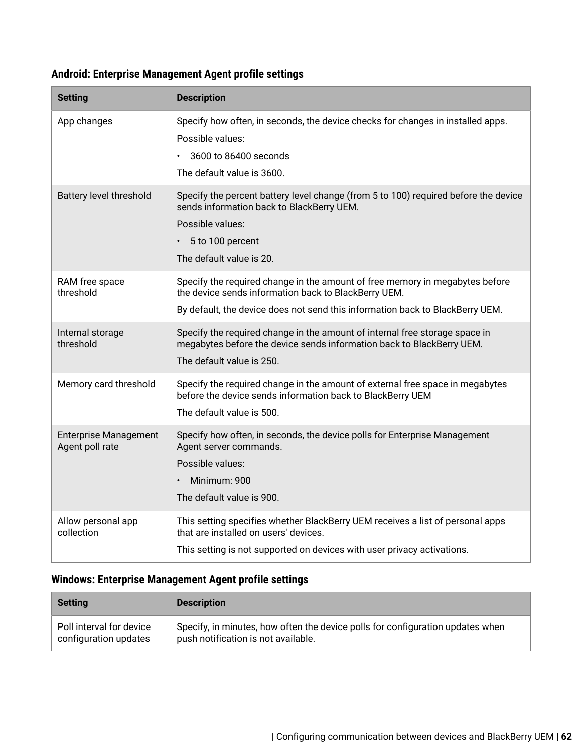### Android: Enterprise Management Agent profile settings

| Setting | Description |
| --- | --- |
| App changes | Specify how often, in seconds, the device checks for changes in installed apps.<br>Possible values:<br>• 3600 to 86400 seconds<br>The default value is 3600. |
| Battery level threshold | Specify the percent battery level change (from 5 to 100) required before the device sends information back to BlackBerry UEM.<br>Possible values:<br>• 5 to 100 percent<br>The default value is 20. |
| RAM free space threshold | Specify the required change in the amount of free memory in megabytes before the device sends information back to BlackBerry UEM.<br>By default, the device does not send this information back to BlackBerry UEM. |
| Internal storage threshold | Specify the required change in the amount of internal free storage space in megabytes before the device sends information back to BlackBerry UEM.<br>The default value is 250. |
| Memory card threshold | Specify the required change in the amount of external free space in megabytes before the device sends information back to BlackBerry UEM<br>The default value is 500. |
| Enterprise Management Agent poll rate | Specify how often, in seconds, the device polls for Enterprise Management Agent server commands.<br>Possible values:<br>• Minimum: 900<br>The default value is 900. |
| Allow personal app collection | This setting specifies whether BlackBerry UEM receives a list of personal apps that are installed on users' devices.<br>This setting is not supported on devices with user privacy activations. |

### Windows: Enterprise Management Agent profile settings

| Setting | Description |
| --- | --- |
| Poll interval for device configuration updates | Specify, in minutes, how often the device polls for configuration updates when push notification is not available. |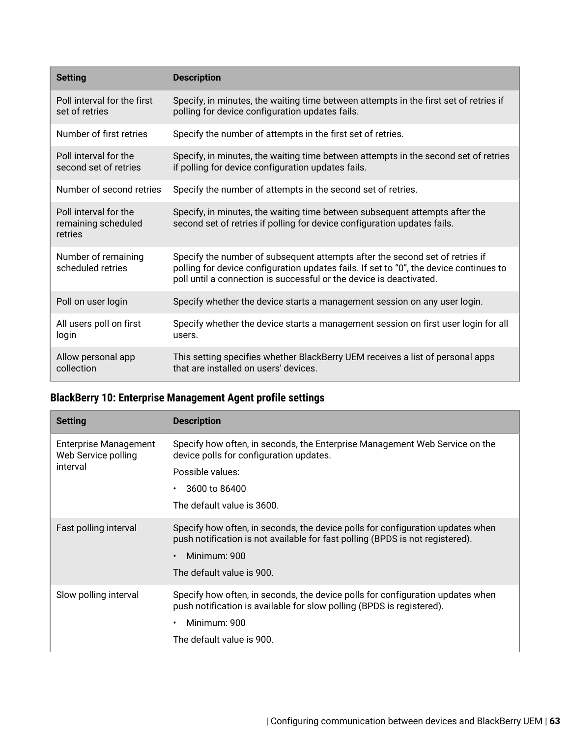| Setting | Description |
| --- | --- |
| Poll interval for the first set of retries | Specify, in minutes, the waiting time between attempts in the first set of retries if polling for device configuration updates fails. |
| Number of first retries | Specify the number of attempts in the first set of retries. |
| Poll interval for the second set of retries | Specify, in minutes, the waiting time between attempts in the second set of retries if polling for device configuration updates fails. |
| Number of second retries | Specify the number of attempts in the second set of retries. |
| Poll interval for the remaining scheduled retries | Specify, in minutes, the waiting time between subsequent attempts after the second set of retries if polling for device configuration updates fails. |
| Number of remaining scheduled retries | Specify the number of subsequent attempts after the second set of retries if polling for device configuration updates fails. If set to “0”, the device continues to poll until a connection is successful or the device is deactivated. |
| Poll on user login | Specify whether the device starts a management session on any user login. |
| All users poll on first login | Specify whether the device starts a management session on first user login for all users. |
| Allow personal app collection | This setting specifies whether BlackBerry UEM receives a list of personal apps that are installed on users' devices. |

### BlackBerry 10: Enterprise Management Agent profile settings

| Setting | Description |
| --- | --- |
| Enterprise Management Web Service polling interval | Specify how often, in seconds, the Enterprise Management Web Service on the device polls for configuration updates.<br><br>Possible values:<br><br>• 3600 to 86400<br><br>The default value is 3600. |
| Fast polling interval | Specify how often, in seconds, the device polls for configuration updates when push notification is not available for fast polling (BPDS is not registered).<br><br>• Minimum: 900<br><br>The default value is 900. |
| Slow polling interval | Specify how often, in seconds, the device polls for configuration updates when push notification is available for slow polling (BPDS is registered).<br><br>• Minimum: 900<br><br>The default value is 900. |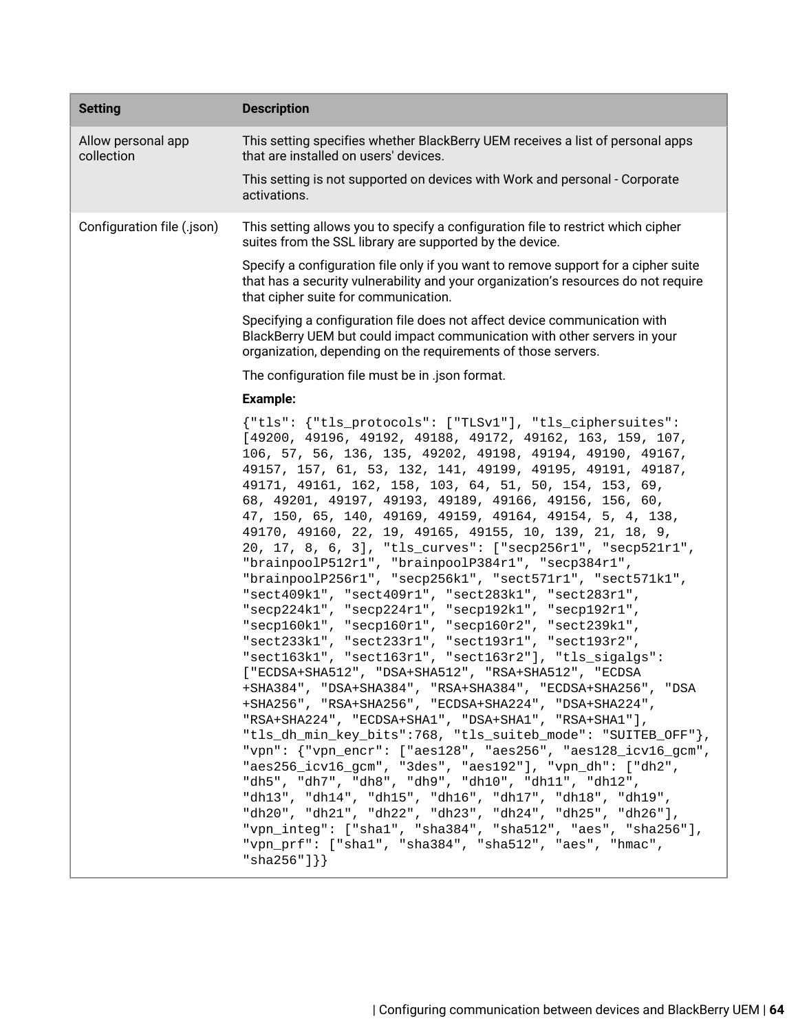| Setting | Description |
|---|---|
| Allow personal app collection | This setting specifies whether BlackBerry UEM receives a list of personal apps that are installed on users' devices.<br><br>This setting is not supported on devices with Work and personal - Corporate activations. |
| Configuration file (.json) | This setting allows you to specify a configuration file to restrict which cipher suites from the SSL library are supported by the device.<br><br>Specify a configuration file only if you want to remove support for a cipher suite that has a security vulnerability and your organization's resources do not require that cipher suite for communication.<br><br>Specifying a configuration file does not affect device communication with BlackBerry UEM but could impact communication with other servers in your organization, depending on the requirements of those servers.<br><br>The configuration file must be in .json format.<br><br>**Example:**<br><br>`{"tls": {"tls_protocols": ["TLSv1"], "tls_ciphersuites": [49200, 49196, 49192, 49188, 49172, 49162, 163, 159, 107, 106, 57, 56, 136, 135, 49202, 49198, 49194, 49190, 49167, 49157, 157, 61, 53, 132, 141, 49199, 49195, 49191, 49187, 49171, 49161, 162, 158, 103, 64, 51, 50, 154, 153, 69, 68, 49201, 49197, 49193, 49189, 49166, 49156, 156, 60, 47, 150, 65, 140, 49169, 49159, 49164, 49154, 5, 4, 138, 49170, 49160, 22, 19, 49165, 49155, 10, 139, 21, 18, 9, 20, 17, 8, 6, 3], "tls_curves": ["secp256r1", "secp521r1", "brainpoolP512r1", "brainpoolP384r1", "secp384r1", "brainpoolP256r1", "secp256k1", "sect571r1", "sect571k1", "sect409k1", "sect409r1", "sect283k1", "sect283r1", "secp224k1", "secp224r1", "secp192k1", "secp192r1", "secp160k1", "secp160r1", "secp160r2", "sect239k1", "sect233k1", "sect233r1", "sect193r1", "sect193r2", "sect163k1", "sect163r1", "sect163r2"], "tls_sigalgs": ["ECDSA+SHA512", "DSA+SHA512", "RSA+SHA512", "ECDSA+SHA384", "DSA+SHA384", "RSA+SHA384", "ECDSA+SHA256", "DSA+SHA256", "RSA+SHA256", "ECDSA+SHA224", "DSA+SHA224", "RSA+SHA224", "ECDSA+SHA1", "DSA+SHA1", "RSA+SHA1"], "tls_dh_min_key_bits":768, "tls_suiteb_mode": "SUITEB_OFF"}, "vpn": {"vpn_encr": ["aes128", "aes256", "aes128_icv16_gcm", "aes256_icv16_gcm", "3des", "aes192"], "vpn_dh": ["dh2", "dh5", "dh7", "dh8", "dh9", "dh10", "dh11", "dh12", "dh13", "dh14", "dh15", "dh16", "dh17", "dh18", "dh19", "dh20", "dh21", "dh22", "dh23", "dh24", "dh25", "dh26"], "vpn_integ": ["sha1", "sha384", "sha512", "aes", "sha256"], "vpn_prf": ["sha1", "sha384", "sha512", "aes", "hmac", "sha256"]}}` |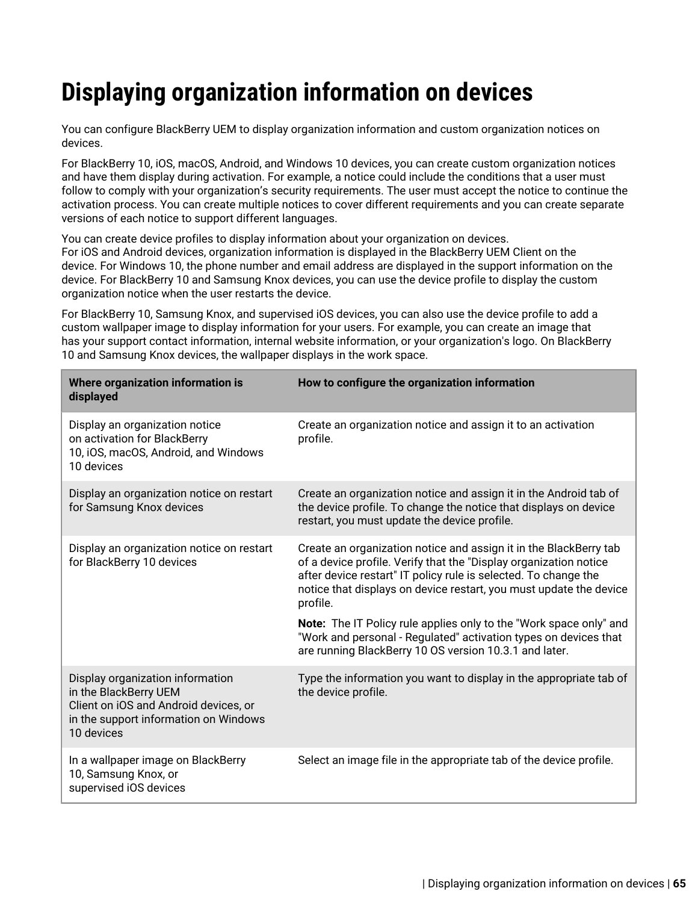# Displaying organization information on devices

You can configure BlackBerry UEM to display organization information and custom organization notices on devices.

For BlackBerry 10, iOS, macOS, Android, and Windows 10 devices, you can create custom organization notices and have them display during activation. For example, a notice could include the conditions that a user must follow to comply with your organization's security requirements. The user must accept the notice to continue the activation process. You can create multiple notices to cover different requirements and you can create separate versions of each notice to support different languages.

You can create device profiles to display information about your organization on devices.
For iOS and Android devices, organization information is displayed in the BlackBerry UEM Client on the device. For Windows 10, the phone number and email address are displayed in the support information on the device. For BlackBerry 10 and Samsung Knox devices, you can use the device profile to display the custom organization notice when the user restarts the device.

For BlackBerry 10, Samsung Knox, and supervised iOS devices, you can also use the device profile to add a custom wallpaper image to display information for your users. For example, you can create an image that has your support contact information, internal website information, or your organization's logo. On BlackBerry 10 and Samsung Knox devices, the wallpaper displays in the work space.

| Where organization information is displayed | How to configure the organization information |
| --- | --- |
| Display an organization notice on activation for BlackBerry 10, iOS, macOS, Android, and Windows 10 devices | Create an organization notice and assign it to an activation profile. |
| Display an organization notice on restart for Samsung Knox devices | Create an organization notice and assign it in the Android tab of the device profile. To change the notice that displays on device restart, you must update the device profile. |
| Display an organization notice on restart for BlackBerry 10 devices | Create an organization notice and assign it in the BlackBerry tab of a device profile. Verify that the "Display organization notice after device restart" IT policy rule is selected. To change the notice that displays on device restart, you must update the device profile.<br><br>**Note:** The IT Policy rule applies only to the "Work space only" and "Work and personal - Regulated" activation types on devices that are running BlackBerry 10 OS version 10.3.1 and later. |
| Display organization information in the BlackBerry UEM Client on iOS and Android devices, or in the support information on Windows 10 devices | Type the information you want to display in the appropriate tab of the device profile. |
| In a wallpaper image on BlackBerry 10, Samsung Knox, or supervised iOS devices | Select an image file in the appropriate tab of the device profile. |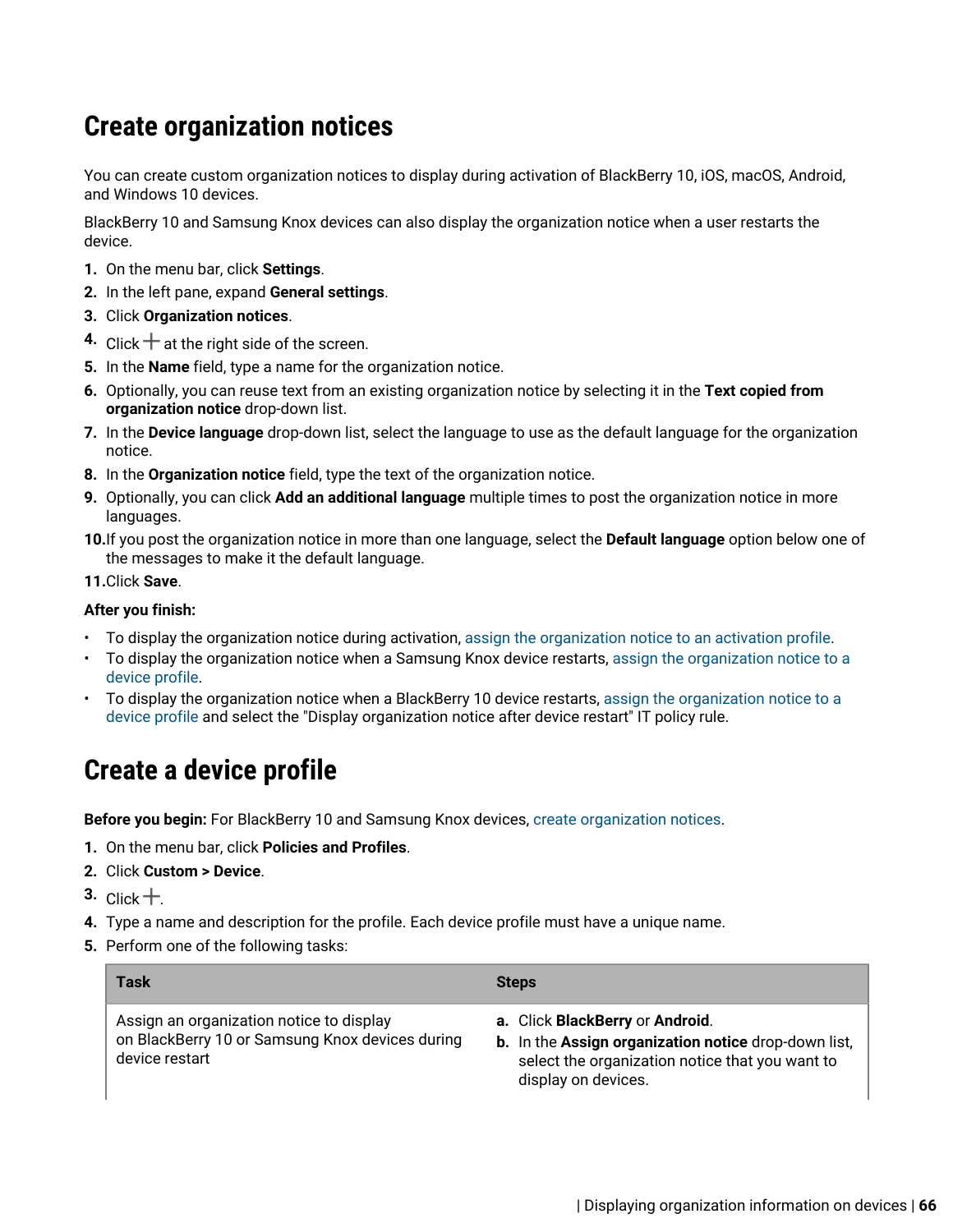# Create organization notices

You can create custom organization notices to display during activation of BlackBerry 10, iOS, macOS, Android, and Windows 10 devices.

BlackBerry 10 and Samsung Knox devices can also display the organization notice when a user restarts the device.

1. On the menu bar, click **Settings**.
2. In the left pane, expand **General settings**.
3. Click **Organization notices**.
4. Click + at the right side of the screen.
5. In the **Name** field, type a name for the organization notice.
6. Optionally, you can reuse text from an existing organization notice by selecting it in the **Text copied from organization notice** drop-down list.
7. In the **Device language** drop-down list, select the language to use as the default language for the organization notice.
8. In the **Organization notice** field, type the text of the organization notice.
9. Optionally, you can click **Add an additional language** multiple times to post the organization notice in more languages.
10. If you post the organization notice in more than one language, select the **Default language** option below one of the messages to make it the default language.
11. Click **Save**.

**After you finish:**

- To display the organization notice during activation, assign the organization notice to an activation profile.
- To display the organization notice when a Samsung Knox device restarts, assign the organization notice to a device profile.
- To display the organization notice when a BlackBerry 10 device restarts, assign the organization notice to a device profile and select the "Display organization notice after device restart" IT policy rule.

# Create a device profile

**Before you begin:** For BlackBerry 10 and Samsung Knox devices, create organization notices.

1. On the menu bar, click **Policies and Profiles**.
2. Click **Custom > Device**.
3. Click +.
4. Type a name and description for the profile. Each device profile must have a unique name.
5. Perform one of the following tasks:

| Task | Steps |
| --- | --- |
| Assign an organization notice to display on BlackBerry 10 or Samsung Knox devices during device restart | **a.** Click **BlackBerry** or **Android**.<br>**b.** In the **Assign organization notice** drop-down list, select the organization notice that you want to display on devices. |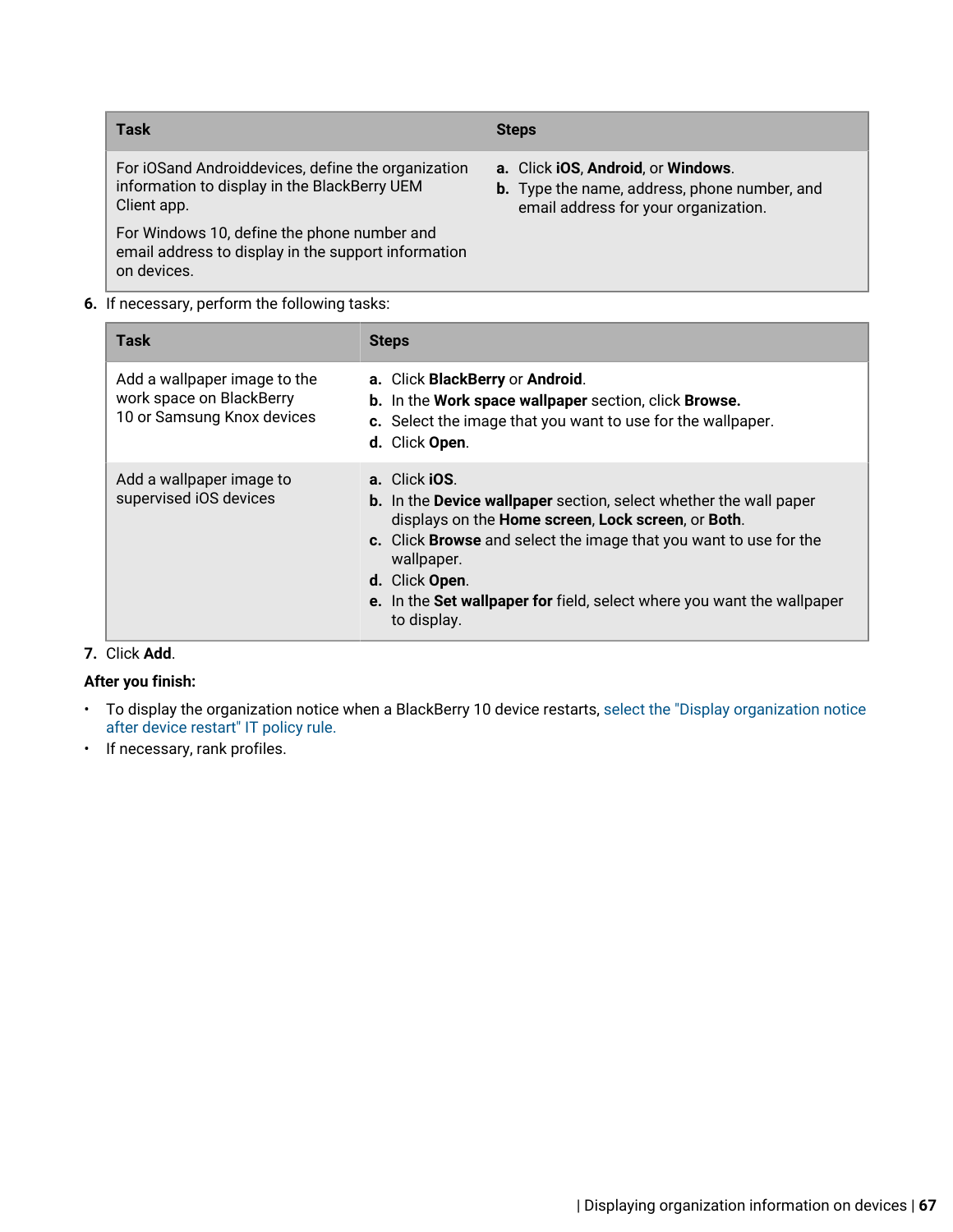| Task | Steps |
|---|---|
| For iOSand Androiddevices, define the organization information to display in the BlackBerry UEM Client app.<br><br>For Windows 10, define the phone number and email address to display in the support information on devices. | **a.** Click **iOS**, **Android**, or **Windows**.<br>**b.** Type the name, address, phone number, and email address for your organization. |

6. If necessary, perform the following tasks:

| Task | Steps |
|---|---|
| Add a wallpaper image to the work space on BlackBerry 10 or Samsung Knox devices | **a.** Click **BlackBerry** or **Android**.<br>**b.** In the **Work space wallpaper** section, click **Browse.**<br>**c.** Select the image that you want to use for the wallpaper.<br>**d.** Click **Open**. |
| Add a wallpaper image to supervised iOS devices | **a.** Click **iOS**.<br>**b.** In the **Device wallpaper** section, select whether the wall paper displays on the **Home screen**, **Lock screen**, or **Both**.<br>**c.** Click **Browse** and select the image that you want to use for the wallpaper.<br>**d.** Click **Open**.<br>**e.** In the **Set wallpaper for** field, select where you want the wallpaper to display. |

7. Click **Add**.

**After you finish:**

- To display the organization notice when a BlackBerry 10 device restarts, select the "Display organization notice after device restart" IT policy rule.
- If necessary, rank profiles.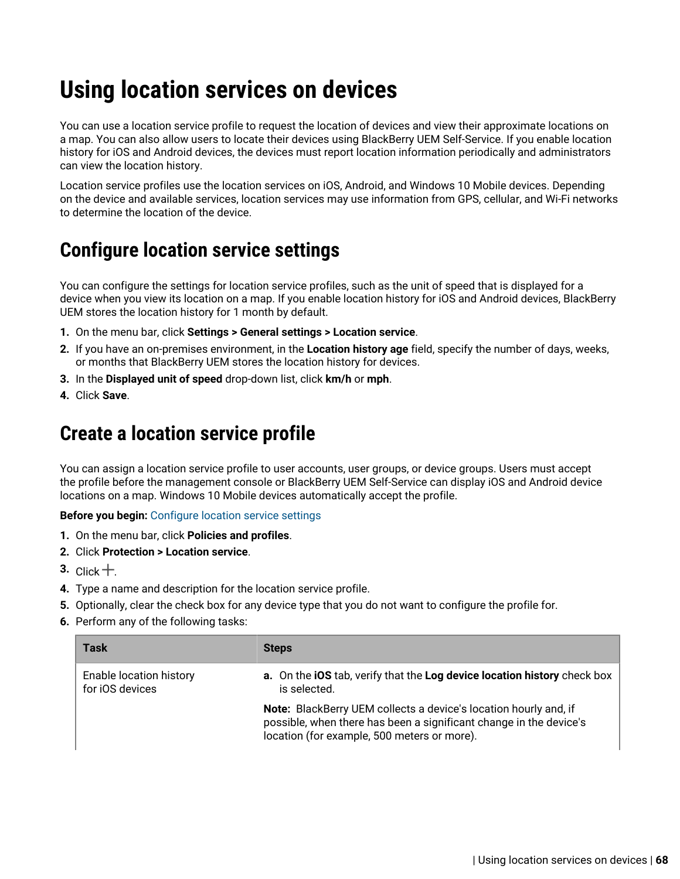# Using location services on devices

You can use a location service profile to request the location of devices and view their approximate locations on a map. You can also allow users to locate their devices using BlackBerry UEM Self-Service. If you enable location history for iOS and Android devices, the devices must report location information periodically and administrators can view the location history.

Location service profiles use the location services on iOS, Android, and Windows 10 Mobile devices. Depending on the device and available services, location services may use information from GPS, cellular, and Wi-Fi networks to determine the location of the device.

## Configure location service settings

You can configure the settings for location service profiles, such as the unit of speed that is displayed for a device when you view its location on a map. If you enable location history for iOS and Android devices, BlackBerry UEM stores the location history for 1 month by default.

1. On the menu bar, click **Settings > General settings > Location service**.
2. If you have an on-premises environment, in the **Location history age** field, specify the number of days, weeks, or months that BlackBerry UEM stores the location history for devices.
3. In the **Displayed unit of speed** drop-down list, click **km/h** or **mph**.
4. Click **Save**.

## Create a location service profile

You can assign a location service profile to user accounts, user groups, or device groups. Users must accept the profile before the management console or BlackBerry UEM Self-Service can display iOS and Android device locations on a map. Windows 10 Mobile devices automatically accept the profile.

**Before you begin:** Configure location service settings

1. On the menu bar, click **Policies and profiles**.
2. Click **Protection > Location service**.
3. Click +.
4. Type a name and description for the location service profile.
5. Optionally, clear the check box for any device type that you do not want to configure the profile for.
6. Perform any of the following tasks:

| Task | Steps |
|---|---|
| Enable location history for iOS devices | **a.** On the **iOS** tab, verify that the **Log device location history** check box is selected.<br><br>**Note:** BlackBerry UEM collects a device's location hourly and, if possible, when there has been a significant change in the device's location (for example, 500 meters or more). |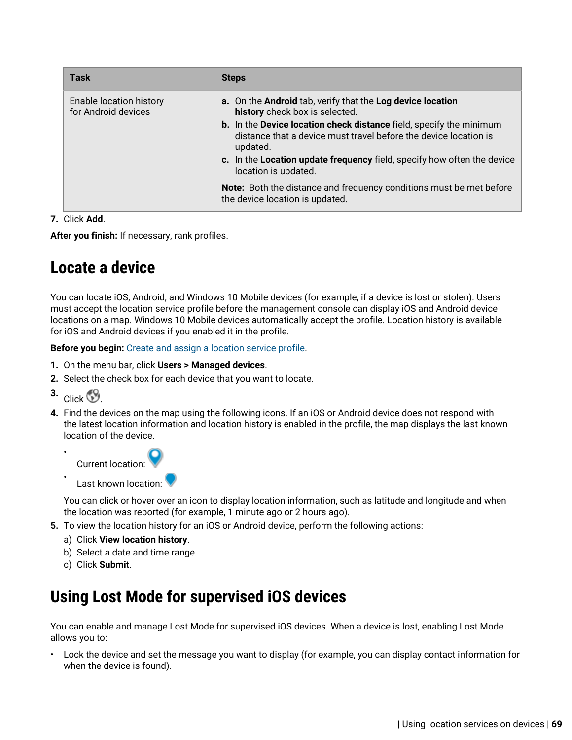| Task | Steps |
| --- | --- |
| Enable location history for Android devices | **a.** On the **Android** tab, verify that the **Log device location history** check box is selected. <br> **b.** In the **Device location check distance** field, specify the minimum distance that a device must travel before the device location is updated. <br> **c.** In the **Location update frequency** field, specify how often the device location is updated. <br><br> **Note:** Both the distance and frequency conditions must be met before the device location is updated. |

7. Click **Add**.

**After you finish:** If necessary, rank profiles.

## Locate a device

You can locate iOS, Android, and Windows 10 Mobile devices (for example, if a device is lost or stolen). Users must accept the location service profile before the management console can display iOS and Android device locations on a map. Windows 10 Mobile devices automatically accept the profile. Location history is available for iOS and Android devices if you enabled it in the profile.

**Before you begin:** Create and assign a location service profile.

1. On the menu bar, click **Users > Managed devices**.
2. Select the check box for each device that you want to locate.
3. Click .
4. Find the devices on the map using the following icons. If an iOS or Android device does not respond with the latest location information and location history is enabled in the profile, the map displays the last known location of the device.
   - Current location:
   - Last known location:

   You can click or hover over an icon to display location information, such as latitude and longitude and when the location was reported (for example, 1 minute ago or 2 hours ago).
5. To view the location history for an iOS or Android device, perform the following actions:
   a) Click **View location history**.
   b) Select a date and time range.
   c) Click **Submit**.

## Using Lost Mode for supervised iOS devices

You can enable and manage Lost Mode for supervised iOS devices. When a device is lost, enabling Lost Mode allows you to:

- Lock the device and set the message you want to display (for example, you can display contact information for when the device is found).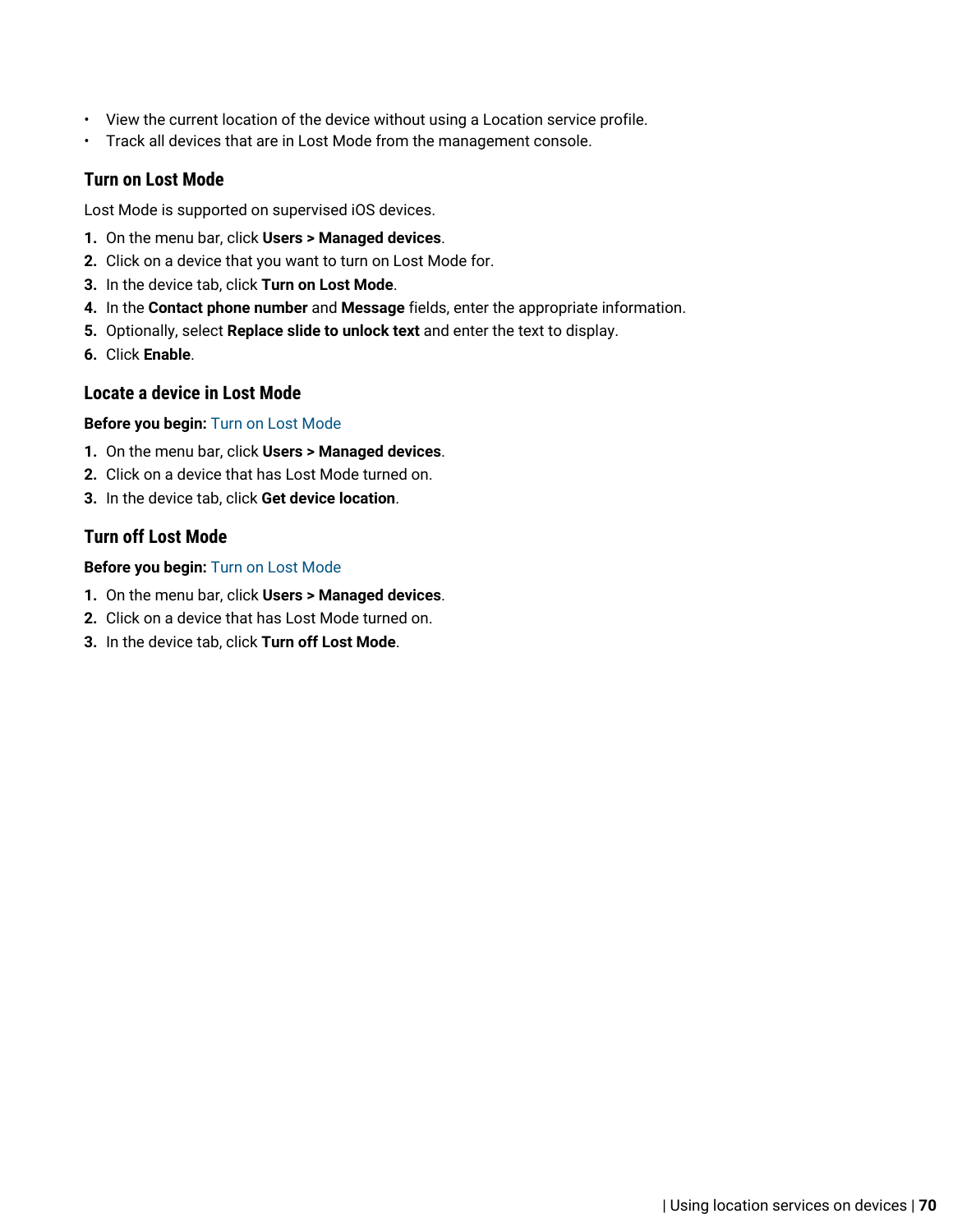- View the current location of the device without using a Location service profile.
- Track all devices that are in Lost Mode from the management console.

### Turn on Lost Mode

Lost Mode is supported on supervised iOS devices.

1. On the menu bar, click **Users > Managed devices**.
2. Click on a device that you want to turn on Lost Mode for.
3. In the device tab, click **Turn on Lost Mode**.
4. In the **Contact phone number** and **Message** fields, enter the appropriate information.
5. Optionally, select **Replace slide to unlock text** and enter the text to display.
6. Click **Enable**.

### Locate a device in Lost Mode

**Before you begin:** Turn on Lost Mode

1. On the menu bar, click **Users > Managed devices**.
2. Click on a device that has Lost Mode turned on.
3. In the device tab, click **Get device location**.

### Turn off Lost Mode

**Before you begin:** Turn on Lost Mode

1. On the menu bar, click **Users > Managed devices**.
2. Click on a device that has Lost Mode turned on.
3. In the device tab, click **Turn off Lost Mode**.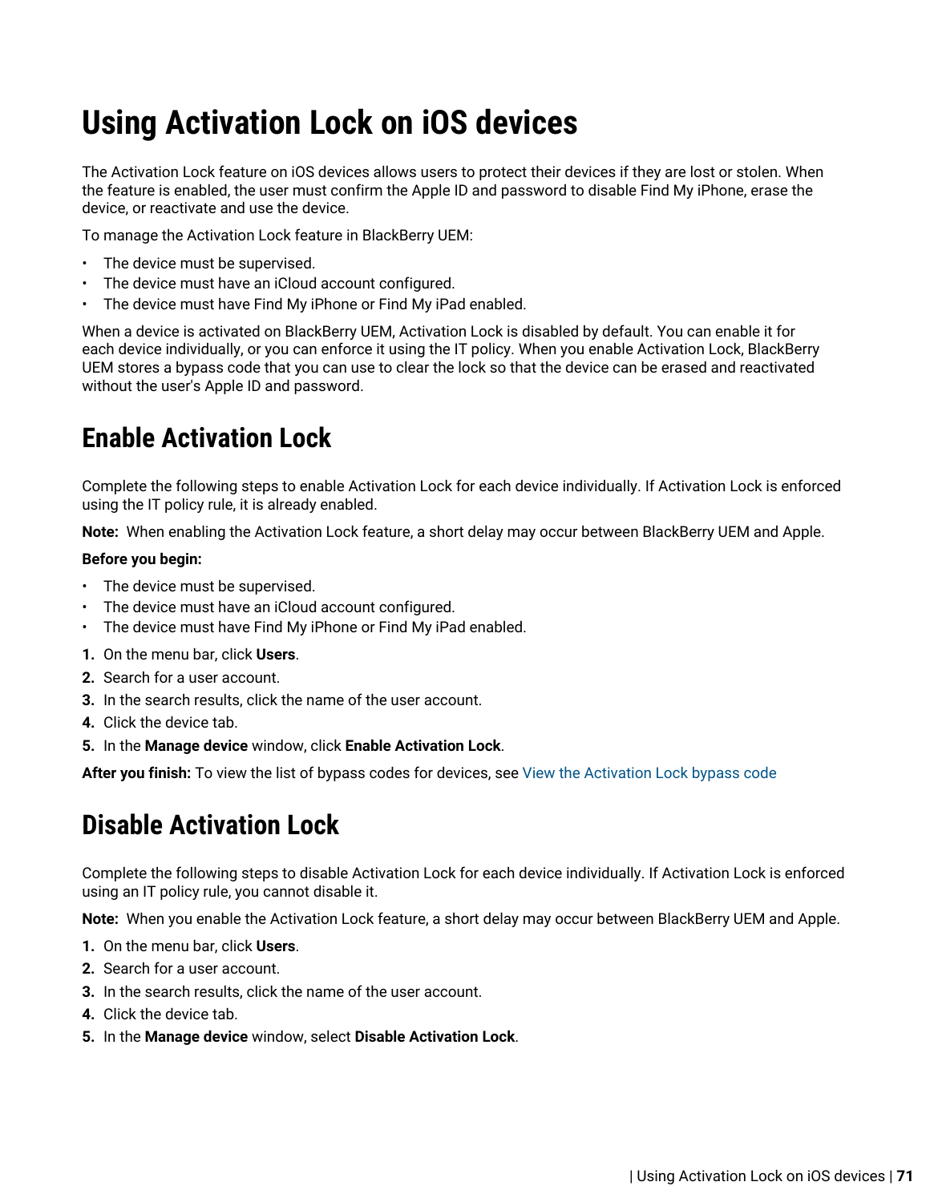# Using Activation Lock on iOS devices

The Activation Lock feature on iOS devices allows users to protect their devices if they are lost or stolen. When the feature is enabled, the user must confirm the Apple ID and password to disable Find My iPhone, erase the device, or reactivate and use the device.

To manage the Activation Lock feature in BlackBerry UEM:

- The device must be supervised.
- The device must have an iCloud account configured.
- The device must have Find My iPhone or Find My iPad enabled.

When a device is activated on BlackBerry UEM, Activation Lock is disabled by default. You can enable it for each device individually, or you can enforce it using the IT policy. When you enable Activation Lock, BlackBerry UEM stores a bypass code that you can use to clear the lock so that the device can be erased and reactivated without the user's Apple ID and password.

## Enable Activation Lock

Complete the following steps to enable Activation Lock for each device individually. If Activation Lock is enforced using the IT policy rule, it is already enabled.

**Note:** When enabling the Activation Lock feature, a short delay may occur between BlackBerry UEM and Apple.

**Before you begin:**

- The device must be supervised.
- The device must have an iCloud account configured.
- The device must have Find My iPhone or Find My iPad enabled.

1. On the menu bar, click **Users**.
2. Search for a user account.
3. In the search results, click the name of the user account.
4. Click the device tab.
5. In the **Manage device** window, click **Enable Activation Lock**.

**After you finish:** To view the list of bypass codes for devices, see View the Activation Lock bypass code

## Disable Activation Lock

Complete the following steps to disable Activation Lock for each device individually. If Activation Lock is enforced using an IT policy rule, you cannot disable it.

**Note:** When you enable the Activation Lock feature, a short delay may occur between BlackBerry UEM and Apple.

1. On the menu bar, click **Users**.
2. Search for a user account.
3. In the search results, click the name of the user account.
4. Click the device tab.
5. In the **Manage device** window, select **Disable Activation Lock**.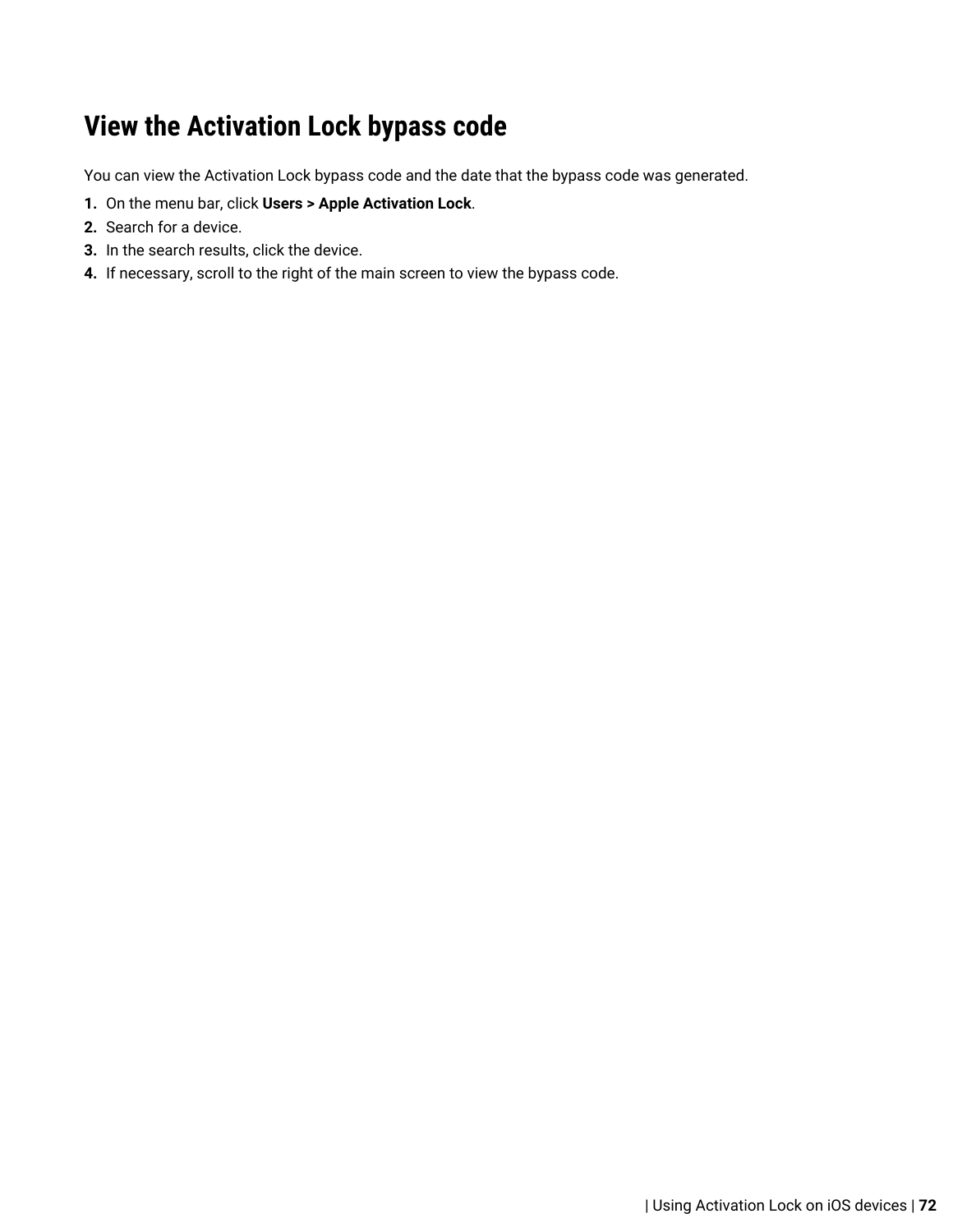# View the Activation Lock bypass code

You can view the Activation Lock bypass code and the date that the bypass code was generated.

1. On the menu bar, click **Users > Apple Activation Lock**.
2. Search for a device.
3. In the search results, click the device.
4. If necessary, scroll to the right of the main screen to view the bypass code.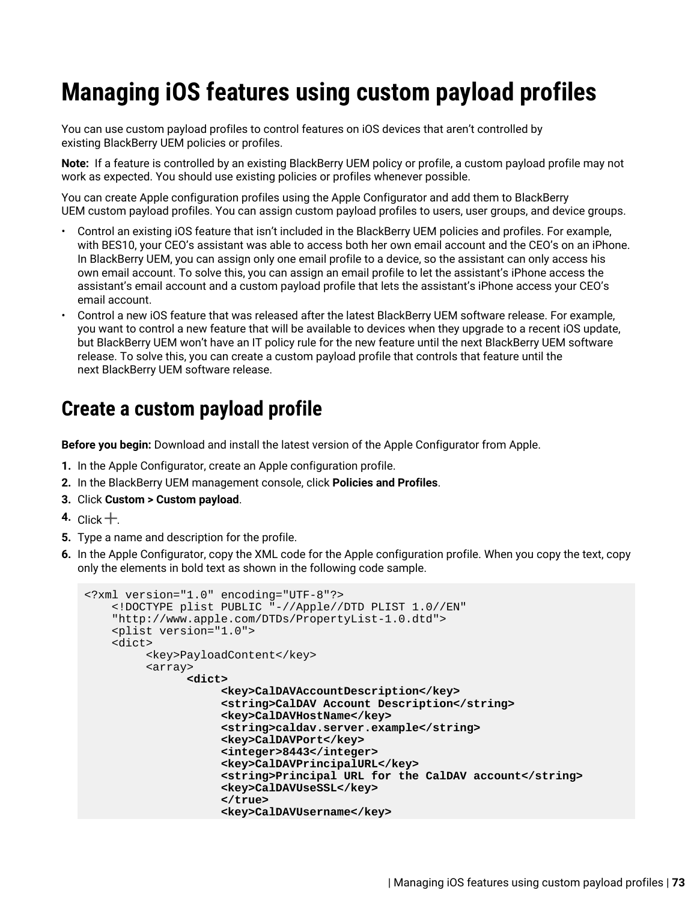# Managing iOS features using custom payload profiles

You can use custom payload profiles to control features on iOS devices that aren't controlled by existing BlackBerry UEM policies or profiles.

**Note:** If a feature is controlled by an existing BlackBerry UEM policy or profile, a custom payload profile may not work as expected. You should use existing policies or profiles whenever possible.

You can create Apple configuration profiles using the Apple Configurator and add them to BlackBerry UEM custom payload profiles. You can assign custom payload profiles to users, user groups, and device groups.

- Control an existing iOS feature that isn't included in the BlackBerry UEM policies and profiles. For example, with BES10, your CEO's assistant was able to access both her own email account and the CEO's on an iPhone. In BlackBerry UEM, you can assign only one email profile to a device, so the assistant can only access his own email account. To solve this, you can assign an email profile to let the assistant's iPhone access the assistant's email account and a custom payload profile that lets the assistant's iPhone access your CEO's email account.
- Control a new iOS feature that was released after the latest BlackBerry UEM software release. For example, you want to control a new feature that will be available to devices when they upgrade to a recent iOS update, but BlackBerry UEM won't have an IT policy rule for the new feature until the next BlackBerry UEM software release. To solve this, you can create a custom payload profile that controls that feature until the next BlackBerry UEM software release.

## Create a custom payload profile

**Before you begin:** Download and install the latest version of the Apple Configurator from Apple.

1. In the Apple Configurator, create an Apple configuration profile.
2. In the BlackBerry UEM management console, click **Policies and Profiles**.
3. Click **Custom > Custom payload**.
4. Click +.
5. Type a name and description for the profile.
6. In the Apple Configurator, copy the XML code for the Apple configuration profile. When you copy the text, copy only the elements in bold text as shown in the following code sample.

```
<?xml version="1.0" encoding="UTF-8"?>
    <!DOCTYPE plist PUBLIC "-//Apple//DTD PLIST 1.0//EN"
    "http://www.apple.com/DTDs/PropertyList-1.0.dtd">
    <plist version="1.0">
    <dict>
         <key>PayloadContent</key>
         <array>
               <dict>
                    <key>CalDAVAccountDescription</key>
                    <string>CalDAV Account Description</string>
                    <key>CalDAVHostName</key>
                    <string>caldav.server.example</string>
                    <key>CalDAVPort</key>
                    <integer>8443</integer>
                    <key>CalDAVPrincipalURL</key>
                    <string>Principal URL for the CalDAV account</string>
                    <key>CalDAVUseSSL</key>
                    </true>
                    <key>CalDAVUsername</key>
```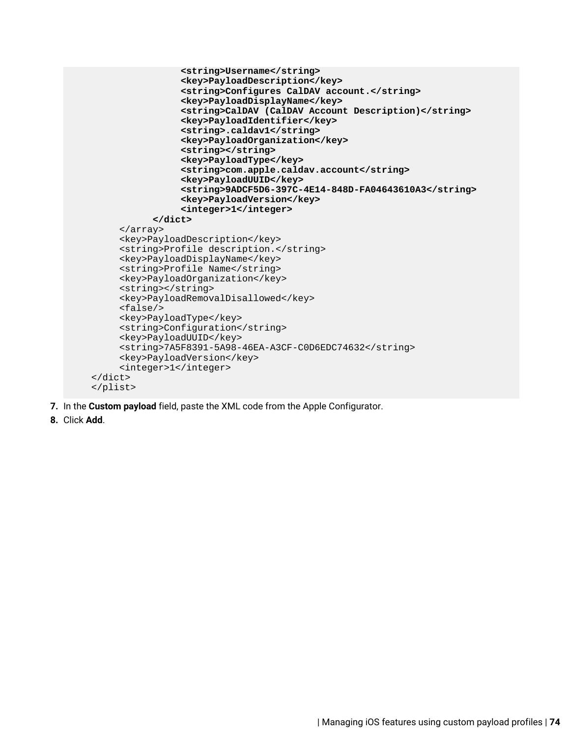```
                <string>Username</string>
                <key>PayloadDescription</key>
                <string>Configures CalDAV account.</string>
                <key>PayloadDisplayName</key>
                <string>CalDAV (CalDAV Account Description)</string>
                <key>PayloadIdentifier</key>
                <string>.caldav1</string>
                <key>PayloadOrganization</key>
                <string></string>
                <key>PayloadType</key>
                <string>com.apple.caldav.account</string>
                <key>PayloadUUID</key>
                <string>9ADCF5D6-397C-4E14-848D-FA04643610A3</string>
                <key>PayloadVersion</key>
                <integer>1</integer>
            </dict>
        </array>
        <key>PayloadDescription</key>
        <string>Profile description.</string>
        <key>PayloadDisplayName</key>
        <string>Profile Name</string>
        <key>PayloadOrganization</key>
        <string></string>
        <key>PayloadRemovalDisallowed</key>
        <false/>
        <key>PayloadType</key>
        <string>Configuration</string>
        <key>PayloadUUID</key>
        <string>7A5F8391-5A98-46EA-A3CF-C0D6EDC74632</string>
        <key>PayloadVersion</key>
        <integer>1</integer>
    </dict>
    </plist>
```

7. In the **Custom payload** field, paste the XML code from the Apple Configurator.
8. Click **Add**.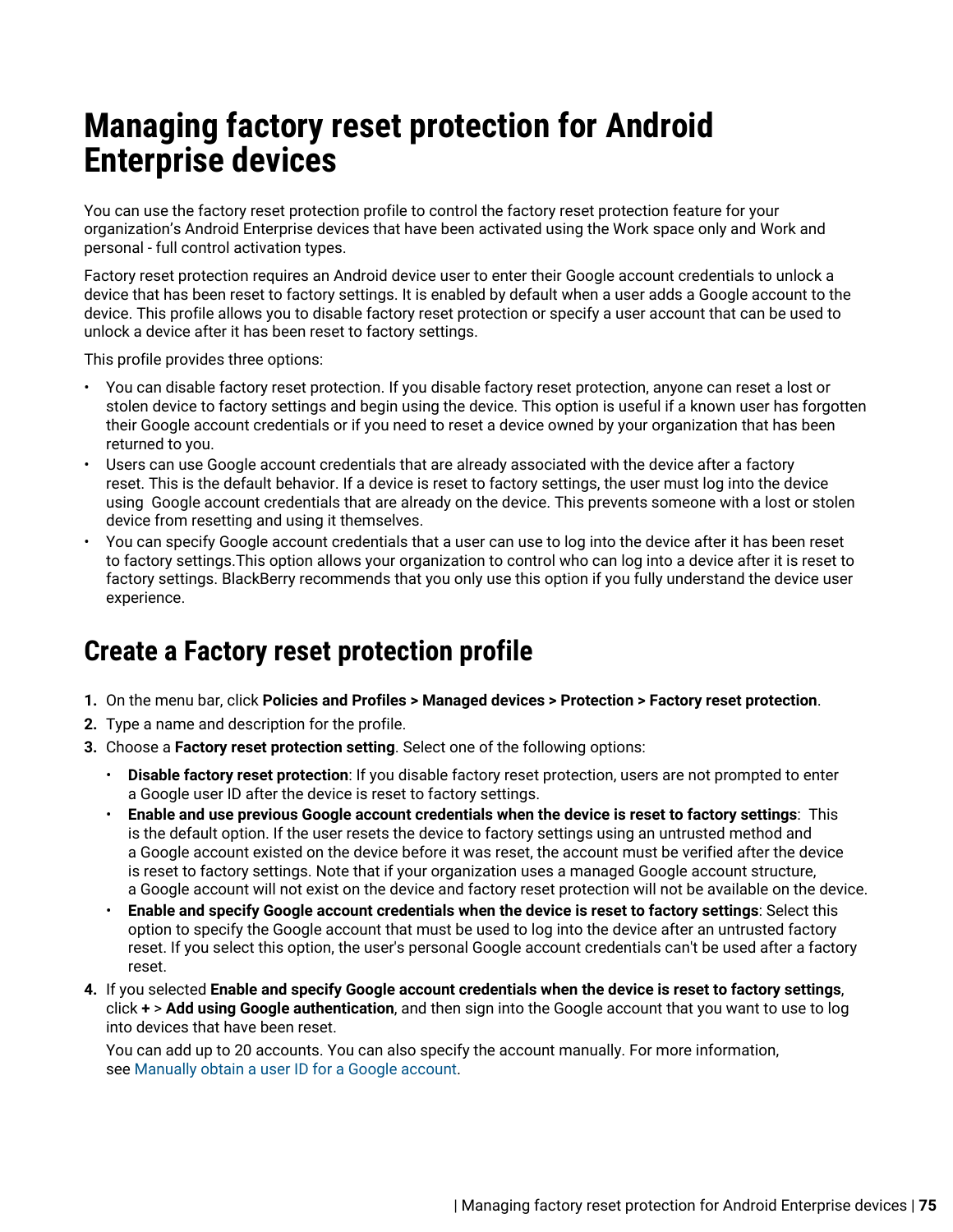# Managing factory reset protection for Android Enterprise devices

You can use the factory reset protection profile to control the factory reset protection feature for your organization's Android Enterprise devices that have been activated using the Work space only and Work and personal - full control activation types.

Factory reset protection requires an Android device user to enter their Google account credentials to unlock a device that has been reset to factory settings. It is enabled by default when a user adds a Google account to the device. This profile allows you to disable factory reset protection or specify a user account that can be used to unlock a device after it has been reset to factory settings.

This profile provides three options:

- You can disable factory reset protection. If you disable factory reset protection, anyone can reset a lost or stolen device to factory settings and begin using the device. This option is useful if a known user has forgotten their Google account credentials or if you need to reset a device owned by your organization that has been returned to you.
- Users can use Google account credentials that are already associated with the device after a factory reset. This is the default behavior. If a device is reset to factory settings, the user must log into the device using Google account credentials that are already on the device. This prevents someone with a lost or stolen device from resetting and using it themselves.
- You can specify Google account credentials that a user can use to log into the device after it has been reset to factory settings.This option allows your organization to control who can log into a device after it is reset to factory settings. BlackBerry recommends that you only use this option if you fully understand the device user experience.

## Create a Factory reset protection profile

1. On the menu bar, click **Policies and Profiles > Managed devices > Protection > Factory reset protection**.
2. Type a name and description for the profile.
3. Choose a **Factory reset protection setting**. Select one of the following options:
   - **Disable factory reset protection**: If you disable factory reset protection, users are not prompted to enter a Google user ID after the device is reset to factory settings.
   - **Enable and use previous Google account credentials when the device is reset to factory settings**: This is the default option. If the user resets the device to factory settings using an untrusted method and a Google account existed on the device before it was reset, the account must be verified after the device is reset to factory settings. Note that if your organization uses a managed Google account structure, a Google account will not exist on the device and factory reset protection will not be available on the device.
   - **Enable and specify Google account credentials when the device is reset to factory settings**: Select this option to specify the Google account that must be used to log into the device after an untrusted factory reset. If you select this option, the user's personal Google account credentials can't be used after a factory reset.
4. If you selected **Enable and specify Google account credentials when the device is reset to factory settings**, click **+** > **Add using Google authentication**, and then sign into the Google account that you want to use to log into devices that have been reset.

   You can add up to 20 accounts. You can also specify the account manually. For more information, see Manually obtain a user ID for a Google account.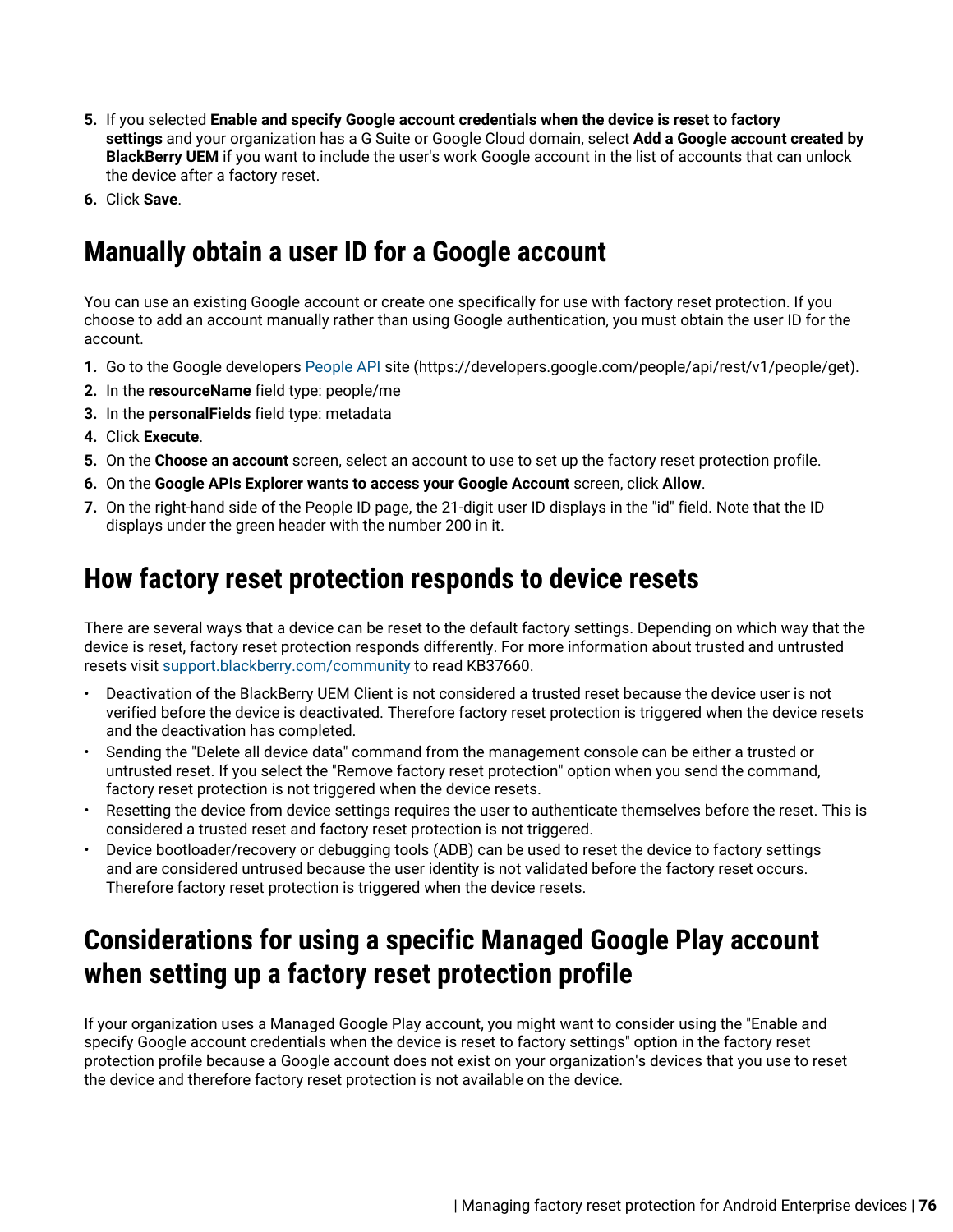5. If you selected **Enable and specify Google account credentials when the device is reset to factory settings** and your organization has a G Suite or Google Cloud domain, select **Add a Google account created by BlackBerry UEM** if you want to include the user's work Google account in the list of accounts that can unlock the device after a factory reset.
6. Click **Save**.

# Manually obtain a user ID for a Google account

You can use an existing Google account or create one specifically for use with factory reset protection. If you choose to add an account manually rather than using Google authentication, you must obtain the user ID for the account.

1. Go to the Google developers People API site (https://developers.google.com/people/api/rest/v1/people/get).
2. In the **resourceName** field type: people/me
3. In the **personalFields** field type: metadata
4. Click **Execute**.
5. On the **Choose an account** screen, select an account to use to set up the factory reset protection profile.
6. On the **Google APIs Explorer wants to access your Google Account** screen, click **Allow**.
7. On the right-hand side of the People ID page, the 21-digit user ID displays in the "id" field. Note that the ID displays under the green header with the number 200 in it.

# How factory reset protection responds to device resets

There are several ways that a device can be reset to the default factory settings. Depending on which way that the device is reset, factory reset protection responds differently. For more information about trusted and untrusted resets visit support.blackberry.com/community to read KB37660.

- Deactivation of the BlackBerry UEM Client is not considered a trusted reset because the device user is not verified before the device is deactivated. Therefore factory reset protection is triggered when the device resets and the deactivation has completed.
- Sending the "Delete all device data" command from the management console can be either a trusted or untrusted reset. If you select the "Remove factory reset protection" option when you send the command, factory reset protection is not triggered when the device resets.
- Resetting the device from device settings requires the user to authenticate themselves before the reset. This is considered a trusted reset and factory reset protection is not triggered.
- Device bootloader/recovery or debugging tools (ADB) can be used to reset the device to factory settings and are considered untrused because the user identity is not validated before the factory reset occurs. Therefore factory reset protection is triggered when the device resets.

# Considerations for using a specific Managed Google Play account when setting up a factory reset protection profile

If your organization uses a Managed Google Play account, you might want to consider using the "Enable and specify Google account credentials when the device is reset to factory settings" option in the factory reset protection profile because a Google account does not exist on your organization's devices that you use to reset the device and therefore factory reset protection is not available on the device.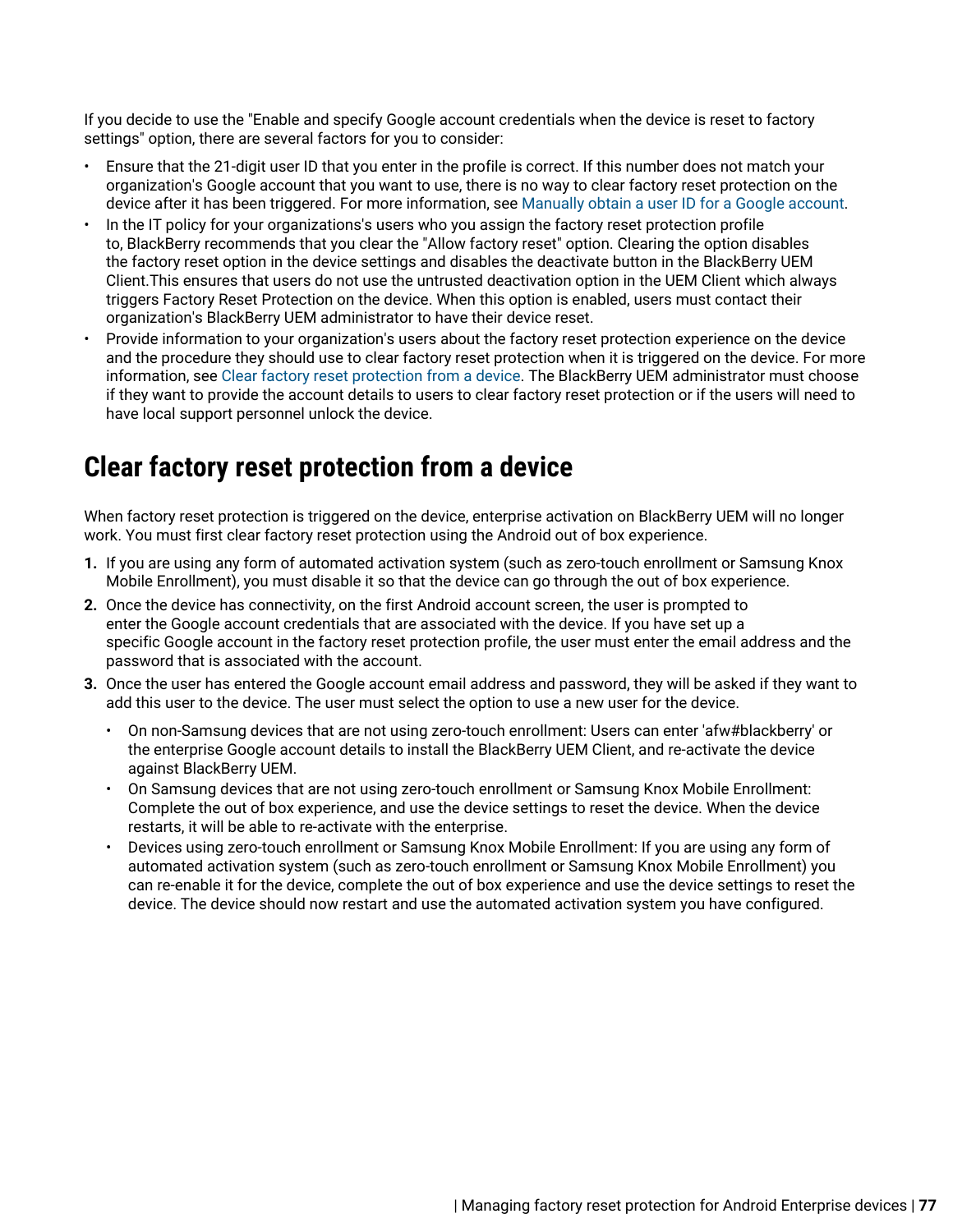If you decide to use the "Enable and specify Google account credentials when the device is reset to factory settings" option, there are several factors for you to consider:

- Ensure that the 21-digit user ID that you enter in the profile is correct. If this number does not match your organization's Google account that you want to use, there is no way to clear factory reset protection on the device after it has been triggered. For more information, see Manually obtain a user ID for a Google account.
- In the IT policy for your organizations's users who you assign the factory reset protection profile to, BlackBerry recommends that you clear the "Allow factory reset" option. Clearing the option disables the factory reset option in the device settings and disables the deactivate button in the BlackBerry UEM Client.This ensures that users do not use the untrusted deactivation option in the UEM Client which always triggers Factory Reset Protection on the device. When this option is enabled, users must contact their organization's BlackBerry UEM administrator to have their device reset.
- Provide information to your organization's users about the factory reset protection experience on the device and the procedure they should use to clear factory reset protection when it is triggered on the device. For more information, see Clear factory reset protection from a device. The BlackBerry UEM administrator must choose if they want to provide the account details to users to clear factory reset protection or if the users will need to have local support personnel unlock the device.

# Clear factory reset protection from a device

When factory reset protection is triggered on the device, enterprise activation on BlackBerry UEM will no longer work. You must first clear factory reset protection using the Android out of box experience.

1. If you are using any form of automated activation system (such as zero-touch enrollment or Samsung Knox Mobile Enrollment), you must disable it so that the device can go through the out of box experience.
2. Once the device has connectivity, on the first Android account screen, the user is prompted to enter the Google account credentials that are associated with the device. If you have set up a specific Google account in the factory reset protection profile, the user must enter the email address and the password that is associated with the account.
3. Once the user has entered the Google account email address and password, they will be asked if they want to add this user to the device. The user must select the option to use a new user for the device.
   - On non-Samsung devices that are not using zero-touch enrollment: Users can enter 'afw#blackberry' or the enterprise Google account details to install the BlackBerry UEM Client, and re-activate the device against BlackBerry UEM.
   - On Samsung devices that are not using zero-touch enrollment or Samsung Knox Mobile Enrollment: Complete the out of box experience, and use the device settings to reset the device. When the device restarts, it will be able to re-activate with the enterprise.
   - Devices using zero-touch enrollment or Samsung Knox Mobile Enrollment: If you are using any form of automated activation system (such as zero-touch enrollment or Samsung Knox Mobile Enrollment) you can re-enable it for the device, complete the out of box experience and use the device settings to reset the device. The device should now restart and use the automated activation system you have configured.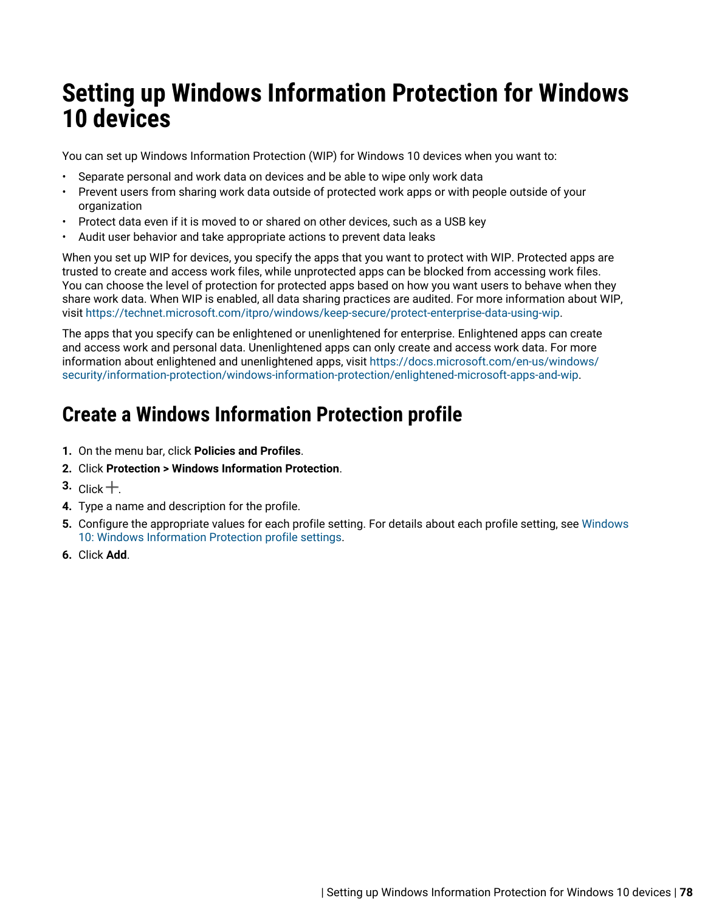# Setting up Windows Information Protection for Windows 10 devices

You can set up Windows Information Protection (WIP) for Windows 10 devices when you want to:

- Separate personal and work data on devices and be able to wipe only work data
- Prevent users from sharing work data outside of protected work apps or with people outside of your organization
- Protect data even if it is moved to or shared on other devices, such as a USB key
- Audit user behavior and take appropriate actions to prevent data leaks

When you set up WIP for devices, you specify the apps that you want to protect with WIP. Protected apps are trusted to create and access work files, while unprotected apps can be blocked from accessing work files. You can choose the level of protection for protected apps based on how you want users to behave when they share work data. When WIP is enabled, all data sharing practices are audited. For more information about WIP, visit https://technet.microsoft.com/itpro/windows/keep-secure/protect-enterprise-data-using-wip.

The apps that you specify can be enlightened or unenlightened for enterprise. Enlightened apps can create and access work and personal data. Unenlightened apps can only create and access work data. For more information about enlightened and unenlightened apps, visit https://docs.microsoft.com/en-us/windows/security/information-protection/windows-information-protection/enlightened-microsoft-apps-and-wip.

## Create a Windows Information Protection profile

1. On the menu bar, click **Policies and Profiles**.
2. Click **Protection > Windows Information Protection**.
3. Click +.
4. Type a name and description for the profile.
5. Configure the appropriate values for each profile setting. For details about each profile setting, see Windows 10: Windows Information Protection profile settings.
6. Click **Add**.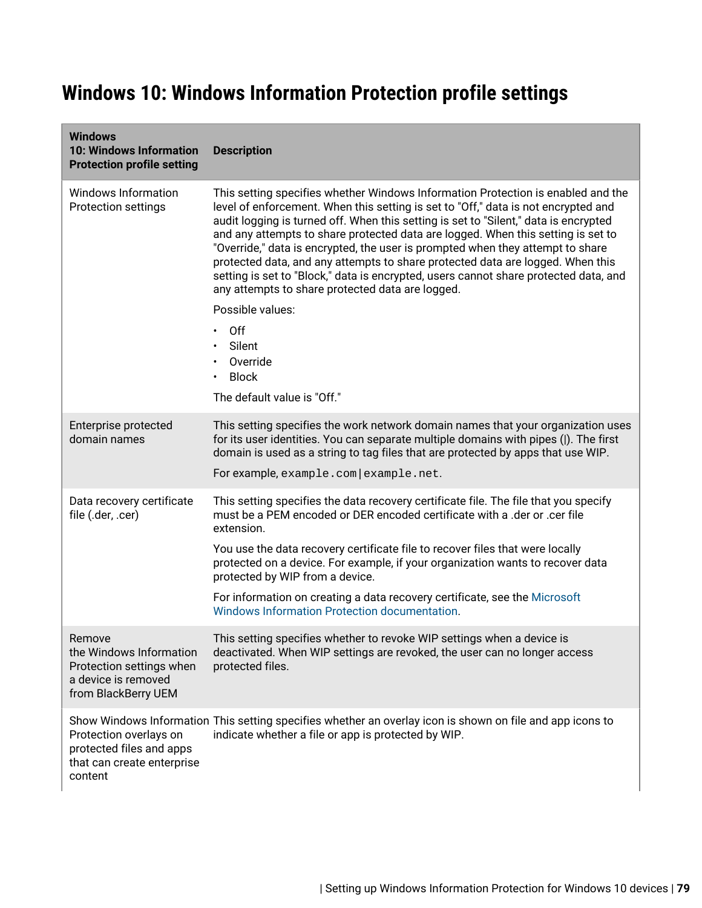# Windows 10: Windows Information Protection profile settings

| Windows 10: Windows Information Protection profile setting | Description |
|---|---|
| Windows Information Protection settings | This setting specifies whether Windows Information Protection is enabled and the level of enforcement. When this setting is set to "Off," data is not encrypted and audit logging is turned off. When this setting is set to "Silent," data is encrypted and any attempts to share protected data are logged. When this setting is set to "Override," data is encrypted, the user is prompted when they attempt to share protected data, and any attempts to share protected data are logged. When this setting is set to "Block," data is encrypted, users cannot share protected data, and any attempts to share protected data are logged.<br><br>Possible values:<br><br>• Off<br>• Silent<br>• Override<br>• Block<br><br>The default value is "Off." |
| Enterprise protected domain names | This setting specifies the work network domain names that your organization uses for its user identities. You can separate multiple domains with pipes (&#124;). The first domain is used as a string to tag files that are protected by apps that use WIP.<br><br>For example, `example.com|example.net`. |
| Data recovery certificate file (.der, .cer) | This setting specifies the data recovery certificate file. The file that you specify must be a PEM encoded or DER encoded certificate with a .der or .cer file extension.<br><br>You use the data recovery certificate file to recover files that were locally protected on a device. For example, if your organization wants to recover data protected by WIP from a device.<br><br>For information on creating a data recovery certificate, see the Microsoft Windows Information Protection documentation. |
| Remove the Windows Information Protection settings when a device is removed from BlackBerry UEM | This setting specifies whether to revoke WIP settings when a device is deactivated. When WIP settings are revoked, the user can no longer access protected files. |
| Show Windows Information Protection overlays on protected files and apps that can create enterprise content | This setting specifies whether an overlay icon is shown on file and app icons to indicate whether a file or app is protected by WIP. |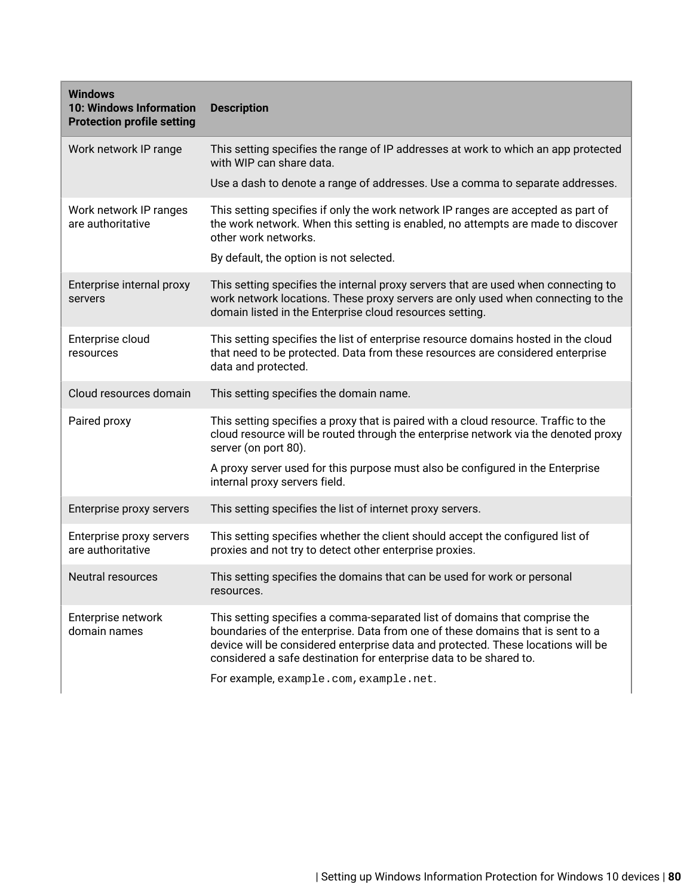| Windows 10: Windows Information Protection profile setting | Description |
|---|---|
| Work network IP range | This setting specifies the range of IP addresses at work to which an app protected with WIP can share data.<br><br>Use a dash to denote a range of addresses. Use a comma to separate addresses. |
| Work network IP ranges are authoritative | This setting specifies if only the work network IP ranges are accepted as part of the work network. When this setting is enabled, no attempts are made to discover other work networks.<br><br>By default, the option is not selected. |
| Enterprise internal proxy servers | This setting specifies the internal proxy servers that are used when connecting to work network locations. These proxy servers are only used when connecting to the domain listed in the Enterprise cloud resources setting. |
| Enterprise cloud resources | This setting specifies the list of enterprise resource domains hosted in the cloud that need to be protected. Data from these resources are considered enterprise data and protected. |
| Cloud resources domain | This setting specifies the domain name. |
| Paired proxy | This setting specifies a proxy that is paired with a cloud resource. Traffic to the cloud resource will be routed through the enterprise network via the denoted proxy server (on port 80).<br><br>A proxy server used for this purpose must also be configured in the Enterprise internal proxy servers field. |
| Enterprise proxy servers | This setting specifies the list of internet proxy servers. |
| Enterprise proxy servers are authoritative | This setting specifies whether the client should accept the configured list of proxies and not try to detect other enterprise proxies. |
| Neutral resources | This setting specifies the domains that can be used for work or personal resources. |
| Enterprise network domain names | This setting specifies a comma-separated list of domains that comprise the boundaries of the enterprise. Data from one of these domains that is sent to a device will be considered enterprise data and protected. These locations will be considered a safe destination for enterprise data to be shared to.<br><br>For example, `example.com,example.net`. |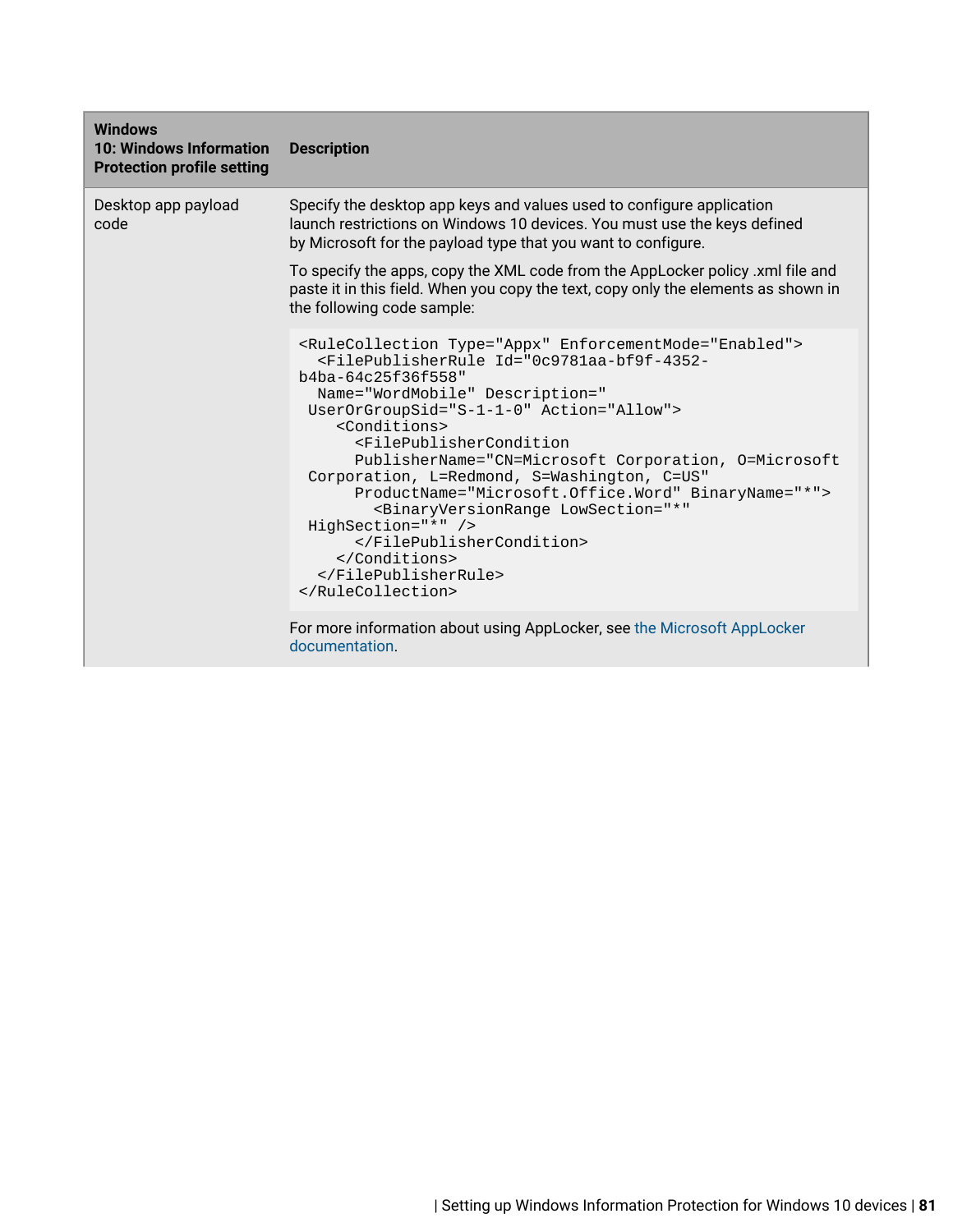| Windows 10: Windows Information Protection profile setting | Description |
|---|---|
| Desktop app payload code | Specify the desktop app keys and values used to configure application launch restrictions on Windows 10 devices. You must use the keys defined by Microsoft for the payload type that you want to configure.<br><br>To specify the apps, copy the XML code from the AppLocker policy .xml file and paste it in this field. When you copy the text, copy only the elements as shown in the following code sample:<br><br>`<RuleCollection Type="Appx" EnforcementMode="Enabled">`<br>`  <FilePublisherRule Id="0c9781aa-bf9f-4352-b4ba-64c25f36f558"`<br>`  Name="WordMobile" Description=""`<br>` UserOrGroupSid="S-1-1-0" Action="Allow">`<br>`    <Conditions>`<br>`      <FilePublisherCondition`<br>`      PublisherName="CN=Microsoft Corporation, O=Microsoft Corporation, L=Redmond, S=Washington, C=US"`<br>`      ProductName="Microsoft.Office.Word" BinaryName="*">`<br>`        <BinaryVersionRange LowSection="*" HighSection="*" />`<br>`      </FilePublisherCondition>`<br>`    </Conditions>`<br>`  </FilePublisherRule>`<br>`</RuleCollection>`<br><br>For more information about using AppLocker, see the Microsoft AppLocker documentation. |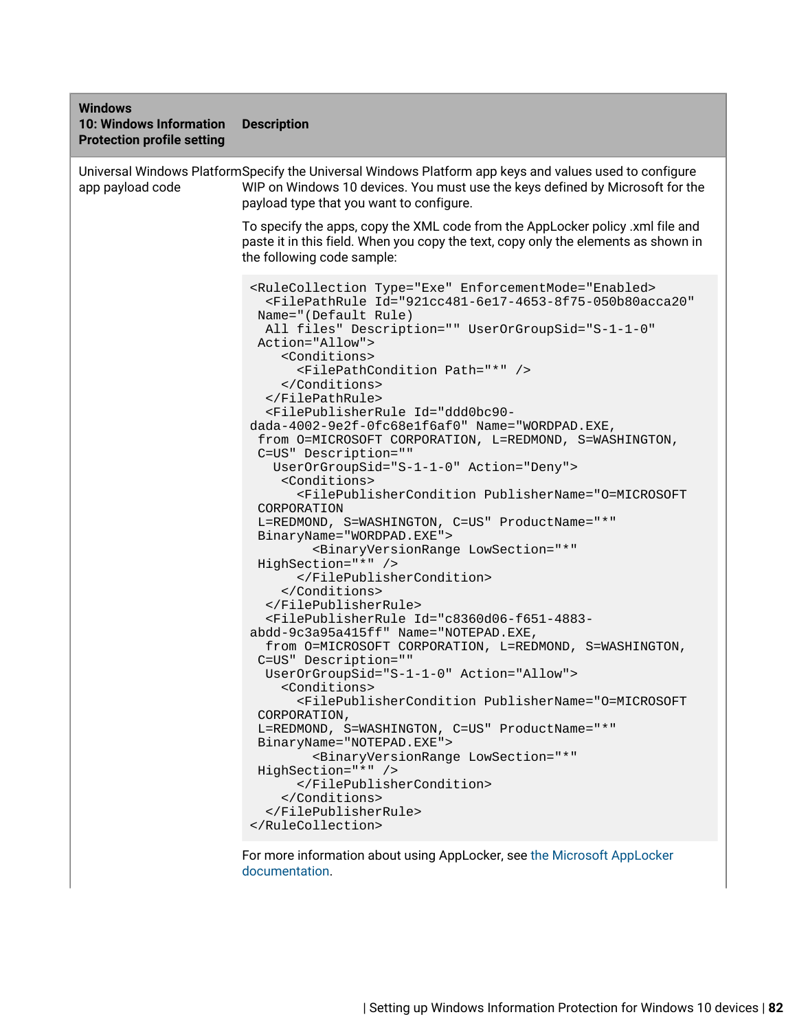| Windows 10: Windows Information Protection profile setting | Description |
|---|---|
| Universal Windows Platform app payload code | Specify the Universal Windows Platform app keys and values used to configure WIP on Windows 10 devices. You must use the keys defined by Microsoft for the payload type that you want to configure.<br><br>To specify the apps, copy the XML code from the AppLocker policy .xml file and paste it in this field. When you copy the text, copy only the elements as shown in the following code sample:<br><br>`<RuleCollection Type="Exe" EnforcementMode="Enabled">`<br>`  <FilePathRule Id="921cc481-6e17-4653-8f75-050b80acca20" Name="(Default Rule) All files" Description="" UserOrGroupSid="S-1-1-0" Action="Allow">`<br>`    <Conditions>`<br>`      <FilePathCondition Path="*" />`<br>`    </Conditions>`<br>`  </FilePathRule>`<br>`  <FilePublisherRule Id="ddd0bc90-dada-4002-9e2f-0fc68e1f6af0" Name="WORDPAD.EXE, from O=MICROSOFT CORPORATION, L=REDMOND, S=WASHINGTON, C=US" Description="" UserOrGroupSid="S-1-1-0" Action="Deny">`<br>`    <Conditions>`<br>`      <FilePublisherCondition PublisherName="O=MICROSOFT CORPORATION L=REDMOND, S=WASHINGTON, C=US" ProductName="*" BinaryName="WORDPAD.EXE">`<br>`        <BinaryVersionRange LowSection="*" HighSection="*" />`<br>`      </FilePublisherCondition>`<br>`    </Conditions>`<br>`  </FilePublisherRule>`<br>`  <FilePublisherRule Id="c8360d06-f651-4883-abdd-9c3a95a415ff" Name="NOTEPAD.EXE, from O=MICROSOFT CORPORATION, L=REDMOND, S=WASHINGTON, C=US" Description="" UserOrGroupSid="S-1-1-0" Action="Allow">`<br>`    <Conditions>`<br>`      <FilePublisherCondition PublisherName="O=MICROSOFT CORPORATION, L=REDMOND, S=WASHINGTON, C=US" ProductName="*" BinaryName="NOTEPAD.EXE">`<br>`        <BinaryVersionRange LowSection="*" HighSection="*" />`<br>`      </FilePublisherCondition>`<br>`    </Conditions>`<br>`  </FilePublisherRule>`<br>`</RuleCollection>`<br><br>For more information about using AppLocker, see the Microsoft AppLocker documentation. |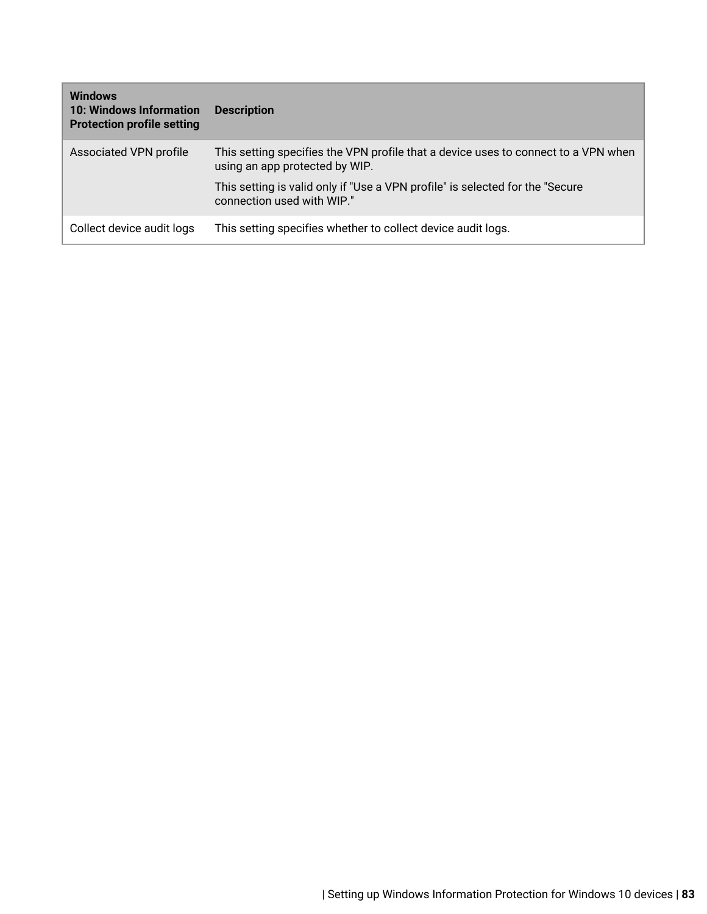| Windows 10: Windows Information Protection profile setting | Description |
| --- | --- |
| Associated VPN profile | This setting specifies the VPN profile that a device uses to connect to a VPN when using an app protected by WIP.<br><br>This setting is valid only if "Use a VPN profile" is selected for the "Secure connection used with WIP." |
| Collect device audit logs | This setting specifies whether to collect device audit logs. |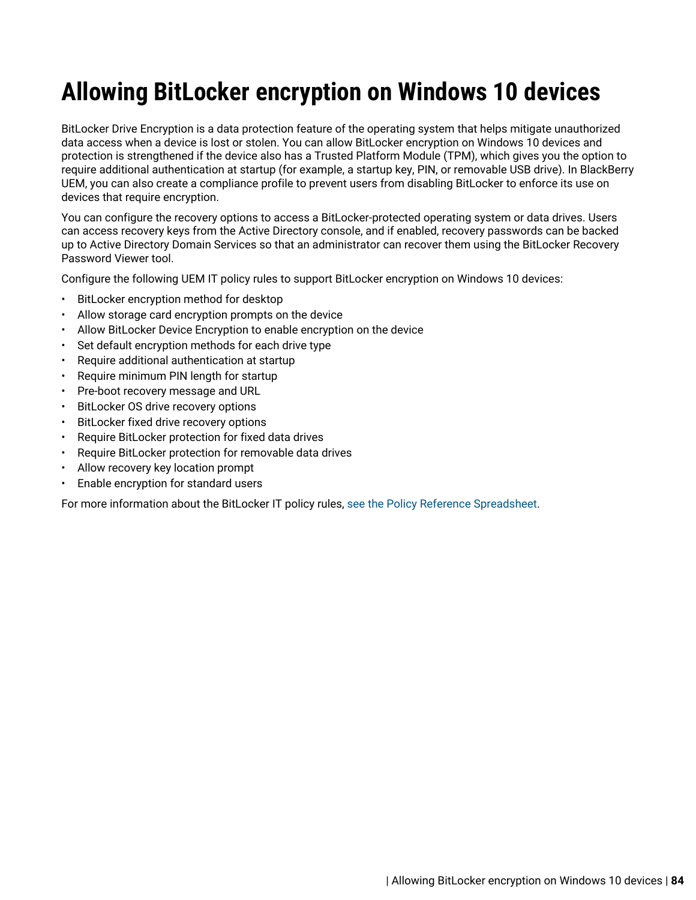# Allowing BitLocker encryption on Windows 10 devices

BitLocker Drive Encryption is a data protection feature of the operating system that helps mitigate unauthorized data access when a device is lost or stolen. You can allow BitLocker encryption on Windows 10 devices and protection is strengthened if the device also has a Trusted Platform Module (TPM), which gives you the option to require additional authentication at startup (for example, a startup key, PIN, or removable USB drive). In BlackBerry UEM, you can also create a compliance profile to prevent users from disabling BitLocker to enforce its use on devices that require encryption.

You can configure the recovery options to access a BitLocker-protected operating system or data drives. Users can access recovery keys from the Active Directory console, and if enabled, recovery passwords can be backed up to Active Directory Domain Services so that an administrator can recover them using the BitLocker Recovery Password Viewer tool.

Configure the following UEM IT policy rules to support BitLocker encryption on Windows 10 devices:

- BitLocker encryption method for desktop
- Allow storage card encryption prompts on the device
- Allow BitLocker Device Encryption to enable encryption on the device
- Set default encryption methods for each drive type
- Require additional authentication at startup
- Require minimum PIN length for startup
- Pre-boot recovery message and URL
- BitLocker OS drive recovery options
- BitLocker fixed drive recovery options
- Require BitLocker protection for fixed data drives
- Require BitLocker protection for removable data drives
- Allow recovery key location prompt
- Enable encryption for standard users

For more information about the BitLocker IT policy rules, see the Policy Reference Spreadsheet.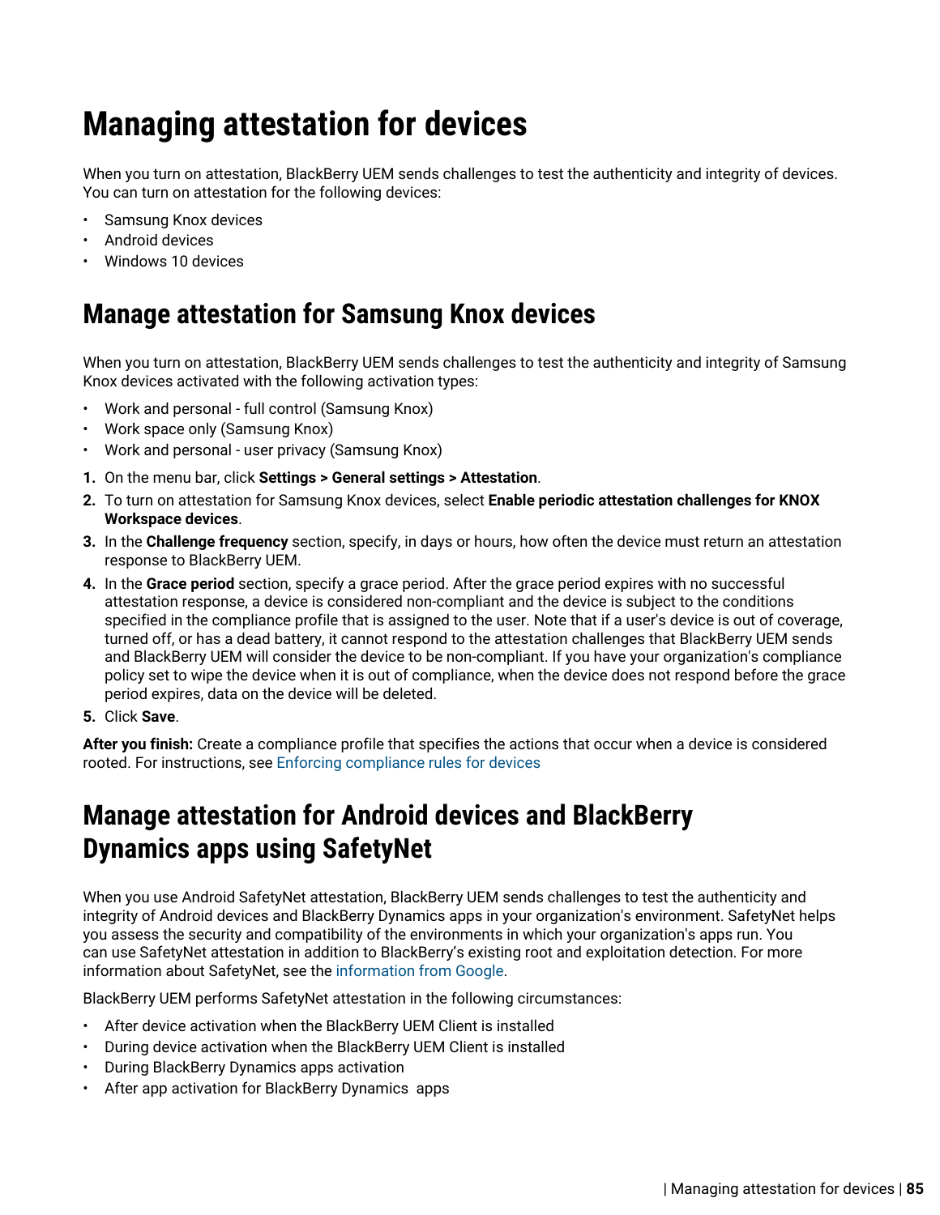# Managing attestation for devices

When you turn on attestation, BlackBerry UEM sends challenges to test the authenticity and integrity of devices. You can turn on attestation for the following devices:

- Samsung Knox devices
- Android devices
- Windows 10 devices

## Manage attestation for Samsung Knox devices

When you turn on attestation, BlackBerry UEM sends challenges to test the authenticity and integrity of Samsung Knox devices activated with the following activation types:

- Work and personal - full control (Samsung Knox)
- Work space only (Samsung Knox)
- Work and personal - user privacy (Samsung Knox)

1. On the menu bar, click **Settings > General settings > Attestation**.
2. To turn on attestation for Samsung Knox devices, select **Enable periodic attestation challenges for KNOX Workspace devices**.
3. In the **Challenge frequency** section, specify, in days or hours, how often the device must return an attestation response to BlackBerry UEM.
4. In the **Grace period** section, specify a grace period. After the grace period expires with no successful attestation response, a device is considered non-compliant and the device is subject to the conditions specified in the compliance profile that is assigned to the user. Note that if a user's device is out of coverage, turned off, or has a dead battery, it cannot respond to the attestation challenges that BlackBerry UEM sends and BlackBerry UEM will consider the device to be non-compliant. If you have your organization's compliance policy set to wipe the device when it is out of compliance, when the device does not respond before the grace period expires, data on the device will be deleted.
5. Click **Save**.

**After you finish:** Create a compliance profile that specifies the actions that occur when a device is considered rooted. For instructions, see Enforcing compliance rules for devices

## Manage attestation for Android devices and BlackBerry Dynamics apps using SafetyNet

When you use Android SafetyNet attestation, BlackBerry UEM sends challenges to test the authenticity and integrity of Android devices and BlackBerry Dynamics apps in your organization's environment. SafetyNet helps you assess the security and compatibility of the environments in which your organization's apps run. You can use SafetyNet attestation in addition to BlackBerry's existing root and exploitation detection. For more information about SafetyNet, see the information from Google.

BlackBerry UEM performs SafetyNet attestation in the following circumstances:

- After device activation when the BlackBerry UEM Client is installed
- During device activation when the BlackBerry UEM Client is installed
- During BlackBerry Dynamics apps activation
- After app activation for BlackBerry Dynamics apps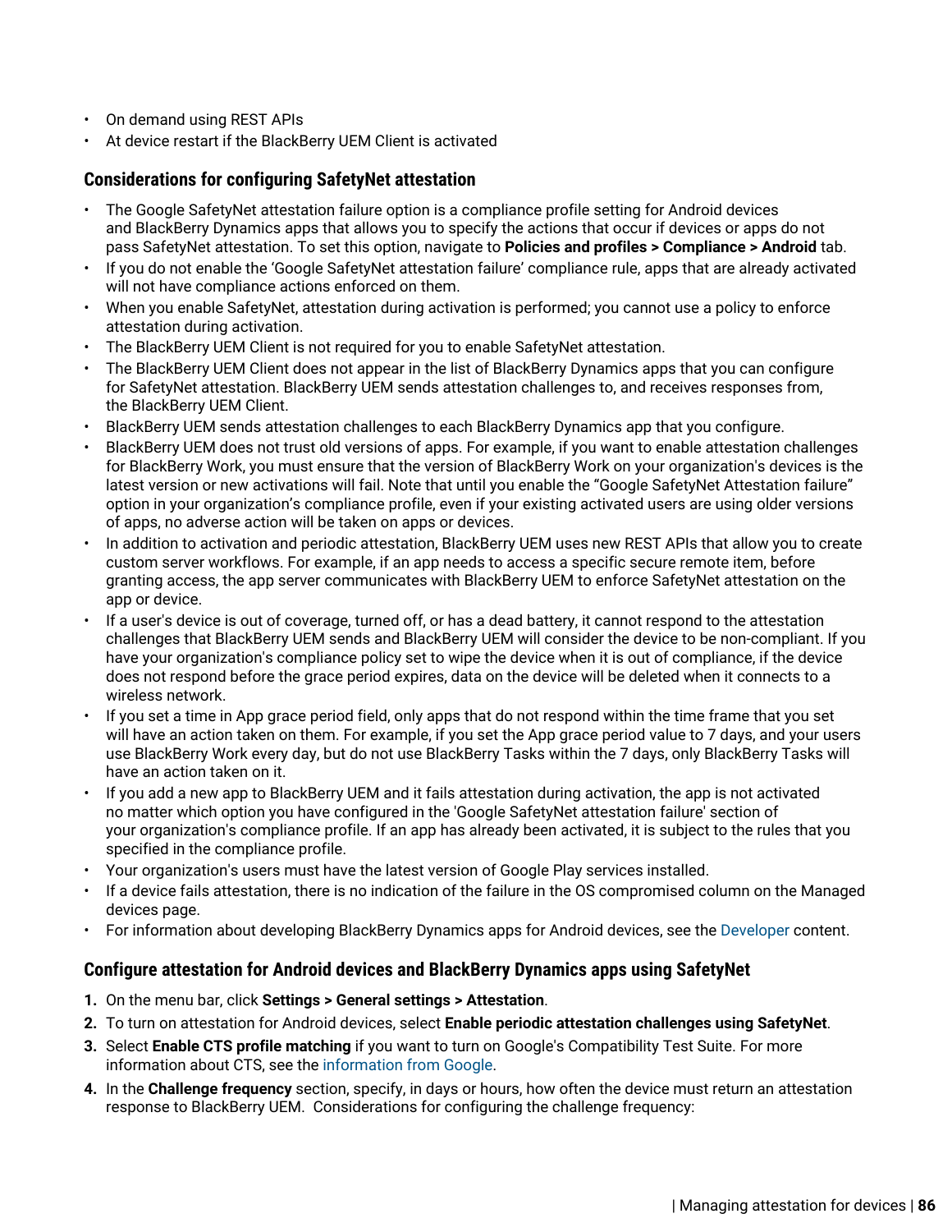- On demand using REST APIs
- At device restart if the BlackBerry UEM Client is activated

## Considerations for configuring SafetyNet attestation

- The Google SafetyNet attestation failure option is a compliance profile setting for Android devices and BlackBerry Dynamics apps that allows you to specify the actions that occur if devices or apps do not pass SafetyNet attestation. To set this option, navigate to **Policies and profiles > Compliance > Android** tab.
- If you do not enable the 'Google SafetyNet attestation failure' compliance rule, apps that are already activated will not have compliance actions enforced on them.
- When you enable SafetyNet, attestation during activation is performed; you cannot use a policy to enforce attestation during activation.
- The BlackBerry UEM Client is not required for you to enable SafetyNet attestation.
- The BlackBerry UEM Client does not appear in the list of BlackBerry Dynamics apps that you can configure for SafetyNet attestation. BlackBerry UEM sends attestation challenges to, and receives responses from, the BlackBerry UEM Client.
- BlackBerry UEM sends attestation challenges to each BlackBerry Dynamics app that you configure.
- BlackBerry UEM does not trust old versions of apps. For example, if you want to enable attestation challenges for BlackBerry Work, you must ensure that the version of BlackBerry Work on your organization's devices is the latest version or new activations will fail. Note that until you enable the "Google SafetyNet Attestation failure" option in your organization's compliance profile, even if your existing activated users are using older versions of apps, no adverse action will be taken on apps or devices.
- In addition to activation and periodic attestation, BlackBerry UEM uses new REST APIs that allow you to create custom server workflows. For example, if an app needs to access a specific secure remote item, before granting access, the app server communicates with BlackBerry UEM to enforce SafetyNet attestation on the app or device.
- If a user's device is out of coverage, turned off, or has a dead battery, it cannot respond to the attestation challenges that BlackBerry UEM sends and BlackBerry UEM will consider the device to be non-compliant. If you have your organization's compliance policy set to wipe the device when it is out of compliance, if the device does not respond before the grace period expires, data on the device will be deleted when it connects to a wireless network.
- If you set a time in App grace period field, only apps that do not respond within the time frame that you set will have an action taken on them. For example, if you set the App grace period value to 7 days, and your users use BlackBerry Work every day, but do not use BlackBerry Tasks within the 7 days, only BlackBerry Tasks will have an action taken on it.
- If you add a new app to BlackBerry UEM and it fails attestation during activation, the app is not activated no matter which option you have configured in the 'Google SafetyNet attestation failure' section of your organization's compliance profile. If an app has already been activated, it is subject to the rules that you specified in the compliance profile.
- Your organization's users must have the latest version of Google Play services installed.
- If a device fails attestation, there is no indication of the failure in the OS compromised column on the Managed devices page.
- For information about developing BlackBerry Dynamics apps for Android devices, see the Developer content.

## Configure attestation for Android devices and BlackBerry Dynamics apps using SafetyNet

1. On the menu bar, click **Settings > General settings > Attestation**.
2. To turn on attestation for Android devices, select **Enable periodic attestation challenges using SafetyNet**.
3. Select **Enable CTS profile matching** if you want to turn on Google's Compatibility Test Suite. For more information about CTS, see the information from Google.
4. In the **Challenge frequency** section, specify, in days or hours, how often the device must return an attestation response to BlackBerry UEM. Considerations for configuring the challenge frequency: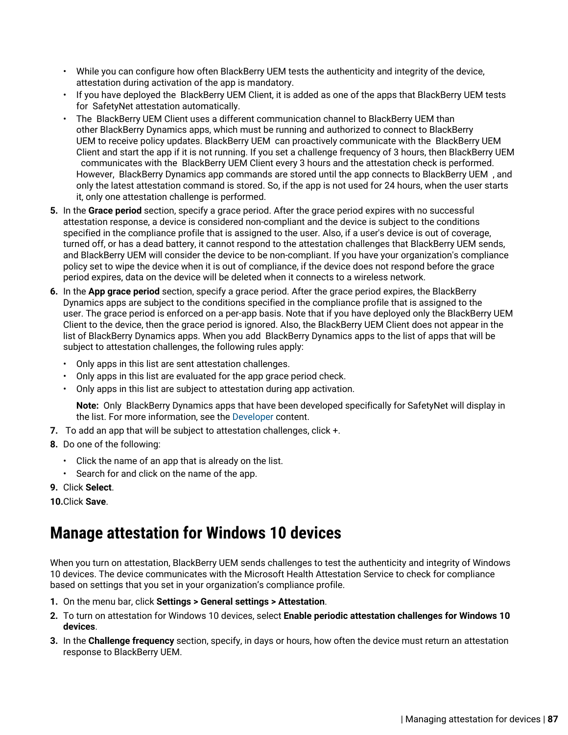- While you can configure how often BlackBerry UEM tests the authenticity and integrity of the device, attestation during activation of the app is mandatory.
- If you have deployed the BlackBerry UEM Client, it is added as one of the apps that BlackBerry UEM tests for SafetyNet attestation automatically.
- The BlackBerry UEM Client uses a different communication channel to BlackBerry UEM than other BlackBerry Dynamics apps, which must be running and authorized to connect to BlackBerry UEM to receive policy updates. BlackBerry UEM can proactively communicate with the BlackBerry UEM Client and start the app if it is not running. If you set a challenge frequency of 3 hours, then BlackBerry UEM communicates with the BlackBerry UEM Client every 3 hours and the attestation check is performed. However, BlackBerry Dynamics app commands are stored until the app connects to BlackBerry UEM, and only the latest attestation command is stored. So, if the app is not used for 24 hours, when the user starts it, only one attestation challenge is performed.

5. In the **Grace period** section, specify a grace period. After the grace period expires with no successful attestation response, a device is considered non-compliant and the device is subject to the conditions specified in the compliance profile that is assigned to the user. Also, if a user's device is out of coverage, turned off, or has a dead battery, it cannot respond to the attestation challenges that BlackBerry UEM sends, and BlackBerry UEM will consider the device to be non-compliant. If you have your organization's compliance policy set to wipe the device when it is out of compliance, if the device does not respond before the grace period expires, data on the device will be deleted when it connects to a wireless network.
6. In the **App grace period** section, specify a grace period. After the grace period expires, the BlackBerry Dynamics apps are subject to the conditions specified in the compliance profile that is assigned to the user. The grace period is enforced on a per-app basis. Note that if you have deployed only the BlackBerry UEM Client to the device, then the grace period is ignored. Also, the BlackBerry UEM Client does not appear in the list of BlackBerry Dynamics apps. When you add BlackBerry Dynamics apps to the list of apps that will be subject to attestation challenges, the following rules apply:
   - Only apps in this list are sent attestation challenges.
   - Only apps in this list are evaluated for the app grace period check.
   - Only apps in this list are subject to attestation during app activation.

   **Note:** Only BlackBerry Dynamics apps that have been developed specifically for SafetyNet will display in the list. For more information, see the Developer content.
7. To add an app that will be subject to attestation challenges, click +.
8. Do one of the following:
   - Click the name of an app that is already on the list.
   - Search for and click on the name of the app.
9. Click **Select**.
10. Click **Save**.

## Manage attestation for Windows 10 devices

When you turn on attestation, BlackBerry UEM sends challenges to test the authenticity and integrity of Windows 10 devices. The device communicates with the Microsoft Health Attestation Service to check for compliance based on settings that you set in your organization's compliance profile.

1. On the menu bar, click **Settings > General settings > Attestation**.
2. To turn on attestation for Windows 10 devices, select **Enable periodic attestation challenges for Windows 10 devices**.
3. In the **Challenge frequency** section, specify, in days or hours, how often the device must return an attestation response to BlackBerry UEM.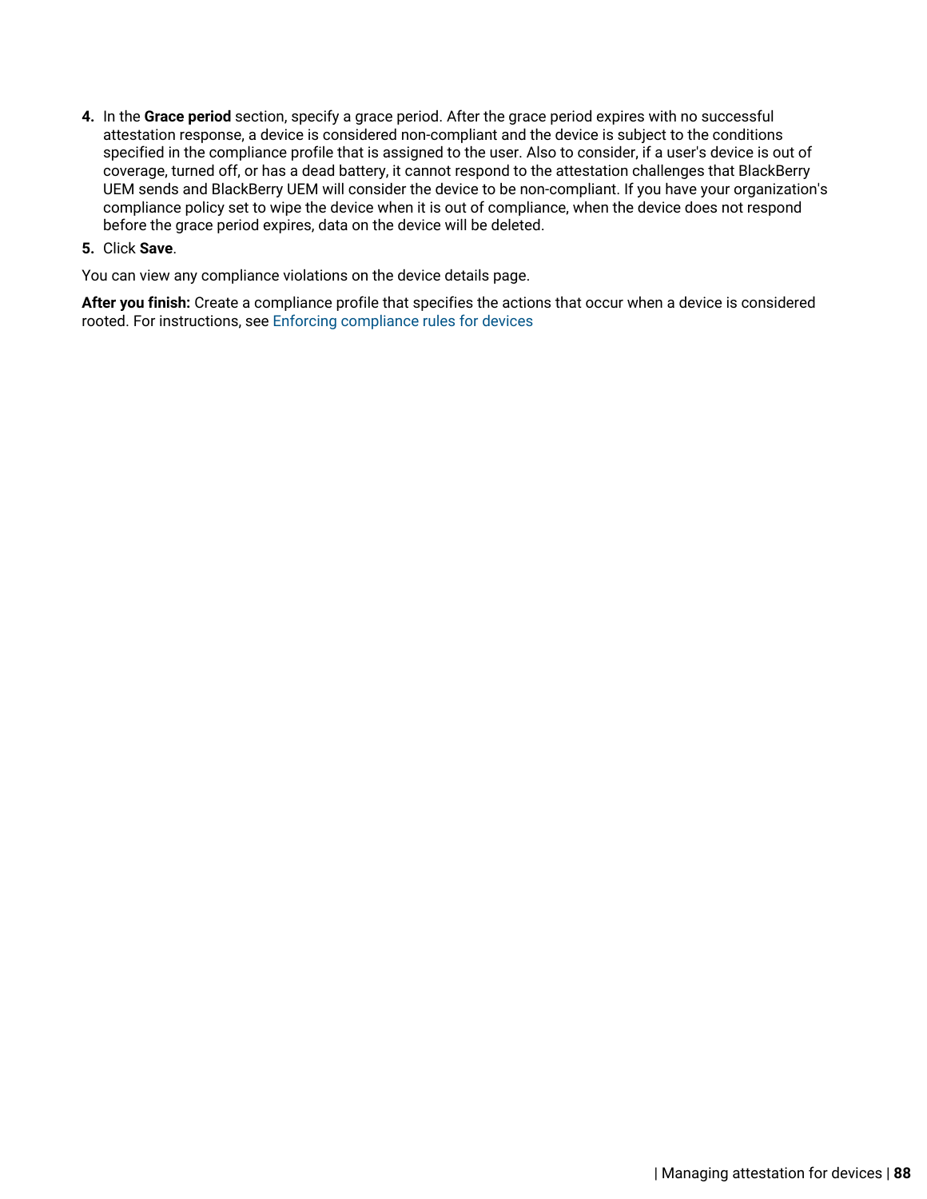4. In the **Grace period** section, specify a grace period. After the grace period expires with no successful attestation response, a device is considered non-compliant and the device is subject to the conditions specified in the compliance profile that is assigned to the user. Also to consider, if a user's device is out of coverage, turned off, or has a dead battery, it cannot respond to the attestation challenges that BlackBerry UEM sends and BlackBerry UEM will consider the device to be non-compliant. If you have your organization's compliance policy set to wipe the device when it is out of compliance, when the device does not respond before the grace period expires, data on the device will be deleted.
5. Click **Save**.

You can view any compliance violations on the device details page.

**After you finish:** Create a compliance profile that specifies the actions that occur when a device is considered rooted. For instructions, see Enforcing compliance rules for devices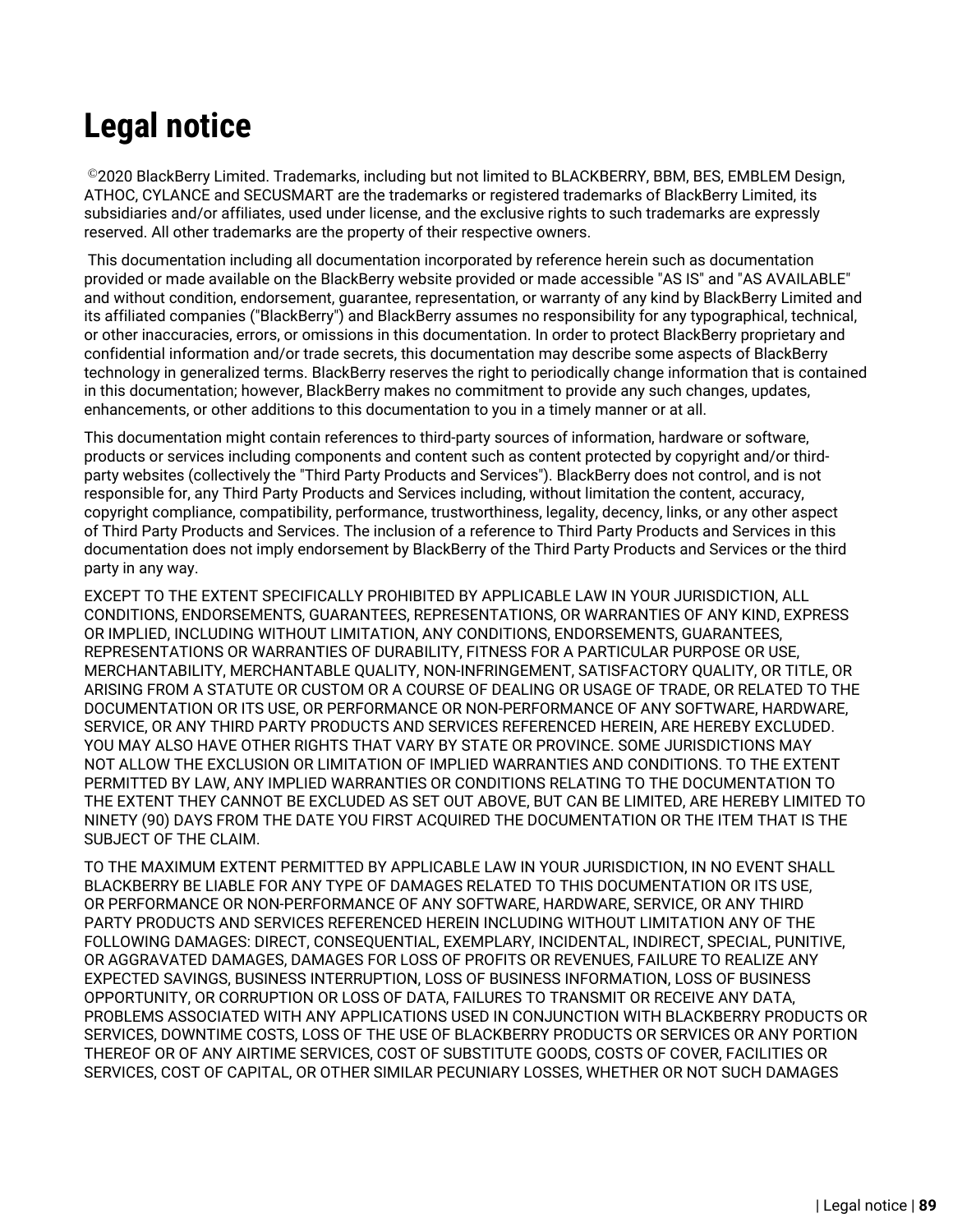# Legal notice

©2020 BlackBerry Limited. Trademarks, including but not limited to BLACKBERRY, BBM, BES, EMBLEM Design, ATHOC, CYLANCE and SECUSMART are the trademarks or registered trademarks of BlackBerry Limited, its subsidiaries and/or affiliates, used under license, and the exclusive rights to such trademarks are expressly reserved. All other trademarks are the property of their respective owners.

This documentation including all documentation incorporated by reference herein such as documentation provided or made available on the BlackBerry website provided or made accessible "AS IS" and "AS AVAILABLE" and without condition, endorsement, guarantee, representation, or warranty of any kind by BlackBerry Limited and its affiliated companies ("BlackBerry") and BlackBerry assumes no responsibility for any typographical, technical, or other inaccuracies, errors, or omissions in this documentation. In order to protect BlackBerry proprietary and confidential information and/or trade secrets, this documentation may describe some aspects of BlackBerry technology in generalized terms. BlackBerry reserves the right to periodically change information that is contained in this documentation; however, BlackBerry makes no commitment to provide any such changes, updates, enhancements, or other additions to this documentation to you in a timely manner or at all.

This documentation might contain references to third-party sources of information, hardware or software, products or services including components and content such as content protected by copyright and/or third-party websites (collectively the "Third Party Products and Services"). BlackBerry does not control, and is not responsible for, any Third Party Products and Services including, without limitation the content, accuracy, copyright compliance, compatibility, performance, trustworthiness, legality, decency, links, or any other aspect of Third Party Products and Services. The inclusion of a reference to Third Party Products and Services in this documentation does not imply endorsement by BlackBerry of the Third Party Products and Services or the third party in any way.

EXCEPT TO THE EXTENT SPECIFICALLY PROHIBITED BY APPLICABLE LAW IN YOUR JURISDICTION, ALL CONDITIONS, ENDORSEMENTS, GUARANTEES, REPRESENTATIONS, OR WARRANTIES OF ANY KIND, EXPRESS OR IMPLIED, INCLUDING WITHOUT LIMITATION, ANY CONDITIONS, ENDORSEMENTS, GUARANTEES, REPRESENTATIONS OR WARRANTIES OF DURABILITY, FITNESS FOR A PARTICULAR PURPOSE OR USE, MERCHANTABILITY, MERCHANTABLE QUALITY, NON-INFRINGEMENT, SATISFACTORY QUALITY, OR TITLE, OR ARISING FROM A STATUTE OR CUSTOM OR A COURSE OF DEALING OR USAGE OF TRADE, OR RELATED TO THE DOCUMENTATION OR ITS USE, OR PERFORMANCE OR NON-PERFORMANCE OF ANY SOFTWARE, HARDWARE, SERVICE, OR ANY THIRD PARTY PRODUCTS AND SERVICES REFERENCED HEREIN, ARE HEREBY EXCLUDED. YOU MAY ALSO HAVE OTHER RIGHTS THAT VARY BY STATE OR PROVINCE. SOME JURISDICTIONS MAY NOT ALLOW THE EXCLUSION OR LIMITATION OF IMPLIED WARRANTIES AND CONDITIONS. TO THE EXTENT PERMITTED BY LAW, ANY IMPLIED WARRANTIES OR CONDITIONS RELATING TO THE DOCUMENTATION TO THE EXTENT THEY CANNOT BE EXCLUDED AS SET OUT ABOVE, BUT CAN BE LIMITED, ARE HEREBY LIMITED TO NINETY (90) DAYS FROM THE DATE YOU FIRST ACQUIRED THE DOCUMENTATION OR THE ITEM THAT IS THE SUBJECT OF THE CLAIM.

TO THE MAXIMUM EXTENT PERMITTED BY APPLICABLE LAW IN YOUR JURISDICTION, IN NO EVENT SHALL BLACKBERRY BE LIABLE FOR ANY TYPE OF DAMAGES RELATED TO THIS DOCUMENTATION OR ITS USE, OR PERFORMANCE OR NON-PERFORMANCE OF ANY SOFTWARE, HARDWARE, SERVICE, OR ANY THIRD PARTY PRODUCTS AND SERVICES REFERENCED HEREIN INCLUDING WITHOUT LIMITATION ANY OF THE FOLLOWING DAMAGES: DIRECT, CONSEQUENTIAL, EXEMPLARY, INCIDENTAL, INDIRECT, SPECIAL, PUNITIVE, OR AGGRAVATED DAMAGES, DAMAGES FOR LOSS OF PROFITS OR REVENUES, FAILURE TO REALIZE ANY EXPECTED SAVINGS, BUSINESS INTERRUPTION, LOSS OF BUSINESS INFORMATION, LOSS OF BUSINESS OPPORTUNITY, OR CORRUPTION OR LOSS OF DATA, FAILURES TO TRANSMIT OR RECEIVE ANY DATA, PROBLEMS ASSOCIATED WITH ANY APPLICATIONS USED IN CONJUNCTION WITH BLACKBERRY PRODUCTS OR SERVICES, DOWNTIME COSTS, LOSS OF THE USE OF BLACKBERRY PRODUCTS OR SERVICES OR ANY PORTION THEREOF OR OF ANY AIRTIME SERVICES, COST OF SUBSTITUTE GOODS, COSTS OF COVER, FACILITIES OR SERVICES, COST OF CAPITAL, OR OTHER SIMILAR PECUNIARY LOSSES, WHETHER OR NOT SUCH DAMAGES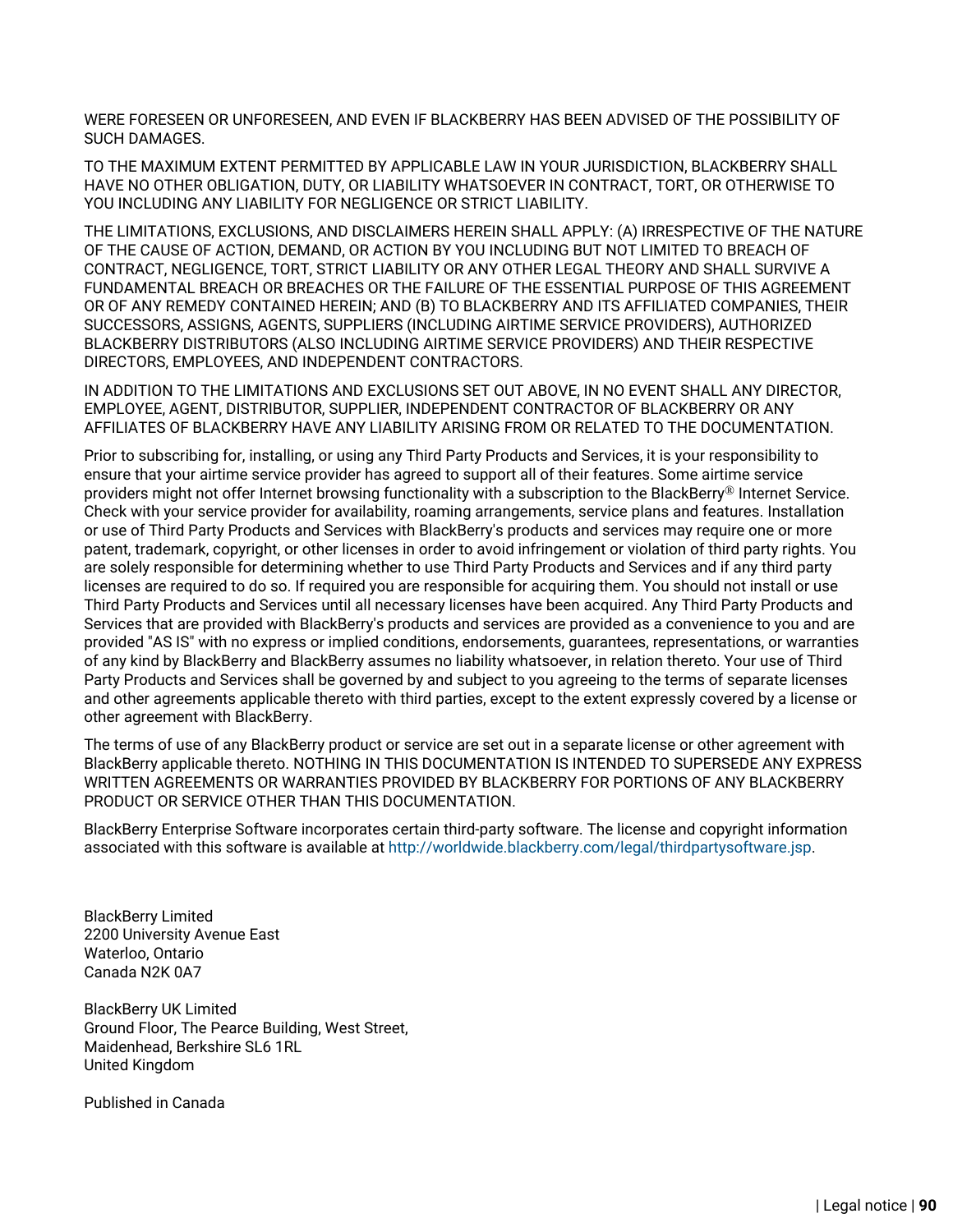WERE FORESEEN OR UNFORESEEN, AND EVEN IF BLACKBERRY HAS BEEN ADVISED OF THE POSSIBILITY OF SUCH DAMAGES.

TO THE MAXIMUM EXTENT PERMITTED BY APPLICABLE LAW IN YOUR JURISDICTION, BLACKBERRY SHALL HAVE NO OTHER OBLIGATION, DUTY, OR LIABILITY WHATSOEVER IN CONTRACT, TORT, OR OTHERWISE TO YOU INCLUDING ANY LIABILITY FOR NEGLIGENCE OR STRICT LIABILITY.

THE LIMITATIONS, EXCLUSIONS, AND DISCLAIMERS HEREIN SHALL APPLY: (A) IRRESPECTIVE OF THE NATURE OF THE CAUSE OF ACTION, DEMAND, OR ACTION BY YOU INCLUDING BUT NOT LIMITED TO BREACH OF CONTRACT, NEGLIGENCE, TORT, STRICT LIABILITY OR ANY OTHER LEGAL THEORY AND SHALL SURVIVE A FUNDAMENTAL BREACH OR BREACHES OR THE FAILURE OF THE ESSENTIAL PURPOSE OF THIS AGREEMENT OR OF ANY REMEDY CONTAINED HEREIN; AND (B) TO BLACKBERRY AND ITS AFFILIATED COMPANIES, THEIR SUCCESSORS, ASSIGNS, AGENTS, SUPPLIERS (INCLUDING AIRTIME SERVICE PROVIDERS), AUTHORIZED BLACKBERRY DISTRIBUTORS (ALSO INCLUDING AIRTIME SERVICE PROVIDERS) AND THEIR RESPECTIVE DIRECTORS, EMPLOYEES, AND INDEPENDENT CONTRACTORS.

IN ADDITION TO THE LIMITATIONS AND EXCLUSIONS SET OUT ABOVE, IN NO EVENT SHALL ANY DIRECTOR, EMPLOYEE, AGENT, DISTRIBUTOR, SUPPLIER, INDEPENDENT CONTRACTOR OF BLACKBERRY OR ANY AFFILIATES OF BLACKBERRY HAVE ANY LIABILITY ARISING FROM OR RELATED TO THE DOCUMENTATION.

Prior to subscribing for, installing, or using any Third Party Products and Services, it is your responsibility to ensure that your airtime service provider has agreed to support all of their features. Some airtime service providers might not offer Internet browsing functionality with a subscription to the BlackBerry® Internet Service. Check with your service provider for availability, roaming arrangements, service plans and features. Installation or use of Third Party Products and Services with BlackBerry's products and services may require one or more patent, trademark, copyright, or other licenses in order to avoid infringement or violation of third party rights. You are solely responsible for determining whether to use Third Party Products and Services and if any third party licenses are required to do so. If required you are responsible for acquiring them. You should not install or use Third Party Products and Services until all necessary licenses have been acquired. Any Third Party Products and Services that are provided with BlackBerry's products and services are provided as a convenience to you and are provided "AS IS" with no express or implied conditions, endorsements, guarantees, representations, or warranties of any kind by BlackBerry and BlackBerry assumes no liability whatsoever, in relation thereto. Your use of Third Party Products and Services shall be governed by and subject to you agreeing to the terms of separate licenses and other agreements applicable thereto with third parties, except to the extent expressly covered by a license or other agreement with BlackBerry.

The terms of use of any BlackBerry product or service are set out in a separate license or other agreement with BlackBerry applicable thereto. NOTHING IN THIS DOCUMENTATION IS INTENDED TO SUPERSEDE ANY EXPRESS WRITTEN AGREEMENTS OR WARRANTIES PROVIDED BY BLACKBERRY FOR PORTIONS OF ANY BLACKBERRY PRODUCT OR SERVICE OTHER THAN THIS DOCUMENTATION.

BlackBerry Enterprise Software incorporates certain third-party software. The license and copyright information associated with this software is available at http://worldwide.blackberry.com/legal/thirdpartysoftware.jsp.

BlackBerry Limited
2200 University Avenue East
Waterloo, Ontario
Canada N2K 0A7

BlackBerry UK Limited
Ground Floor, The Pearce Building, West Street,
Maidenhead, Berkshire SL6 1RL
United Kingdom

Published in Canada